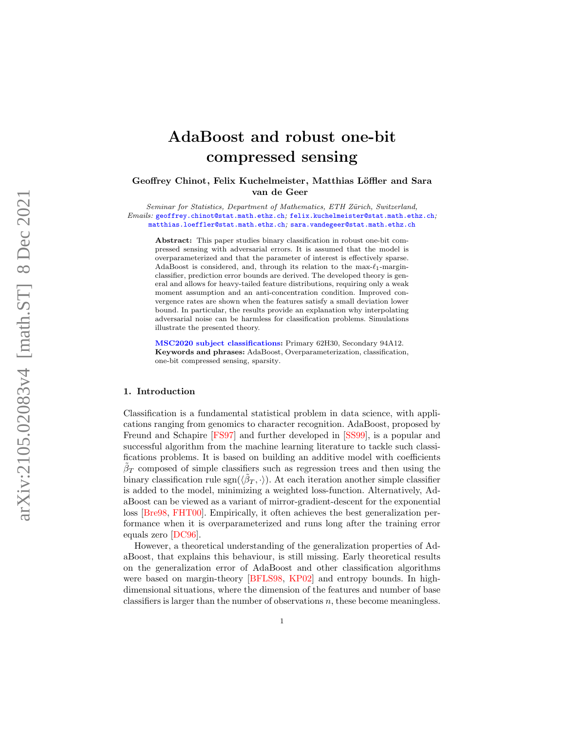# AdaBoost and robust one-bit compressed sensing

**Geoffrey Chinot, Felix Kuchelmeister, Matthias Löffler and Sara van de Geer**

*Seminar for Statistics, Department of Mathematics, ETH Zürich, Switzerland,*
*Emails:* geoffrey.chinot@stat.math.ethz.ch; felix.kuchelmeister@stat.math.ethz.ch; matthias.loeffler@stat.math.ethz.ch; sara.vandegeer@stat.math.ethz.ch

**Abstract:** This paper studies binary classification in robust one-bit compressed sensing with adversarial errors. It is assumed that the model is overparameterized and that the parameter of interest is effectively sparse. AdaBoost is considered, and, through its relation to the max-$\ell_1$-margin-classifier, prediction error bounds are derived. The developed theory is general and allows for heavy-tailed feature distributions, requiring only a weak moment assumption and an anti-concentration condition. Improved convergence rates are shown when the features satisfy a small deviation lower bound. In particular, the results provide an explanation why interpolating adversarial noise can be harmless for classification problems. Simulations illustrate the presented theory.

**MSC2020 subject classifications:** Primary 62H30, Secondary 94A12.
**Keywords and phrases:** AdaBoost, Overparameterization, classification, one-bit compressed sensing, sparsity.

## 1. Introduction

Classification is a fundamental statistical problem in data science, with applications ranging from genomics to character recognition. AdaBoost, proposed by Freund and Schapire [FS97] and further developed in [SS99], is a popular and successful algorithm from the machine learning literature to tackle such classifications problems. It is based on building an additive model with coefficients $\tilde{\beta}_T$ composed of simple classifiers such as regression trees and then using the binary classification rule $\operatorname{sgn}(\langle \tilde{\beta}_T, \cdot \rangle)$. At each iteration another simple classifier is added to the model, minimizing a weighted loss-function. Alternatively, AdaBoost can be viewed as a variant of mirror-gradient-descent for the exponential loss [Bre98, FHT00]. Empirically, it often achieves the best generalization performance when it is overparameterized and runs long after the training error equals zero [DC96].

However, a theoretical understanding of the generalization properties of AdaBoost, that explains this behaviour, is still missing. Early theoretical results on the generalization error of AdaBoost and other classification algorithms were based on margin-theory [BFLS98, KP02] and entropy bounds. In high-dimensional situations, where the dimension of the features and number of base classifiers is larger than the number of observations $n$, these become meaningless.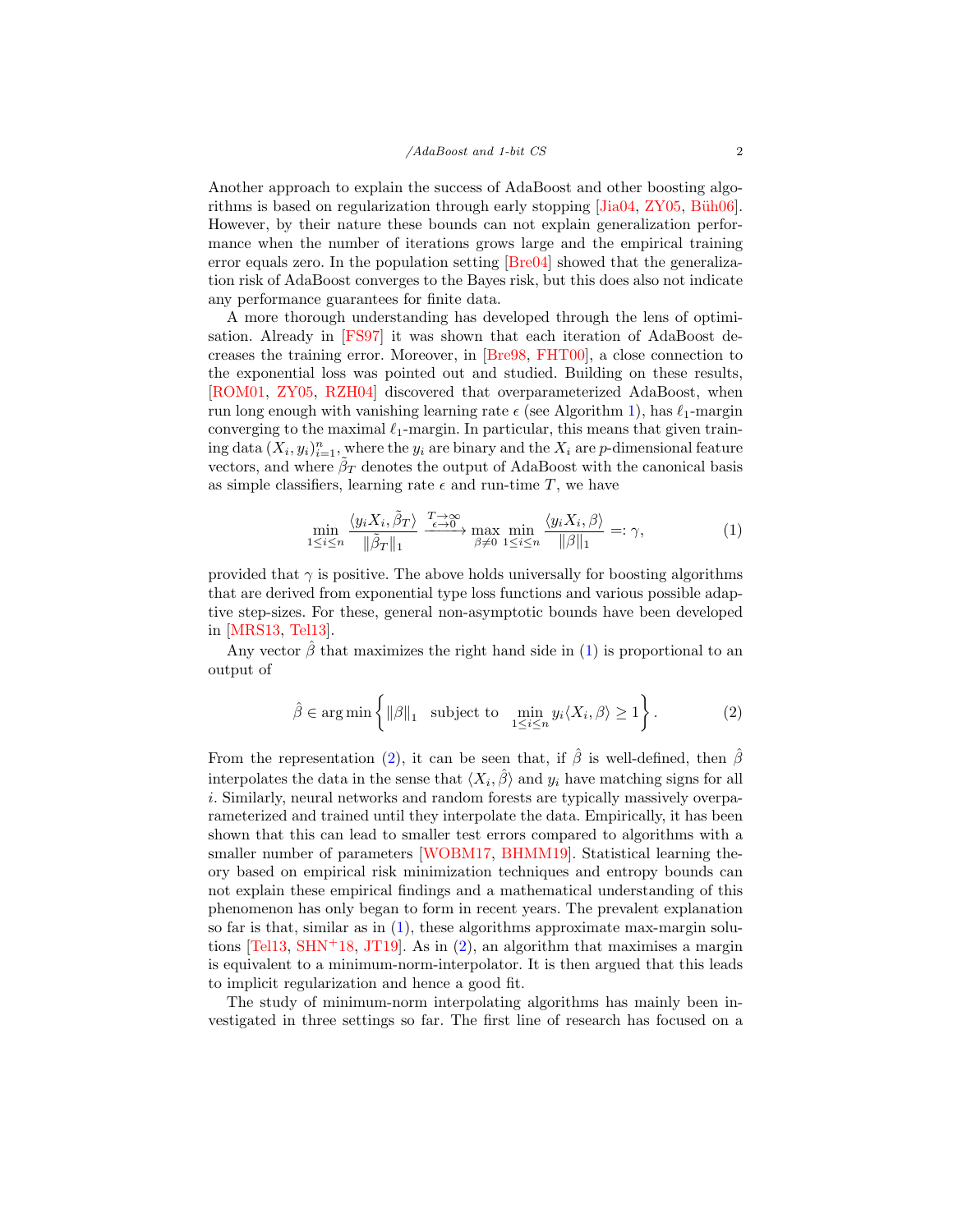Another approach to explain the success of AdaBoost and other boosting algorithms is based on regularization through early stopping [Jia04, ZY05, Büh06]. However, by their nature these bounds can not explain generalization performance when the number of iterations grows large and the empirical training error equals zero. In the population setting [Bre04] showed that the generalization risk of AdaBoost converges to the Bayes risk, but this does also not indicate any performance guarantees for finite data.

A more thorough understanding has developed through the lens of optimisation. Already in [FS97] it was shown that each iteration of AdaBoost decreases the training error. Moreover, in [Bre98, FHT00], a close connection to the exponential loss was pointed out and studied. Building on these results, [ROM01, ZY05, RZH04] discovered that overparameterized AdaBoost, when run long enough with vanishing learning rate $\epsilon$ (see Algorithm 1), has $\ell_1$-margin converging to the maximal $\ell_1$-margin. In particular, this means that given training data $(X_i, y_i)_{i=1}^n$, where the $y_i$ are binary and the $X_i$ are $p$-dimensional feature vectors, and where $\tilde{\beta}_T$ denotes the output of AdaBoost with the canonical basis as simple classifiers, learning rate $\epsilon$ and run-time $T$, we have

$$\min_{1 \le i \le n} \frac{\langle y_i X_i, \tilde{\beta}_T \rangle}{\|\tilde{\beta}_T\|_1} \xrightarrow[\epsilon \to 0]{T \to \infty} \max_{\beta \neq 0} \min_{1 \le i \le n} \frac{\langle y_i X_i, \beta \rangle}{\|\beta\|_1} =: \gamma, \tag{1}$$

provided that $\gamma$ is positive. The above holds universally for boosting algorithms that are derived from exponential type loss functions and various possible adaptive step-sizes. For these, general non-asymptotic bounds have been developed in [MRS13, Tel13].

Any vector $\hat{\beta}$ that maximizes the right hand side in (1) is proportional to an output of

$$\hat{\beta} \in \arg\min \left\{ \|\beta\|_1 \quad \text{subject to} \quad \min_{1 \le i \le n} y_i \langle X_i, \beta \rangle \ge 1 \right\}. \tag{2}$$

From the representation (2), it can be seen that, if $\hat{\beta}$ is well-defined, then $\hat{\beta}$ interpolates the data in the sense that $\langle X_i, \hat{\beta} \rangle$ and $y_i$ have matching signs for all $i$. Similarly, neural networks and random forests are typically massively overparameterized and trained until they interpolate the data. Empirically, it has been shown that this can lead to smaller test errors compared to algorithms with a smaller number of parameters [WOBM17, BHMM19]. Statistical learning theory based on empirical risk minimization techniques and entropy bounds can not explain these empirical findings and a mathematical understanding of this phenomenon has only began to form in recent years. The prevalent explanation so far is that, similar as in (1), these algorithms approximate max-margin solutions [Tel13, SHN+18, JT19]. As in (2), an algorithm that maximises a margin is equivalent to a minimum-norm-interpolator. It is then argued that this leads to implicit regularization and hence a good fit.

The study of minimum-norm interpolating algorithms has mainly been investigated in three settings so far. The first line of research has focused on a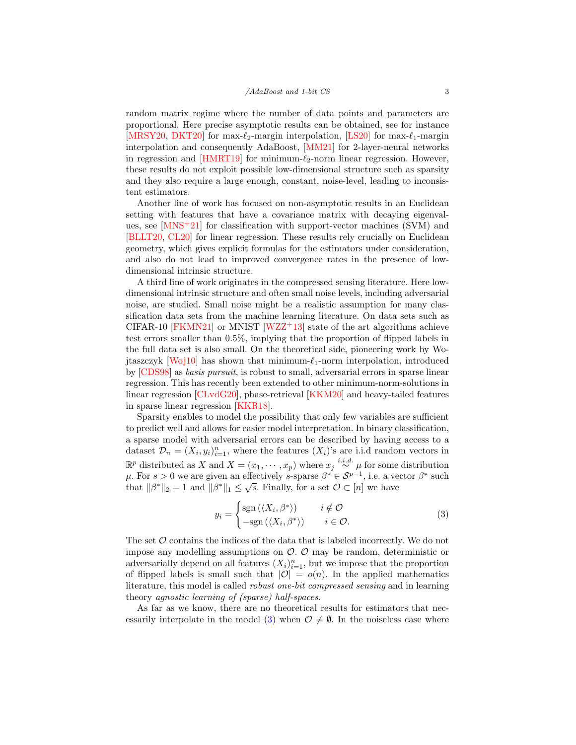random matrix regime where the number of data points and parameters are proportional. Here precise asymptotic results can be obtained, see for instance [MRSY20, DKT20] for max-$\ell_2$-margin interpolation, [LS20] for max-$\ell_1$-margin interpolation and consequently AdaBoost, [MM21] for 2-layer-neural networks in regression and [HMRT19] for minimum-$\ell_2$-norm linear regression. However, these results do not exploit possible low-dimensional structure such as sparsity and they also require a large enough, constant, noise-level, leading to inconsistent estimators.

Another line of work has focused on non-asymptotic results in an Euclidean setting with features that have a covariance matrix with decaying eigenvalues, see [MNS+21] for classification with support-vector machines (SVM) and [BLLT20, CL20] for linear regression. These results rely crucially on Euclidean geometry, which gives explicit formulas for the estimators under consideration, and also do not lead to improved convergence rates in the presence of low-dimensional intrinsic structure.

A third line of work originates in the compressed sensing literature. Here low-dimensional intrinsic structure and often small noise levels, including adversarial noise, are studied. Small noise might be a realistic assumption for many classification data sets from the machine learning literature. On data sets such as CIFAR-10 [FKMN21] or MNIST [WZZ+13] state of the art algorithms achieve test errors smaller than 0.5%, implying that the proportion of flipped labels in the full data set is also small. On the theoretical side, pioneering work by Wojtaszczyk [Woj10] has shown that minimum-$\ell_1$-norm interpolation, introduced by [CDS98] as *basis pursuit*, is robust to small, adversarial errors in sparse linear regression. This has recently been extended to other minimum-norm-solutions in linear regression [CLvdG20], phase-retrieval [KKM20] and heavy-tailed features in sparse linear regression [KKR18].

Sparsity enables to model the possibility that only few variables are sufficient to predict well and allows for easier model interpretation. In binary classification, a sparse model with adversarial errors can be described by having access to a dataset $\mathcal{D}_n = (X_i, y_i)_{i=1}^n$, where the features $(X_i)$'s are i.i.d random vectors in $\mathbb{R}^p$ distributed as $X$ and $X = (x_1, \cdots, x_p)$ where $x_j \overset{i.i.d.}{\sim} \mu$ for some distribution $\mu$. For $s > 0$ we are given an effectively $s$-sparse $\beta^* \in \mathcal{S}^{p-1}$, i.e. a vector $\beta^*$ such that $\|\beta^*\|_2 = 1$ and $\|\beta^*\|_1 \leq \sqrt{s}$. Finally, for a set $\mathcal{O} \subset [n]$ we have

$$
y_i = \begin{cases} \operatorname{sgn}\left(\langle X_i, \beta^* \rangle\right) & i \notin \mathcal{O} \\ -\operatorname{sgn}\left(\langle X_i, \beta^* \rangle\right) & i \in \mathcal{O}. \end{cases} \tag{3}
$$

The set $\mathcal{O}$ contains the indices of the data that is labeled incorrectly. We do not impose any modelling assumptions on $\mathcal{O}$. $\mathcal{O}$ may be random, deterministic or adversarially depend on all features $(X_i)_{i=1}^n$, but we impose that the proportion of flipped labels is small such that $|\mathcal{O}| = o(n)$. In the applied mathematics literature, this model is called *robust one-bit compressed sensing* and in learning theory *agnostic learning of (sparse) half-spaces*.

As far as we know, there are no theoretical results for estimators that necessarily interpolate in the model (3) when $\mathcal{O} \neq \emptyset$. In the noiseless case where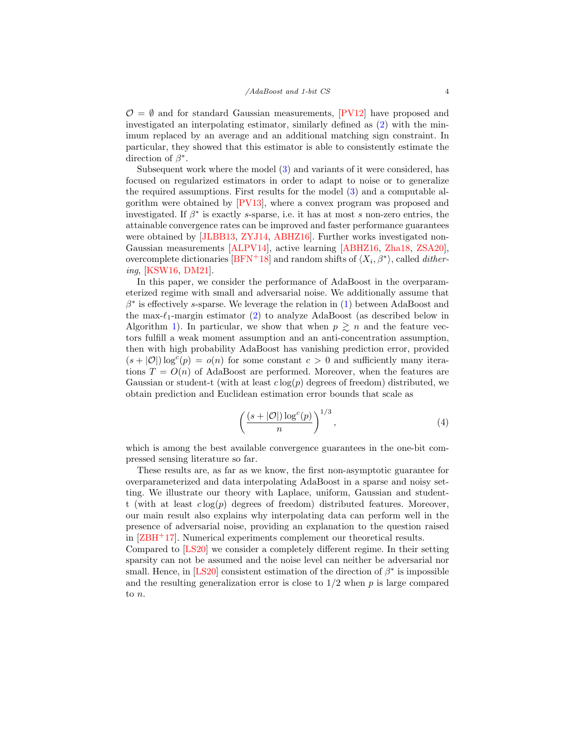$\mathcal{O} = \emptyset$ and for standard Gaussian measurements, [PV12] have proposed and investigated an interpolating estimator, similarly defined as (2) with the minimum replaced by an average and an additional matching sign constraint. In particular, they showed that this estimator is able to consistently estimate the direction of $\beta^*$.

Subsequent work where the model (3) and variants of it were considered, has focused on regularized estimators in order to adapt to noise or to generalize the required assumptions. First results for the model (3) and a computable algorithm were obtained by [PV13], where a convex program was proposed and investigated. If $\beta^*$ is exactly $s$-sparse, i.e. it has at most $s$ non-zero entries, the attainable convergence rates can be improved and faster performance guarantees were obtained by [JLBB13, ZYJ14, ABHZ16]. Further works investigated non-Gaussian measurements [ALPV14], active learning [ABHZ16, Zha18, ZSA20], overcomplete dictionaries [BFN+18] and random shifts of $\langle X_i, \beta^* \rangle$, called *dithering*, [KSW16, DM21].

In this paper, we consider the performance of AdaBoost in the overparameterized regime with small and adversarial noise. We additionally assume that $\beta^*$ is effectively $s$-sparse. We leverage the relation in (1) between AdaBoost and the max-$\ell_1$-margin estimator (2) to analyze AdaBoost (as described below in Algorithm 1). In particular, we show that when $p \gtrsim n$ and the feature vectors fulfill a weak moment assumption and an anti-concentration assumption, then with high probability AdaBoost has vanishing prediction error, provided $(s + |\mathcal{O}|)\log^c(p) = o(n)$ for some constant $c > 0$ and sufficiently many iterations $T = O(n)$ of AdaBoost are performed. Moreover, when the features are Gaussian or student-t (with at least $c\log(p)$ degrees of freedom) distributed, we obtain prediction and Euclidean estimation error bounds that scale as

$$\left( \frac{(s + |\mathcal{O}|)\log^c(p)}{n} \right)^{1/3}, \tag{4}$$

which is among the best available convergence guarantees in the one-bit compressed sensing literature so far.

These results are, as far as we know, the first non-asymptotic guarantee for overparameterized and data interpolating AdaBoost in a sparse and noisy setting. We illustrate our theory with Laplace, uniform, Gaussian and student-t (with at least $c\log(p)$ degrees of freedom) distributed features. Moreover, our main result also explains why interpolating data can perform well in the presence of adversarial noise, providing an explanation to the question raised in [ZBH+17]. Numerical experiments complement our theoretical results.

Compared to [LS20] we consider a completely different regime. In their setting sparsity can not be assumed and the noise level can neither be adversarial nor small. Hence, in [LS20] consistent estimation of the direction of $\beta^*$ is impossible and the resulting generalization error is close to $1/2$ when $p$ is large compared to $n$.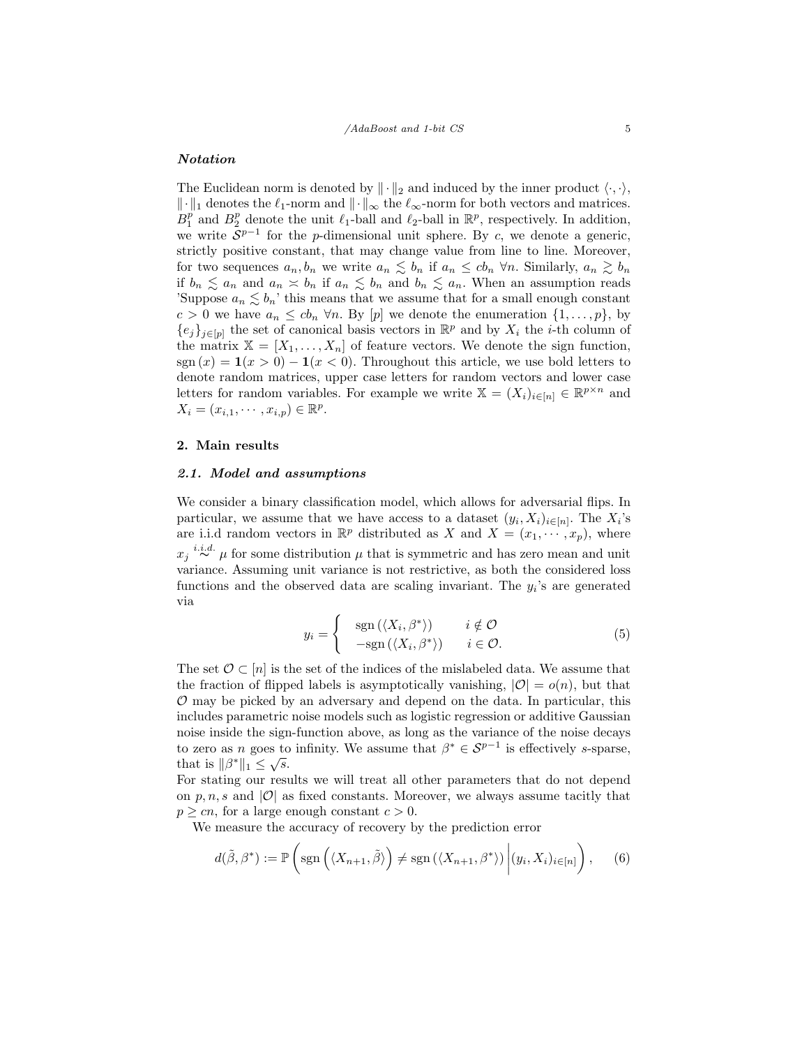### *Notation*

The Euclidean norm is denoted by $\|\cdot\|_2$ and induced by the inner product $\langle\cdot,\cdot\rangle$, $\|\cdot\|_1$ denotes the $\ell_1$-norm and $\|\cdot\|_\infty$ the $\ell_\infty$-norm for both vectors and matrices. $B_1^p$ and $B_2^p$ denote the unit $\ell_1$-ball and $\ell_2$-ball in $\mathbb{R}^p$, respectively. In addition, we write $\mathcal{S}^{p-1}$ for the $p$-dimensional unit sphere. By $c$, we denote a generic, strictly positive constant, that may change value from line to line. Moreover, for two sequences $a_n, b_n$ we write $a_n \lesssim b_n$ if $a_n \leq c b_n$ $\forall n$. Similarly, $a_n \gtrsim b_n$ if $b_n \lesssim a_n$ and $a_n \asymp b_n$ if $a_n \lesssim b_n$ and $b_n \lesssim a_n$. When an assumption reads 'Suppose $a_n \lesssim b_n$' this means that we assume that for a small enough constant $c > 0$ we have $a_n \leq c b_n$ $\forall n$. By $[p]$ we denote the enumeration $\{1, \ldots, p\}$, by $\{e_j\}_{j\in[p]}$ the set of canonical basis vectors in $\mathbb{R}^p$ and by $X_i$ the $i$-th column of the matrix $\mathbb{X} = [X_1, \ldots, X_n]$ of feature vectors. We denote the sign function, $\operatorname{sgn}(x) = \mathbf{1}(x > 0) - \mathbf{1}(x < 0)$. Throughout this article, we use bold letters to denote random matrices, upper case letters for random vectors and lower case letters for random variables. For example we write $\mathbb{X} = (X_i)_{i\in[n]} \in \mathbb{R}^{p\times n}$ and $X_i = (x_{i,1}, \cdots, x_{i,p}) \in \mathbb{R}^p$.

## 2. Main results

### *2.1. Model and assumptions*

We consider a binary classification model, which allows for adversarial flips. In particular, we assume that we have access to a dataset $(y_i, X_i)_{i\in[n]}$. The $X_i$'s are i.i.d random vectors in $\mathbb{R}^p$ distributed as $X$ and $X = (x_1, \cdots, x_p)$, where $x_j \overset{i.i.d.}{\sim} \mu$ for some distribution $\mu$ that is symmetric and has zero mean and unit variance. Assuming unit variance is not restrictive, as both the considered loss functions and the observed data are scaling invariant. The $y_i$'s are generated via

$$y_i = \begin{cases} \operatorname{sgn}(\langle X_i, \beta^*\rangle) & i \notin \mathcal{O} \\ -\operatorname{sgn}(\langle X_i, \beta^*\rangle) & i \in \mathcal{O}. \end{cases} \tag{5}$$

The set $\mathcal{O} \subset [n]$ is the set of the indices of the mislabeled data. We assume that the fraction of flipped labels is asymptotically vanishing, $|\mathcal{O}| = o(n)$, but that $\mathcal{O}$ may be picked by an adversary and depend on the data. In particular, this includes parametric noise models such as logistic regression or additive Gaussian noise inside the sign-function above, as long as the variance of the noise decays to zero as $n$ goes to infinity. We assume that $\beta^* \in \mathcal{S}^{p-1}$ is effectively $s$-sparse, that is $\|\beta^*\|_1 \leq \sqrt{s}$.

For stating our results we will treat all other parameters that do not depend on $p, n, s$ and $|\mathcal{O}|$ as fixed constants. Moreover, we always assume tacitly that $p \geq cn$, for a large enough constant $c > 0$.

We measure the accuracy of recovery by the prediction error

$$d(\tilde{\beta}, \beta^*) := \mathbb{P}\left(\operatorname{sgn}\left(\langle X_{n+1}, \tilde{\beta}\rangle\right) \neq \operatorname{sgn}\left(\langle X_{n+1}, \beta^*\rangle\right) \middle| (y_i, X_i)_{i\in[n]}\right), \tag{6}$$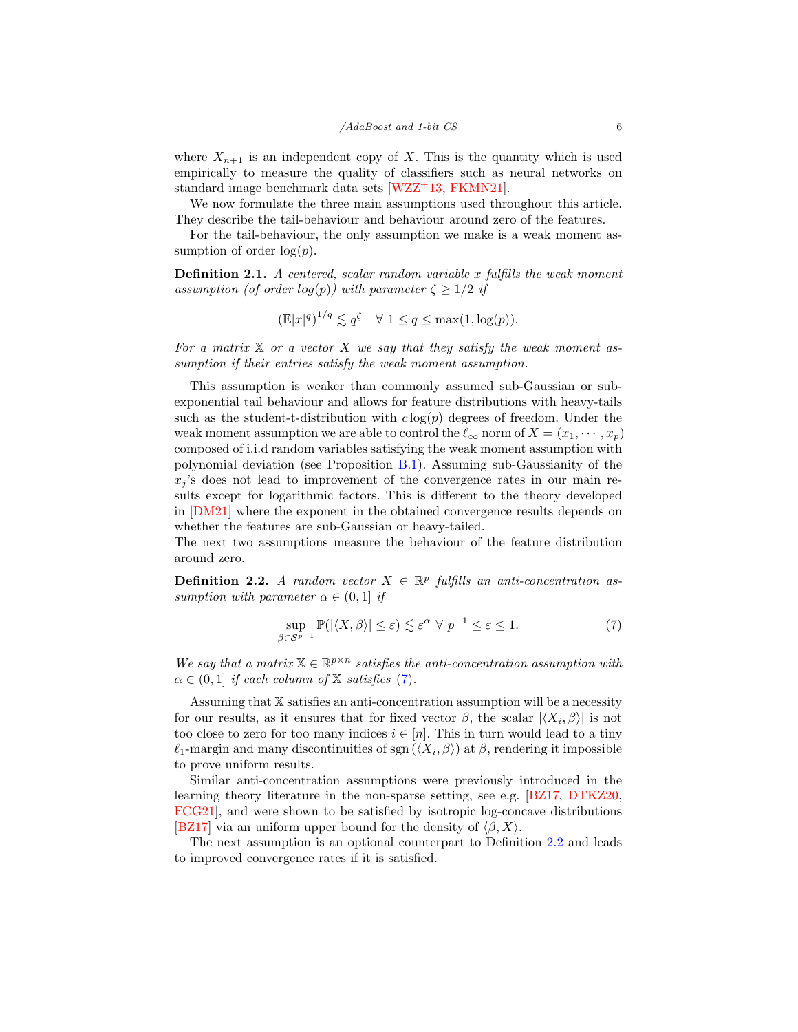where $X_{n+1}$ is an independent copy of $X$. This is the quantity which is used empirically to measure the quality of classifiers such as neural networks on standard image benchmark data sets [WZZ+13, FKMN21].

We now formulate the three main assumptions used throughout this article. They describe the tail-behaviour and behaviour around zero of the features.

For the tail-behaviour, the only assumption we make is a weak moment assumption of order $\log(p)$.

**Definition 2.1.** *A centered, scalar random variable $x$ fulfills the weak moment assumption (of order $\log(p)$) with parameter $\zeta \geq 1/2$ if*

$$(\mathbb{E}|x|^q)^{1/q} \lesssim q^\zeta \quad \forall\ 1 \leq q \leq \max(1, \log(p)).$$

*For a matrix $\mathbb{X}$ or a vector $X$ we say that they satisfy the weak moment assumption if their entries satisfy the weak moment assumption.*

This assumption is weaker than commonly assumed sub-Gaussian or sub-exponential tail behaviour and allows for feature distributions with heavy-tails such as the student-t-distribution with $c\log(p)$ degrees of freedom. Under the weak moment assumption we are able to control the $\ell_\infty$ norm of $X = (x_1, \cdots, x_p)$ composed of i.i.d random variables satisfying the weak moment assumption with polynomial deviation (see Proposition B.1). Assuming sub-Gaussianity of the $x_j$'s does not lead to improvement of the convergence rates in our main results except for logarithmic factors. This is different to the theory developed in [DM21] where the exponent in the obtained convergence results depends on whether the features are sub-Gaussian or heavy-tailed.
The next two assumptions measure the behaviour of the feature distribution around zero.

**Definition 2.2.** *A random vector $X \in \mathbb{R}^p$ fulfills an anti-concentration assumption with parameter $\alpha \in (0, 1]$ if*

$$\sup_{\beta \in \mathcal{S}^{p-1}} \mathbb{P}(|\langle X, \beta \rangle| \leq \varepsilon) \lesssim \varepsilon^\alpha \ \forall\ p^{-1} \leq \varepsilon \leq 1. \tag{7}$$

*We say that a matrix $\mathbb{X} \in \mathbb{R}^{p \times n}$ satisfies the anti-concentration assumption with $\alpha \in (0, 1]$ if each column of $\mathbb{X}$ satisfies (7).*

Assuming that $\mathbb{X}$ satisfies an anti-concentration assumption will be a necessity for our results, as it ensures that for fixed vector $\beta$, the scalar $|\langle X_i, \beta \rangle|$ is not too close to zero for too many indices $i \in [n]$. This in turn would lead to a tiny $\ell_1$-margin and many discontinuities of $\operatorname{sgn}(\langle X_i, \beta \rangle)$ at $\beta$, rendering it impossible to prove uniform results.

Similar anti-concentration assumptions were previously introduced in the learning theory literature in the non-sparse setting, see e.g. [BZ17, DTKZ20, FCG21], and were shown to be satisfied by isotropic log-concave distributions [BZ17] via an uniform upper bound for the density of $\langle \beta, X \rangle$.

The next assumption is an optional counterpart to Definition 2.2 and leads to improved convergence rates if it is satisfied.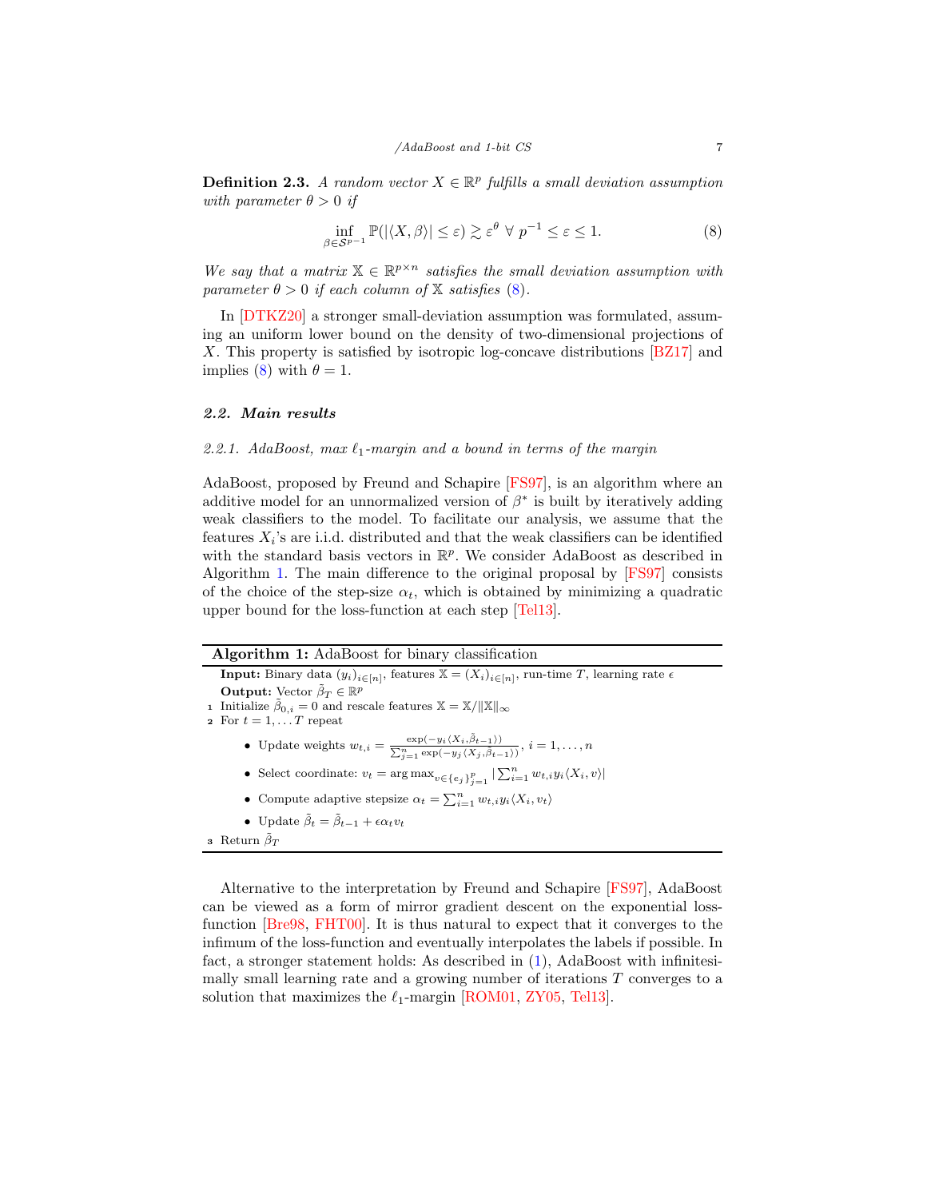**Definition 2.3.** *A random vector $X \in \mathbb{R}^p$ fulfills a small deviation assumption with parameter $\theta > 0$ if*

$$\inf_{\beta \in \mathcal{S}^{p-1}} \mathbb{P}(|\langle X, \beta \rangle| \leq \varepsilon) \gtrsim \varepsilon^{\theta} \;\forall\; p^{-1} \leq \varepsilon \leq 1. \tag{8}$$

*We say that a matrix $\mathbb{X} \in \mathbb{R}^{p \times n}$ satisfies the small deviation assumption with parameter $\theta > 0$ if each column of $\mathbb{X}$ satisfies (8).*

In [DTKZ20] a stronger small-deviation assumption was formulated, assuming an uniform lower bound on the density of two-dimensional projections of $X$. This property is satisfied by isotropic log-concave distributions [BZ17] and implies (8) with $\theta = 1$.

### *2.2. Main results*

#### *2.2.1. AdaBoost, max $\ell_1$-margin and a bound in terms of the margin*

AdaBoost, proposed by Freund and Schapire [FS97], is an algorithm where an additive model for an unnormalized version of $\beta^*$ is built by iteratively adding weak classifiers to the model. To facilitate our analysis, we assume that the features $X_i$'s are i.i.d. distributed and that the weak classifiers can be identified with the standard basis vectors in $\mathbb{R}^p$. We consider AdaBoost as described in Algorithm 1. The main difference to the original proposal by [FS97] consists of the choice of the step-size $\alpha_t$, which is obtained by minimizing a quadratic upper bound for the loss-function at each step [Tel13].

**Algorithm 1:** AdaBoost for binary classification

**Input:** Binary data $(y_i)_{i\in[n]}$, features $\mathbb{X} = (X_i)_{i\in[n]}$, run-time $T$, learning rate $\epsilon$
**Output:** Vector $\tilde{\beta}_T \in \mathbb{R}^p$

1. Initialize $\tilde{\beta}_{0,i} = 0$ and rescale features $\mathbb{X} = \mathbb{X}/\|\mathbb{X}\|_\infty$
2. For $t = 1, \dots T$ repeat
   - Update weights $w_{t,i} = \frac{\exp(-y_i\langle X_i, \tilde{\beta}_{t-1}\rangle)}{\sum_{j=1}^n \exp(-y_j\langle X_j, \tilde{\beta}_{t-1}\rangle)}$, $i = 1, \dots, n$
   - Select coordinate: $v_t = \arg\max_{v \in \{e_j\}_{j=1}^p} |\sum_{i=1}^n w_{t,i} y_i \langle X_i, v\rangle|$
   - Compute adaptive stepsize $\alpha_t = \sum_{i=1}^n w_{t,i} y_i \langle X_i, v_t\rangle$
   - Update $\tilde{\beta}_t = \tilde{\beta}_{t-1} + \epsilon \alpha_t v_t$
3. Return $\tilde{\beta}_T$

Alternative to the interpretation by Freund and Schapire [FS97], AdaBoost can be viewed as a form of mirror gradient descent on the exponential loss-function [Bre98, FHT00]. It is thus natural to expect that it converges to the infimum of the loss-function and eventually interpolates the labels if possible. In fact, a stronger statement holds: As described in (1), AdaBoost with infinitesimally small learning rate and a growing number of iterations $T$ converges to a solution that maximizes the $\ell_1$-margin [ROM01, ZY05, Tel13].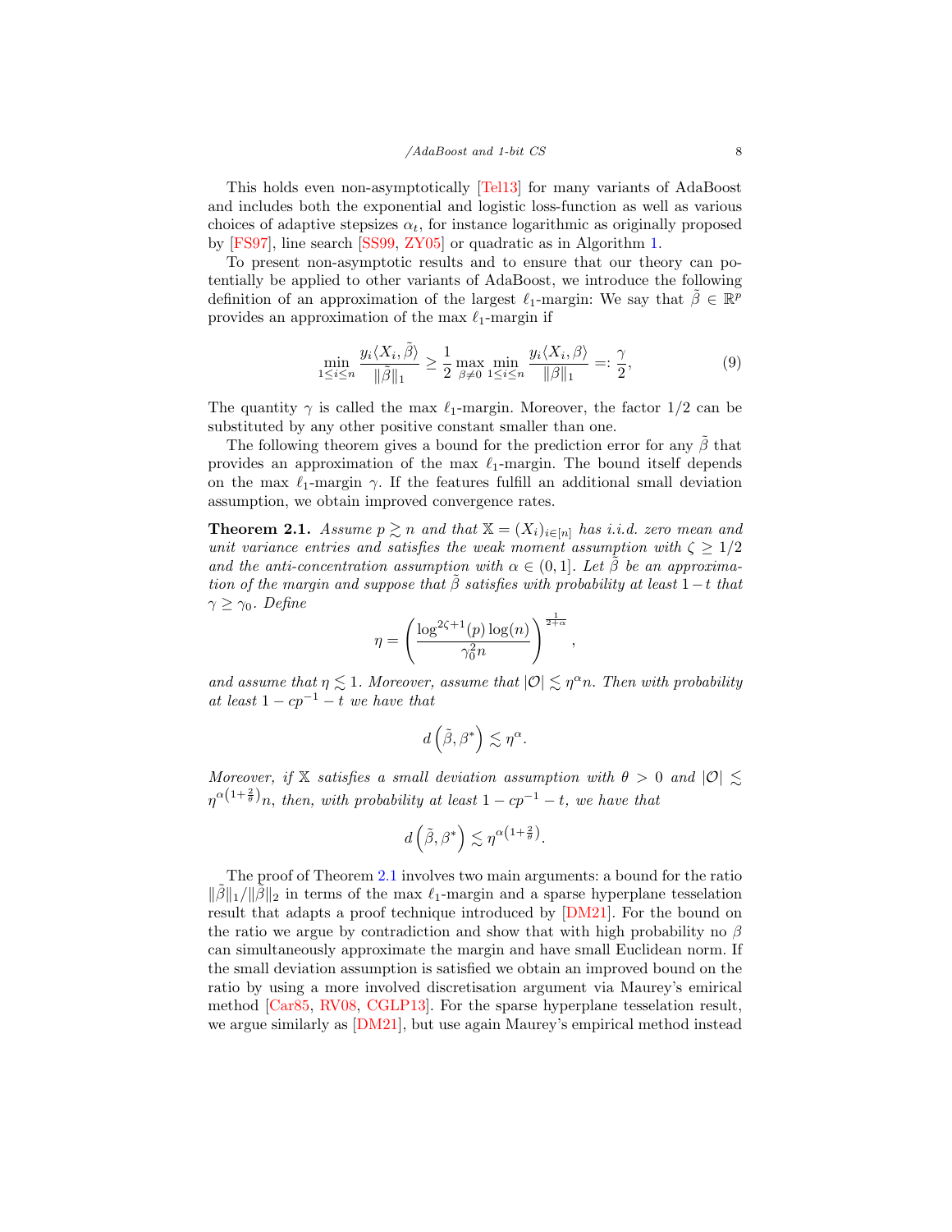This holds even non-asymptotically [Tel13] for many variants of AdaBoost and includes both the exponential and logistic loss-function as well as various choices of adaptive stepsizes $\alpha_t$, for instance logarithmic as originally proposed by [FS97], line search [SS99, ZY05] or quadratic as in Algorithm 1.

To present non-asymptotic results and to ensure that our theory can potentially be applied to other variants of AdaBoost, we introduce the following definition of an approximation of the largest $\ell_1$-margin: We say that $\tilde{\beta} \in \mathbb{R}^p$ provides an approximation of the max $\ell_1$-margin if

$$\min_{1 \le i \le n} \frac{y_i \langle X_i, \tilde{\beta} \rangle}{\|\tilde{\beta}\|_1} \ge \frac{1}{2} \max_{\beta \neq 0} \min_{1 \le i \le n} \frac{y_i \langle X_i, \beta \rangle}{\|\beta\|_1} =: \frac{\gamma}{2}, \tag{9}$$

The quantity $\gamma$ is called the max $\ell_1$-margin. Moreover, the factor $1/2$ can be substituted by any other positive constant smaller than one.

The following theorem gives a bound for the prediction error for any $\tilde{\beta}$ that provides an approximation of the max $\ell_1$-margin. The bound itself depends on the max $\ell_1$-margin $\gamma$. If the features fulfill an additional small deviation assumption, we obtain improved convergence rates.

**Theorem 2.1.** *Assume $p \gtrsim n$ and that $\mathbb{X} = (X_i)_{i \in [n]}$ has i.i.d. zero mean and unit variance entries and satisfies the weak moment assumption with $\zeta \ge 1/2$ and the anti-concentration assumption with $\alpha \in (0, 1]$. Let $\tilde{\beta}$ be an approximation of the margin and suppose that $\tilde{\beta}$ satisfies with probability at least $1 - t$ that $\gamma \ge \gamma_0$. Define*

$$\eta = \left( \frac{\log^{2\zeta+1}(p) \log(n)}{\gamma_0^2 n} \right)^{\frac{1}{2+\alpha}},$$

*and assume that $\eta \lesssim 1$. Moreover, assume that $|\mathcal{O}| \lesssim \eta^\alpha n$. Then with probability at least $1 - cp^{-1} - t$ we have that*

$$d\left(\tilde{\beta}, \beta^*\right) \lesssim \eta^\alpha.$$

*Moreover, if $\mathbb{X}$ satisfies a small deviation assumption with $\theta > 0$ and $|\mathcal{O}| \lesssim \eta^{\alpha\left(1+\frac{2}{\theta}\right)} n$, then, with probability at least $1 - cp^{-1} - t$, we have that*

$$d\left(\tilde{\beta}, \beta^*\right) \lesssim \eta^{\alpha\left(1+\frac{2}{\theta}\right)}.$$

The proof of Theorem 2.1 involves two main arguments: a bound for the ratio $\|\tilde{\beta}\|_1 / \|\tilde{\beta}\|_2$ in terms of the max $\ell_1$-margin and a sparse hyperplane tesselation result that adapts a proof technique introduced by [DM21]. For the bound on the ratio we argue by contradiction and show that with high probability no $\beta$ can simultaneously approximate the margin and have small Euclidean norm. If the small deviation assumption is satisfied we obtain an improved bound on the ratio by using a more involved discretisation argument via Maurey's emirical method [Car85, RV08, CGLP13]. For the sparse hyperplane tesselation result, we argue similarly as [DM21], but use again Maurey's empirical method instead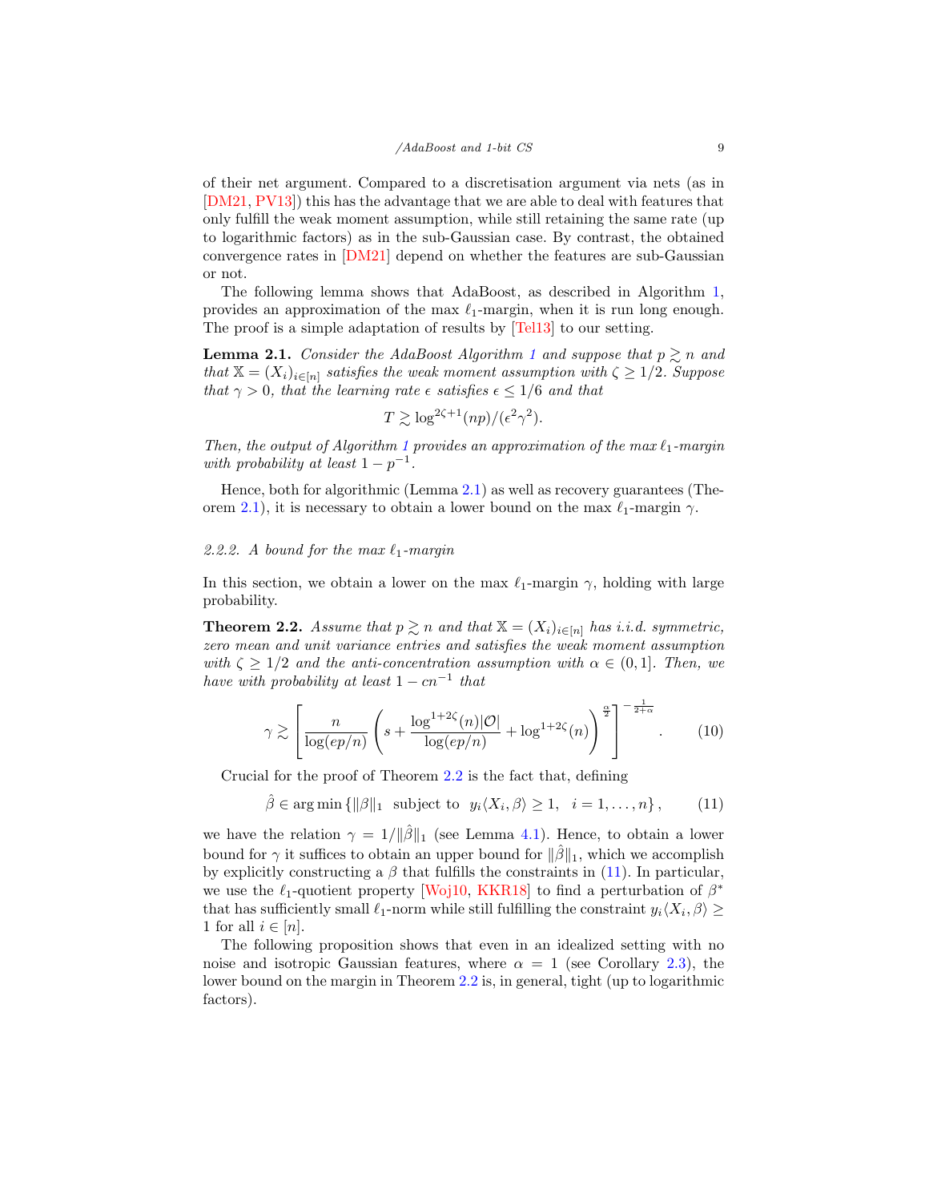of their net argument. Compared to a discretisation argument via nets (as in [DM21, PV13]) this has the advantage that we are able to deal with features that only fulfill the weak moment assumption, while still retaining the same rate (up to logarithmic factors) as in the sub-Gaussian case. By contrast, the obtained convergence rates in [DM21] depend on whether the features are sub-Gaussian or not.

The following lemma shows that AdaBoost, as described in Algorithm 1, provides an approximation of the max $\ell_1$-margin, when it is run long enough. The proof is a simple adaptation of results by [Tel13] to our setting.

**Lemma 2.1.** *Consider the AdaBoost Algorithm 1 and suppose that $p \gtrsim n$ and that $\mathbb{X} = (X_i)_{i\in[n]}$ satisfies the weak moment assumption with $\zeta \geq 1/2$. Suppose that $\gamma > 0$, that the learning rate $\epsilon$ satisfies $\epsilon \leq 1/6$ and that*

$$T \gtrsim \log^{2\zeta+1}(np)/(\epsilon^2\gamma^2).$$

*Then, the output of Algorithm 1 provides an approximation of the max $\ell_1$-margin with probability at least $1 - p^{-1}$.*

Hence, both for algorithmic (Lemma 2.1) as well as recovery guarantees (Theorem 2.1), it is necessary to obtain a lower bound on the max $\ell_1$-margin $\gamma$.

### 2.2.2. A bound for the max $\ell_1$-margin

In this section, we obtain a lower on the max $\ell_1$-margin $\gamma$, holding with large probability.

**Theorem 2.2.** *Assume that $p \gtrsim n$ and that $\mathbb{X} = (X_i)_{i\in[n]}$ has i.i.d. symmetric, zero mean and unit variance entries and satisfies the weak moment assumption with $\zeta \geq 1/2$ and the anti-concentration assumption with $\alpha \in (0, 1]$. Then, we have with probability at least $1 - cn^{-1}$ that*

$$\gamma \gtrsim \left[\frac{n}{\log(ep/n)}\left(s + \frac{\log^{1+2\zeta}(n)|\mathcal{O}|}{\log(ep/n)} + \log^{1+2\zeta}(n)\right)^{\frac{\alpha}{2}}\right]^{-\frac{1}{2+\alpha}}. \tag{10}$$

Crucial for the proof of Theorem 2.2 is the fact that, defining

$$\hat{\beta} \in \arg\min\left\{\|\beta\|_1 \text{ subject to } y_i\langle X_i, \beta\rangle \geq 1, \quad i = 1, \dots, n\right\}, \tag{11}$$

we have the relation $\gamma = 1/\|\hat{\beta}\|_1$ (see Lemma 4.1). Hence, to obtain a lower bound for $\gamma$ it suffices to obtain an upper bound for $\|\hat{\beta}\|_1$, which we accomplish by explicitly constructing a $\beta$ that fulfills the constraints in (11). In particular, we use the $\ell_1$-quotient property [Woj10, KKR18] to find a perturbation of $\beta^*$ that has sufficiently small $\ell_1$-norm while still fulfilling the constraint $y_i\langle X_i, \beta\rangle \geq 1$ for all $i \in [n]$.

The following proposition shows that even in an idealized setting with no noise and isotropic Gaussian features, where $\alpha = 1$ (see Corollary 2.3), the lower bound on the margin in Theorem 2.2 is, in general, tight (up to logarithmic factors).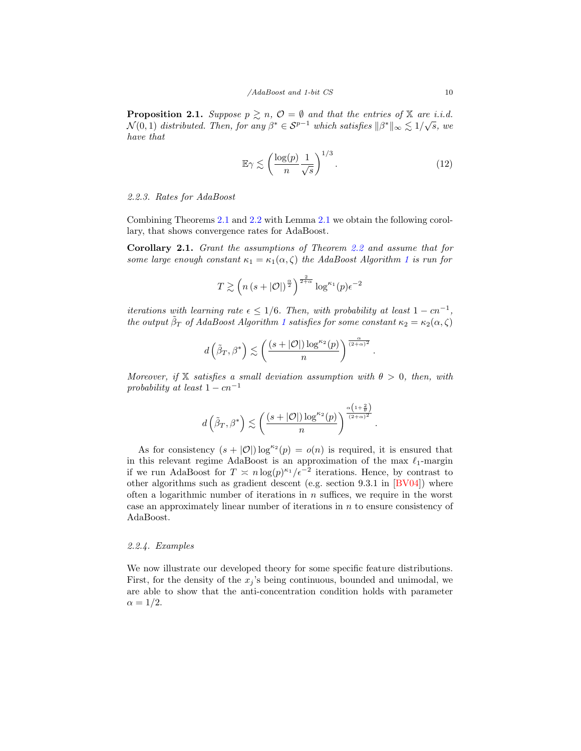**Proposition 2.1.** *Suppose $p \gtrsim n$, $\mathcal{O} = \emptyset$ and that the entries of $\mathbb{X}$ are i.i.d. $\mathcal{N}(0,1)$ distributed. Then, for any $\beta^* \in \mathcal{S}^{p-1}$ which satisfies $\|\beta^*\|_\infty \lesssim 1/\sqrt{s}$, we have that*

$$\mathbb{E}\gamma \lesssim \left(\frac{\log(p)}{n}\frac{1}{\sqrt{s}}\right)^{1/3}. \tag{12}$$

### 2.2.3. Rates for AdaBoost

Combining Theorems 2.1 and 2.2 with Lemma 2.1 we obtain the following corollary, that shows convergence rates for AdaBoost.

**Corollary 2.1.** *Grant the assumptions of Theorem 2.2 and assume that for some large enough constant $\kappa_1 = \kappa_1(\alpha, \zeta)$ the AdaBoost Algorithm 1 is run for*

$$T \gtrsim \left(n\left(s + |\mathcal{O}|\right)^{\frac{\alpha}{2}}\right)^{\frac{2}{2+\alpha}} \log^{\kappa_1}(p)\epsilon^{-2}$$

*iterations with learning rate $\epsilon \leq 1/6$. Then, with probability at least $1 - cn^{-1}$, the output $\tilde{\beta}_T$ of AdaBoost Algorithm 1 satisfies for some constant $\kappa_2 = \kappa_2(\alpha, \zeta)$*

$$d\left(\tilde{\beta}_T, \beta^*\right) \lesssim \left(\frac{(s + |\mathcal{O}|)\log^{\kappa_2}(p)}{n}\right)^{\frac{\alpha}{(2+\alpha)^2}}.$$

*Moreover, if $\mathbb{X}$ satisfies a small deviation assumption with $\theta > 0$, then, with probability at least $1 - cn^{-1}$*

$$d\left(\tilde{\beta}_T, \beta^*\right) \lesssim \left(\frac{(s + |\mathcal{O}|)\log^{\kappa_2}(p)}{n}\right)^{\frac{\alpha\left(1+\frac{2}{\theta}\right)}{(2+\alpha)^2}}.$$

As for consistency $(s + |\mathcal{O}|)\log^{\kappa_2}(p) = o(n)$ is required, it is ensured that in this relevant regime AdaBoost is an approximation of the max $\ell_1$-margin if we run AdaBoost for $T \asymp n\log(p)^{\kappa_1}/\epsilon^{-2}$ iterations. Hence, by contrast to other algorithms such as gradient descent (e.g. section 9.3.1 in [BV04]) where often a logarithmic number of iterations in $n$ suffices, we require in the worst case an approximately linear number of iterations in $n$ to ensure consistency of AdaBoost.

### 2.2.4. Examples

We now illustrate our developed theory for some specific feature distributions. First, for the density of the $x_j$'s being continuous, bounded and unimodal, we are able to show that the anti-concentration condition holds with parameter $\alpha = 1/2$.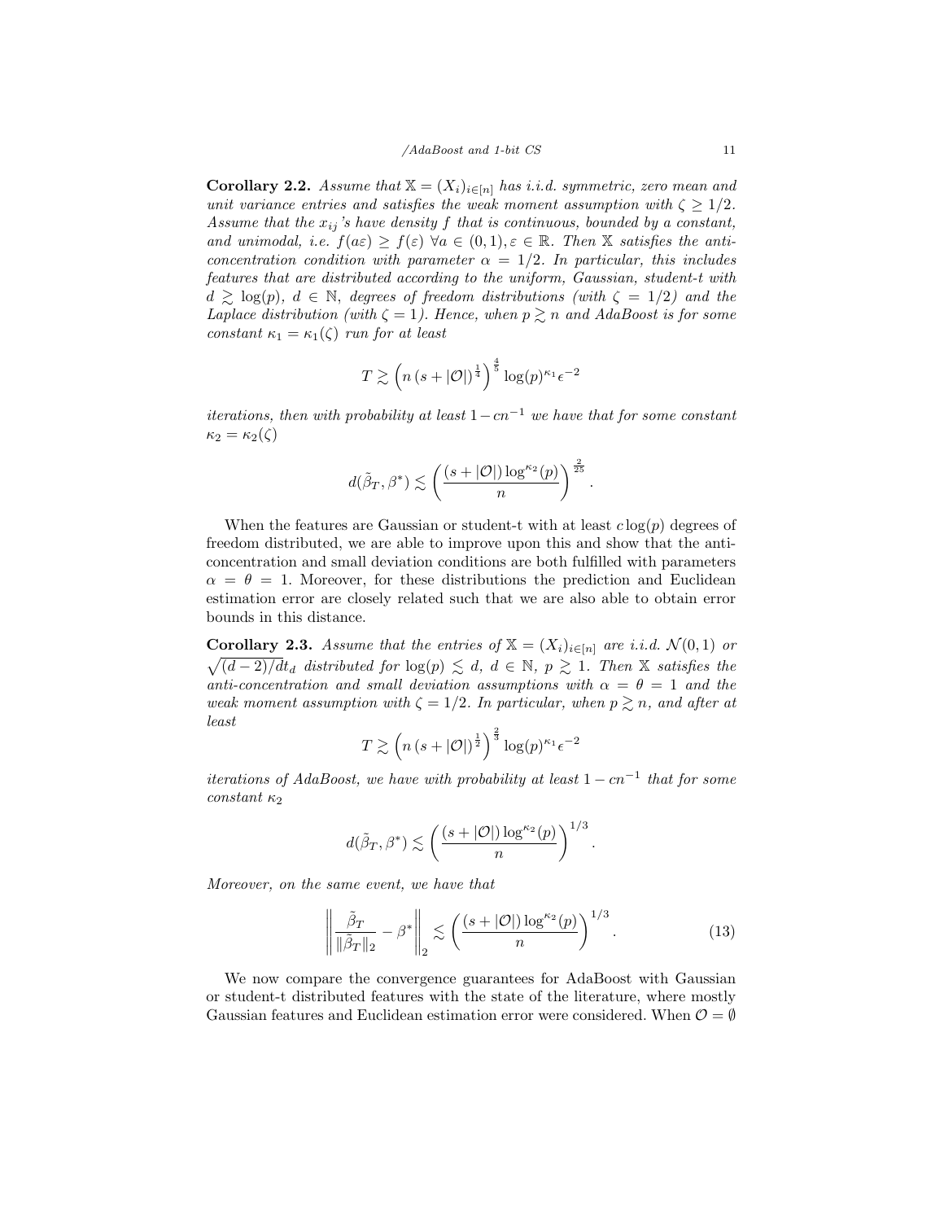**Corollary 2.2.** *Assume that $\mathbb{X} = (X_i)_{i\in[n]}$ has i.i.d. symmetric, zero mean and unit variance entries and satisfies the weak moment assumption with $\zeta \geq 1/2$. Assume that the $x_{ij}$'s have density $f$ that is continuous, bounded by a constant, and unimodal, i.e. $f(a\varepsilon) \geq f(\varepsilon)$ $\forall a \in (0,1), \varepsilon \in \mathbb{R}$. Then $\mathbb{X}$ satisfies the anti-concentration condition with parameter $\alpha = 1/2$. In particular, this includes features that are distributed according to the uniform, Gaussian, student-t with $d \gtrsim \log(p)$, $d \in \mathbb{N}$, degrees of freedom distributions (with $\zeta = 1/2$) and the Laplace distribution (with $\zeta = 1$). Hence, when $p \gtrsim n$ and AdaBoost is for some constant $\kappa_1 = \kappa_1(\zeta)$ run for at least*

$$T \gtrsim \left(n\,(s+|\mathcal{O}|)^{\frac{1}{4}}\right)^{\frac{4}{5}} \log(p)^{\kappa_1}\epsilon^{-2}$$

*iterations, then with probability at least $1-cn^{-1}$ we have that for some constant $\kappa_2 = \kappa_2(\zeta)$*

$$d(\tilde{\beta}_T, \beta^*) \lesssim \left(\frac{(s+|\mathcal{O}|)\log^{\kappa_2}(p)}{n}\right)^{\frac{2}{25}}.$$

When the features are Gaussian or student-t with at least $c\log(p)$ degrees of freedom distributed, we are able to improve upon this and show that the anti-concentration and small deviation conditions are both fulfilled with parameters $\alpha = \theta = 1$. Moreover, for these distributions the prediction and Euclidean estimation error are closely related such that we are also able to obtain error bounds in this distance.

**Corollary 2.3.** *Assume that the entries of $\mathbb{X} = (X_i)_{i\in[n]}$ are i.i.d. $\mathcal{N}(0,1)$ or $\sqrt{(d-2)/d}\,t_d$ distributed for $\log(p) \lesssim d$, $d \in \mathbb{N}$, $p \gtrsim 1$. Then $\mathbb{X}$ satisfies the anti-concentration and small deviation assumptions with $\alpha = \theta = 1$ and the weak moment assumption with $\zeta = 1/2$. In particular, when $p \gtrsim n$, and after at least*

$$T \gtrsim \left(n\,(s+|\mathcal{O}|)^{\frac{1}{2}}\right)^{\frac{2}{3}} \log(p)^{\kappa_1}\epsilon^{-2}$$

*iterations of AdaBoost, we have with probability at least $1-cn^{-1}$ that for some constant $\kappa_2$*

$$d(\tilde{\beta}_T, \beta^*) \lesssim \left(\frac{(s+|\mathcal{O}|)\log^{\kappa_2}(p)}{n}\right)^{1/3}.$$

*Moreover, on the same event, we have that*

$$\left\|\frac{\tilde{\beta}_T}{\|\tilde{\beta}_T\|_2} - \beta^*\right\|_2 \lesssim \left(\frac{(s+|\mathcal{O}|)\log^{\kappa_2}(p)}{n}\right)^{1/3}. \tag{13}$$

We now compare the convergence guarantees for AdaBoost with Gaussian or student-t distributed features with the state of the literature, where mostly Gaussian features and Euclidean estimation error were considered. When $\mathcal{O} = \emptyset$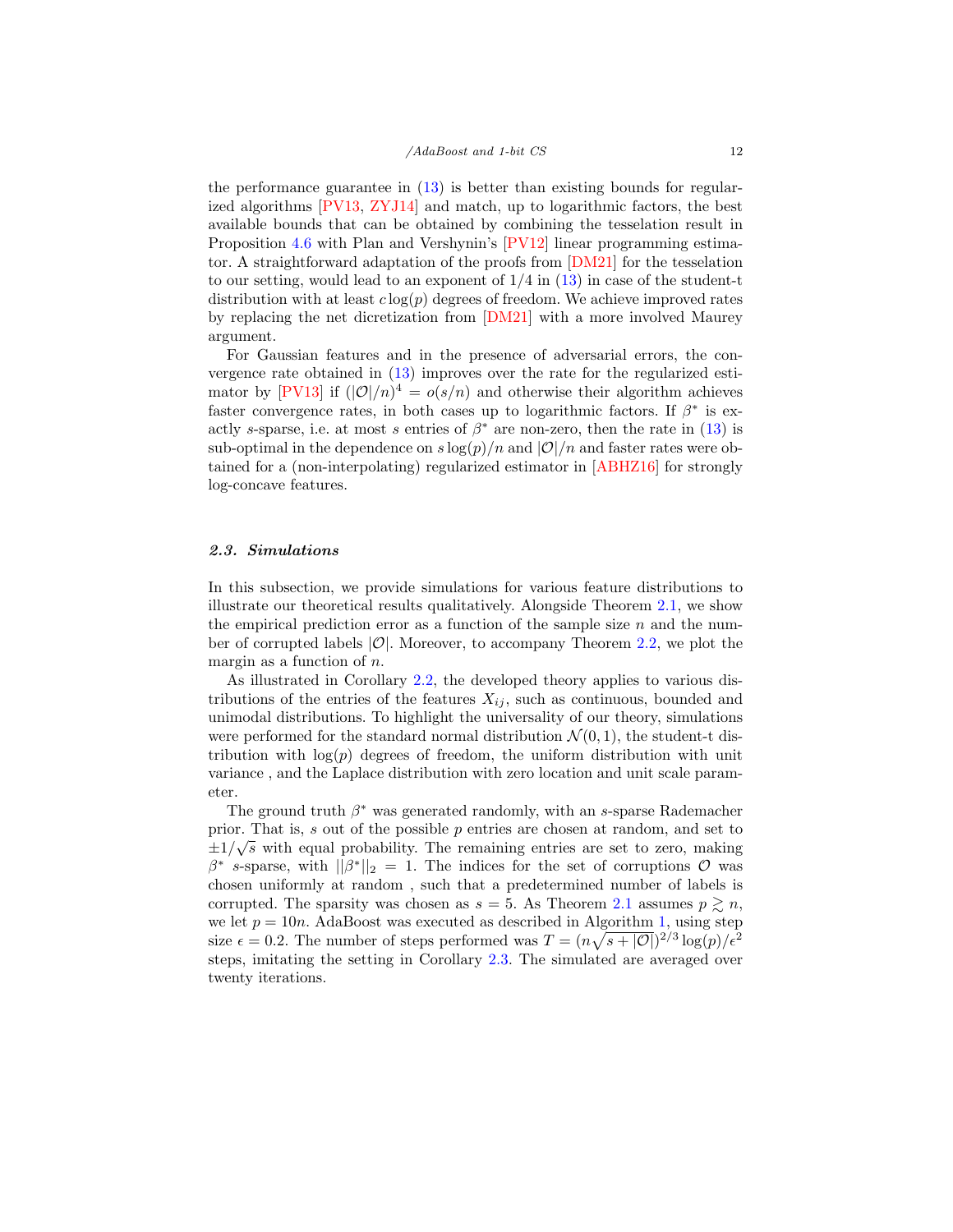the performance guarantee in (13) is better than existing bounds for regularized algorithms [PV13, ZYJ14] and match, up to logarithmic factors, the best available bounds that can be obtained by combining the tesselation result in Proposition 4.6 with Plan and Vershynin's [PV12] linear programming estimator. A straightforward adaptation of the proofs from [DM21] for the tesselation to our setting, would lead to an exponent of $1/4$ in (13) in case of the student-t distribution with at least $c\log(p)$ degrees of freedom. We achieve improved rates by replacing the net dicretization from [DM21] with a more involved Maurey argument.

For Gaussian features and in the presence of adversarial errors, the convergence rate obtained in (13) improves over the rate for the regularized estimator by [PV13] if $(|\mathcal{O}|/n)^4 = o(s/n)$ and otherwise their algorithm achieves faster convergence rates, in both cases up to logarithmic factors. If $\beta^*$ is exactly $s$-sparse, i.e. at most $s$ entries of $\beta^*$ are non-zero, then the rate in (13) is sub-optimal in the dependence on $s\log(p)/n$ and $|\mathcal{O}|/n$ and faster rates were obtained for a (non-interpolating) regularized estimator in [ABHZ16] for strongly log-concave features.

### 2.3. Simulations

In this subsection, we provide simulations for various feature distributions to illustrate our theoretical results qualitatively. Alongside Theorem 2.1, we show the empirical prediction error as a function of the sample size $n$ and the number of corrupted labels $|\mathcal{O}|$. Moreover, to accompany Theorem 2.2, we plot the margin as a function of $n$.

As illustrated in Corollary 2.2, the developed theory applies to various distributions of the entries of the features $X_{ij}$, such as continuous, bounded and unimodal distributions. To highlight the universality of our theory, simulations were performed for the standard normal distribution $\mathcal{N}(0,1)$, the student-t distribution with $\log(p)$ degrees of freedom, the uniform distribution with unit variance , and the Laplace distribution with zero location and unit scale parameter.

The ground truth $\beta^*$ was generated randomly, with an $s$-sparse Rademacher prior. That is, $s$ out of the possible $p$ entries are chosen at random, and set to $\pm 1/\sqrt{s}$ with equal probability. The remaining entries are set to zero, making $\beta^*$ $s$-sparse, with $||\beta^*||_2 = 1$. The indices for the set of corruptions $\mathcal{O}$ was chosen uniformly at random , such that a predetermined number of labels is corrupted. The sparsity was chosen as $s = 5$. As Theorem 2.1 assumes $p \gtrsim n$, we let $p = 10n$. AdaBoost was executed as described in Algorithm 1, using step size $\epsilon = 0.2$. The number of steps performed was $T = (n\sqrt{s + |\mathcal{O}|})^{2/3}\log(p)/\epsilon^2$ steps, imitating the setting in Corollary 2.3. The simulated are averaged over twenty iterations.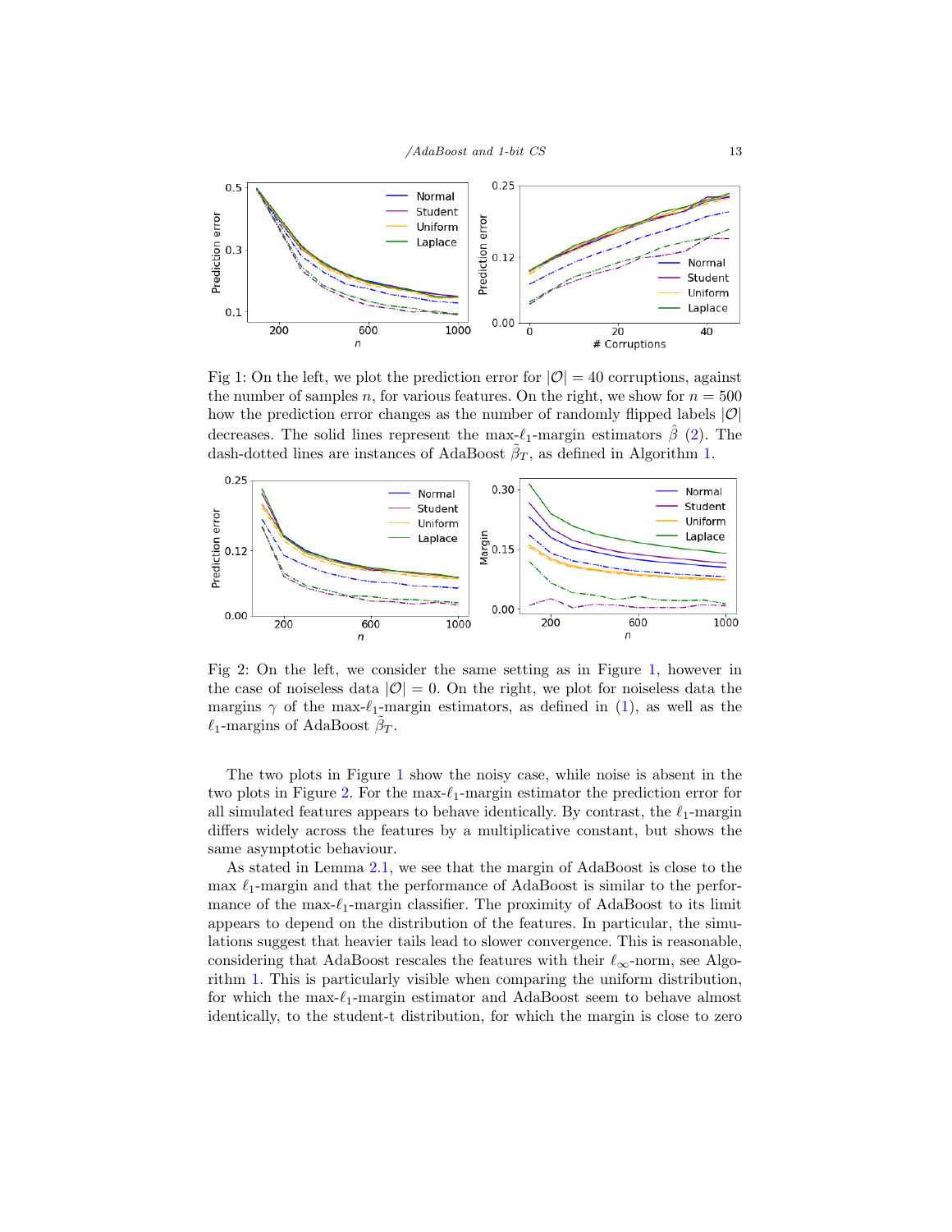Fig 1: On the left, we plot the prediction error for $|\mathcal{O}| = 40$ corruptions, against the number of samples $n$, for various features. On the right, we show for $n = 500$ how the prediction error changes as the number of randomly flipped labels $|\mathcal{O}|$ decreases. The solid lines represent the max-$\ell_1$-margin estimators $\hat{\beta}$ (2). The dash-dotted lines are instances of AdaBoost $\tilde{\beta}_T$, as defined in Algorithm 1.

Fig 2: On the left, we consider the same setting as in Figure 1, however in the case of noiseless data $|\mathcal{O}| = 0$. On the right, we plot for noiseless data the margins $\gamma$ of the max-$\ell_1$-margin estimators, as defined in (1), as well as the $\ell_1$-margins of AdaBoost $\tilde{\beta}_T$.

The two plots in Figure 1 show the noisy case, while noise is absent in the two plots in Figure 2. For the max-$\ell_1$-margin estimator the prediction error for all simulated features appears to behave identically. By contrast, the $\ell_1$-margin differs widely across the features by a multiplicative constant, but shows the same asymptotic behaviour.

As stated in Lemma 2.1, we see that the margin of AdaBoost is close to the max $\ell_1$-margin and that the performance of AdaBoost is similar to the performance of the max-$\ell_1$-margin classifier. The proximity of AdaBoost to its limit appears to depend on the distribution of the features. In particular, the simulations suggest that heavier tails lead to slower convergence. This is reasonable, considering that AdaBoost rescales the features with their $\ell_\infty$-norm, see Algorithm 1. This is particularly visible when comparing the uniform distribution, for which the max-$\ell_1$-margin estimator and AdaBoost seem to behave almost identically, to the student-t distribution, for which the margin is close to zero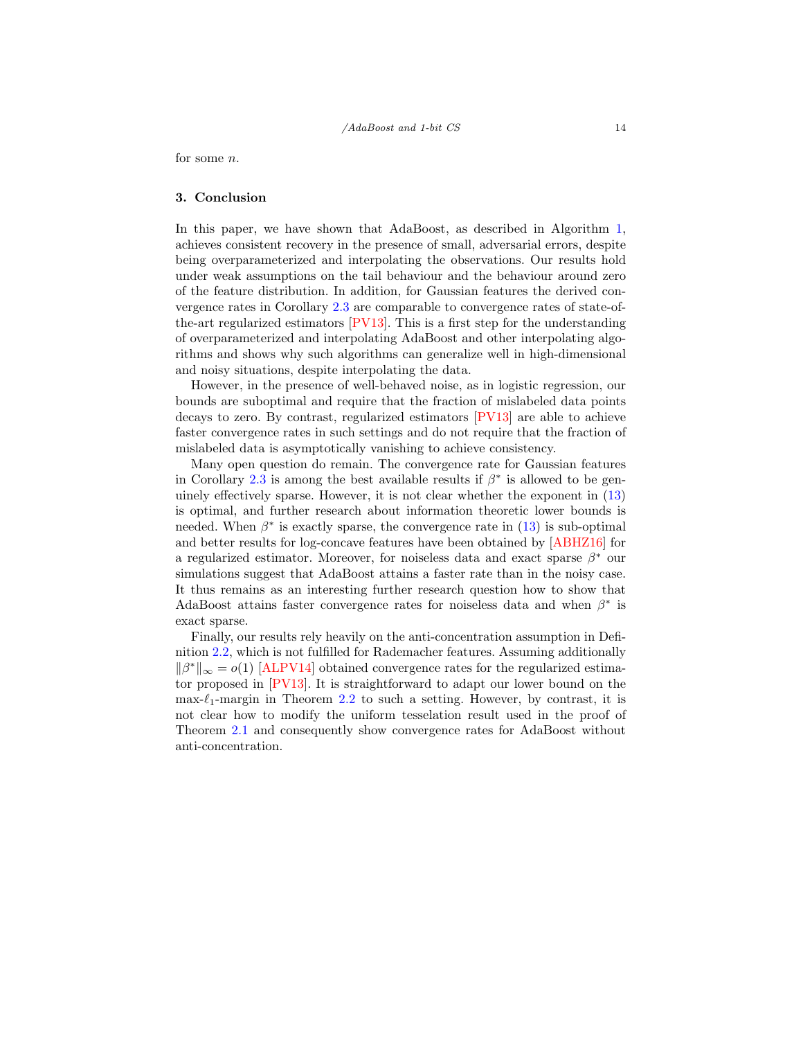for some $n$.

## 3. Conclusion

In this paper, we have shown that AdaBoost, as described in Algorithm 1, achieves consistent recovery in the presence of small, adversarial errors, despite being overparameterized and interpolating the observations. Our results hold under weak assumptions on the tail behaviour and the behaviour around zero of the feature distribution. In addition, for Gaussian features the derived convergence rates in Corollary 2.3 are comparable to convergence rates of state-of-the-art regularized estimators [PV13]. This is a first step for the understanding of overparameterized and interpolating AdaBoost and other interpolating algorithms and shows why such algorithms can generalize well in high-dimensional and noisy situations, despite interpolating the data.

However, in the presence of well-behaved noise, as in logistic regression, our bounds are suboptimal and require that the fraction of mislabeled data points decays to zero. By contrast, regularized estimators [PV13] are able to achieve faster convergence rates in such settings and do not require that the fraction of mislabeled data is asymptotically vanishing to achieve consistency.

Many open question do remain. The convergence rate for Gaussian features in Corollary 2.3 is among the best available results if $\beta^*$ is allowed to be genuinely effectively sparse. However, it is not clear whether the exponent in (13) is optimal, and further research about information theoretic lower bounds is needed. When $\beta^*$ is exactly sparse, the convergence rate in (13) is sub-optimal and better results for log-concave features have been obtained by [ABHZ16] for a regularized estimator. Moreover, for noiseless data and exact sparse $\beta^*$ our simulations suggest that AdaBoost attains a faster rate than in the noisy case. It thus remains as an interesting further research question how to show that AdaBoost attains faster convergence rates for noiseless data and when $\beta^*$ is exact sparse.

Finally, our results rely heavily on the anti-concentration assumption in Definition 2.2, which is not fulfilled for Rademacher features. Assuming additionally $\|\beta^*\|_\infty = o(1)$ [ALPV14] obtained convergence rates for the regularized estimator proposed in [PV13]. It is straightforward to adapt our lower bound on the max-$\ell_1$-margin in Theorem 2.2 to such a setting. However, by contrast, it is not clear how to modify the uniform tesselation result used in the proof of Theorem 2.1 and consequently show convergence rates for AdaBoost without anti-concentration.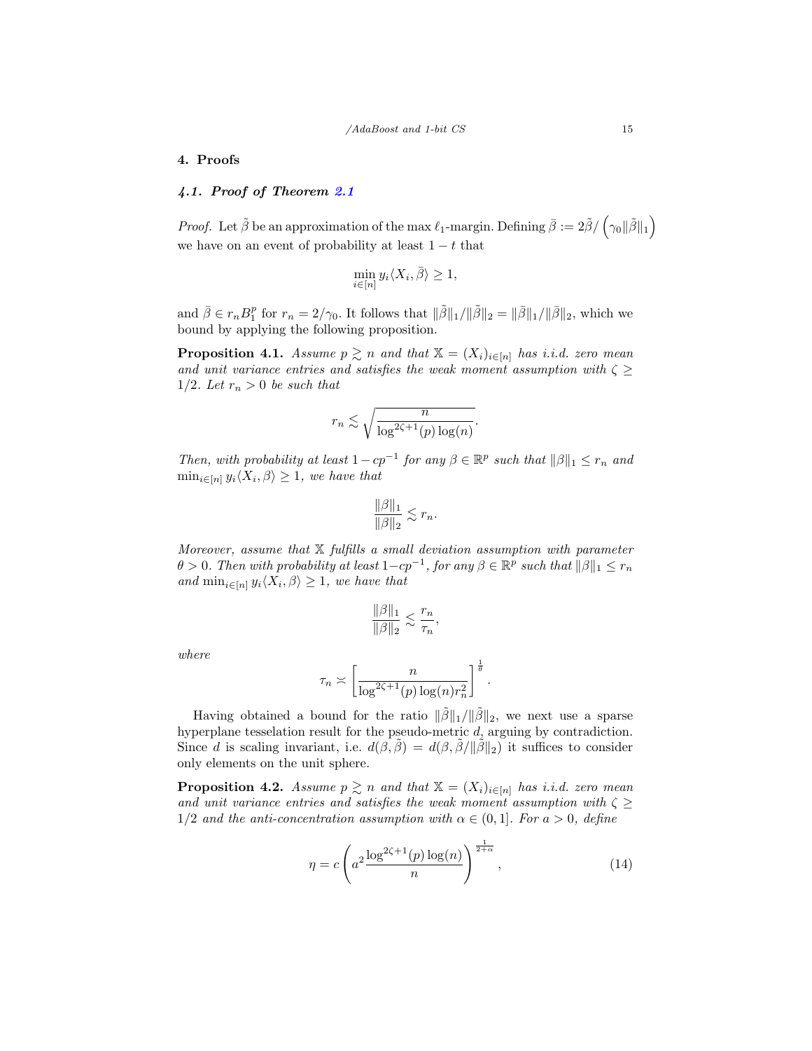## 4. Proofs

### 4.1. Proof of Theorem 2.1

*Proof.* Let $\tilde{\beta}$ be an approximation of the max $\ell_1$-margin. Defining $\bar{\beta} := 2\tilde{\beta}/\left(\gamma_0\|\tilde{\beta}\|_1\right)$ we have on an event of probability at least $1-t$ that

$$\min_{i\in[n]} y_i\langle X_i, \bar{\beta}\rangle \geq 1,$$

and $\bar{\beta} \in r_n B_1^p$ for $r_n = 2/\gamma_0$. It follows that $\|\tilde{\beta}\|_1/\|\tilde{\beta}\|_2 = \|\bar{\beta}\|_1/\|\bar{\beta}\|_2$, which we bound by applying the following proposition.

**Proposition 4.1.** *Assume $p \gtrsim n$ and that $\mathbb{X} = (X_i)_{i\in[n]}$ has i.i.d. zero mean and unit variance entries and satisfies the weak moment assumption with $\zeta \geq 1/2$. Let $r_n > 0$ be such that*

$$r_n \lesssim \sqrt{\frac{n}{\log^{2\zeta+1}(p)\log(n)}}.$$

*Then, with probability at least $1-cp^{-1}$ for any $\beta \in \mathbb{R}^p$ such that $\|\beta\|_1 \leq r_n$ and $\min_{i\in[n]} y_i\langle X_i, \beta\rangle \geq 1$, we have that*

$$\frac{\|\beta\|_1}{\|\beta\|_2} \lesssim r_n.$$

*Moreover, assume that $\mathbb{X}$ fulfills a small deviation assumption with parameter $\theta > 0$. Then with probability at least $1-cp^{-1}$, for any $\beta \in \mathbb{R}^p$ such that $\|\beta\|_1 \leq r_n$ and $\min_{i\in[n]} y_i\langle X_i, \beta\rangle \geq 1$, we have that*

$$\frac{\|\beta\|_1}{\|\beta\|_2} \lesssim \frac{r_n}{\tau_n},$$

*where*

$$\tau_n \asymp \left[\frac{n}{\log^{2\zeta+1}(p)\log(n)r_n^2}\right]^{\frac{1}{\theta}}.$$

Having obtained a bound for the ratio $\|\tilde{\beta}\|_1/\|\tilde{\beta}\|_2$, we next use a sparse hyperplane tesselation result for the pseudo-metric $d$, arguing by contradiction. Since $d$ is scaling invariant, i.e. $d(\beta,\tilde{\beta}) = d(\beta,\tilde{\beta}/\|\tilde{\beta}\|_2)$ it suffices to consider only elements on the unit sphere.

**Proposition 4.2.** *Assume $p \gtrsim n$ and that $\mathbb{X} = (X_i)_{i\in[n]}$ has i.i.d. zero mean and unit variance entries and satisfies the weak moment assumption with $\zeta \geq 1/2$ and the anti-concentration assumption with $\alpha \in (0,1]$. For $a > 0$, define*

$$\eta = c\left(a^2\frac{\log^{2\zeta+1}(p)\log(n)}{n}\right)^{\frac{1}{2+\alpha}}, \tag{14}$$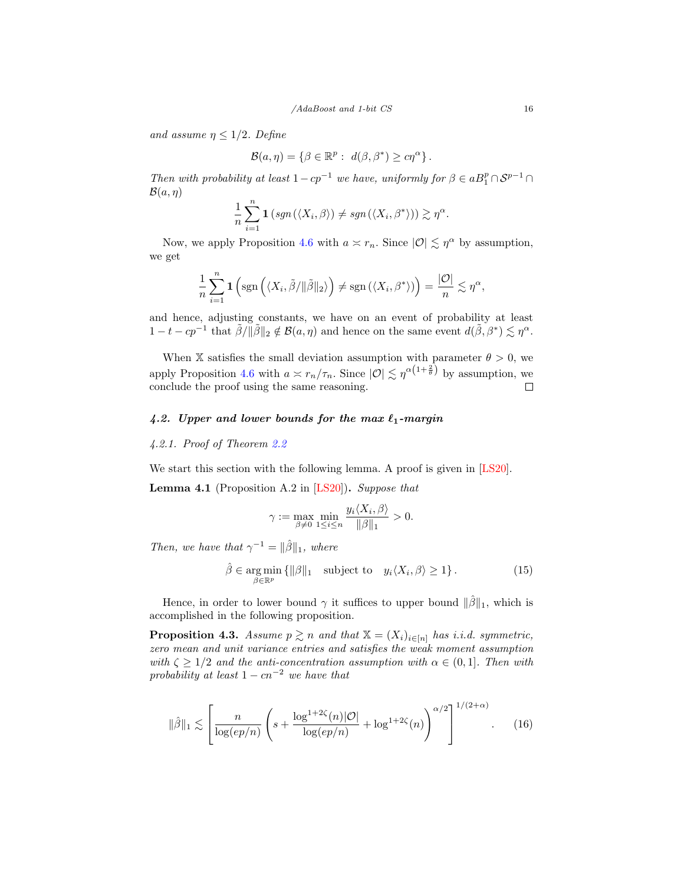*and assume $\eta \leq 1/2$. Define*

$$\mathcal{B}(a,\eta) = \{\beta \in \mathbb{R}^p : \ d(\beta, \beta^*) \geq c\eta^\alpha\}.$$

*Then with probability at least $1 - cp^{-1}$ we have, uniformly for $\beta \in aB_1^p \cap \mathcal{S}^{p-1} \cap \mathcal{B}(a,\eta)$*

$$\frac{1}{n}\sum_{i=1}^n \mathbf{1}\left(sgn\left(\langle X_i, \beta\rangle\right) \neq sgn\left(\langle X_i, \beta^*\rangle\right)\right) \gtrsim \eta^\alpha.$$

Now, we apply Proposition 4.6 with $a \asymp r_n$. Since $|\mathcal{O}| \lesssim \eta^\alpha$ by assumption, we get

$$\frac{1}{n}\sum_{i=1}^n \mathbf{1}\left(\text{sgn}\left(\langle X_i, \tilde{\beta}/\|\tilde{\beta}\|_2\rangle\right) \neq \text{sgn}\left(\langle X_i, \beta^*\rangle\right)\right) = \frac{|\mathcal{O}|}{n} \lesssim \eta^\alpha,$$

and hence, adjusting constants, we have on an event of probability at least $1 - t - cp^{-1}$ that $\tilde{\beta}/\|\tilde{\beta}\|_2 \notin \mathcal{B}(a,\eta)$ and hence on the same event $d(\tilde{\beta}, \beta^*) \lesssim \eta^\alpha$.

When $\mathbb{X}$ satisfies the small deviation assumption with parameter $\theta > 0$, we apply Proposition 4.6 with $a \asymp r_n/\tau_n$. Since $|\mathcal{O}| \lesssim \eta^{\alpha\left(1+\frac{2}{\theta}\right)}$ by assumption, we conclude the proof using the same reasoning. ☐

### *4.2. Upper and lower bounds for the max $\ell_1$-margin*

#### *4.2.1. Proof of Theorem 2.2*

We start this section with the following lemma. A proof is given in [LS20].

**Lemma 4.1** (Proposition A.2 in [LS20])**.** *Suppose that*

$$\gamma := \max_{\beta \neq 0} \min_{1 \leq i \leq n} \frac{y_i\langle X_i, \beta\rangle}{\|\beta\|_1} > 0.$$

*Then, we have that $\gamma^{-1} = \|\hat{\beta}\|_1$, where*

$$\hat{\beta} \in \underset{\beta \in \mathbb{R}^p}{\arg\min}\left\{\|\beta\|_1 \quad \text{subject to} \quad y_i\langle X_i, \beta\rangle \geq 1\right\}. \tag{15}$$

Hence, in order to lower bound $\gamma$ it suffices to upper bound $\|\hat{\beta}\|_1$, which is accomplished in the following proposition.

**Proposition 4.3.** *Assume $p \gtrsim n$ and that $\mathbb{X} = (X_i)_{i \in [n]}$ has i.i.d. symmetric, zero mean and unit variance entries and satisfies the weak moment assumption with $\zeta \geq 1/2$ and the anti-concentration assumption with $\alpha \in (0,1]$. Then with probability at least $1 - cn^{-2}$ we have that*

$$\|\hat{\beta}\|_1 \lesssim \left[\frac{n}{\log(ep/n)}\left(s + \frac{\log^{1+2\zeta}(n)|\mathcal{O}|}{\log(ep/n)} + \log^{1+2\zeta}(n)\right)^{\alpha/2}\right]^{1/(2+\alpha)}. \tag{16}$$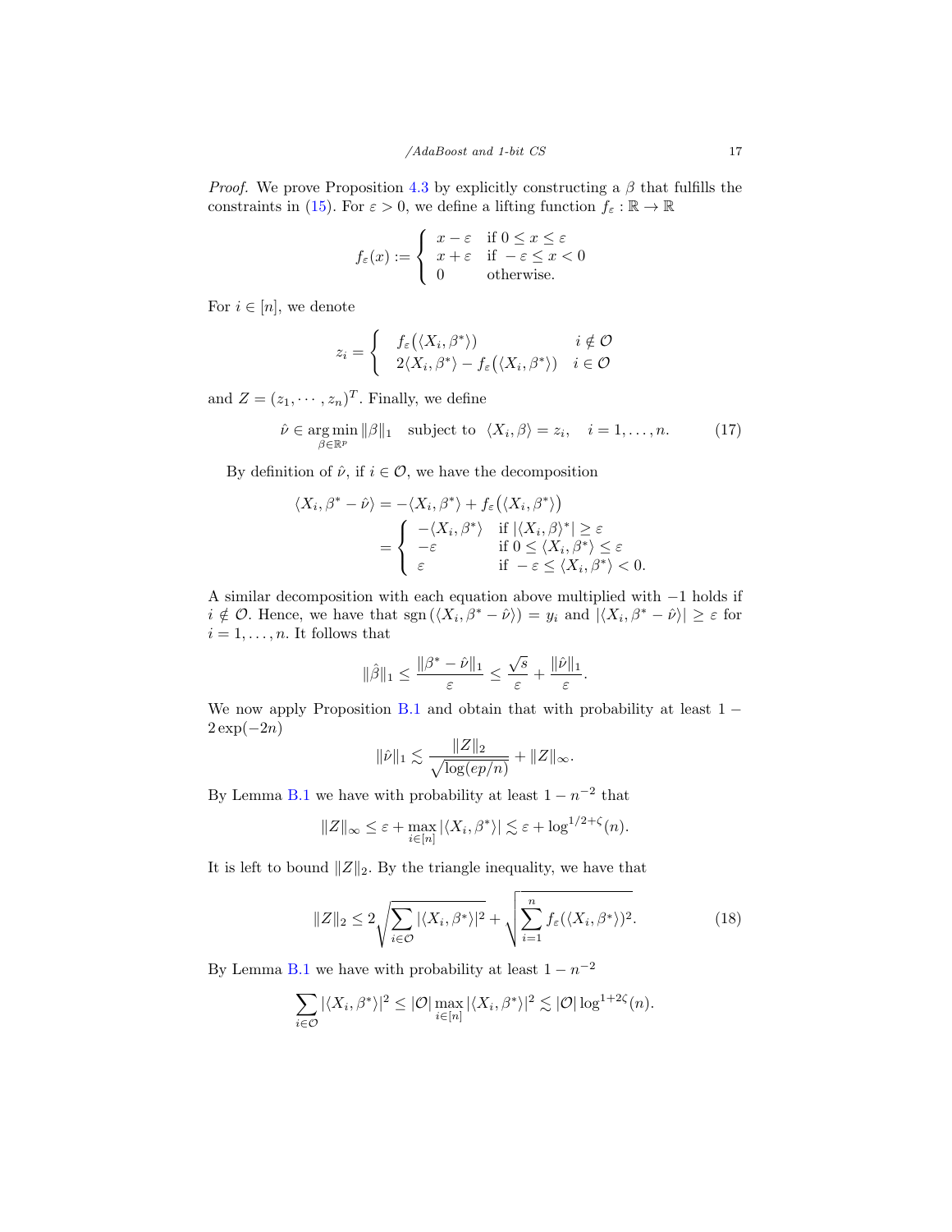*Proof.* We prove Proposition 4.3 by explicitly constructing a $\beta$ that fulfills the constraints in (15). For $\varepsilon > 0$, we define a lifting function $f_\varepsilon : \mathbb{R} \to \mathbb{R}$

$$
f_\varepsilon(x) := \begin{cases} x - \varepsilon & \text{if } 0 \le x \le \varepsilon \\ x + \varepsilon & \text{if } -\varepsilon \le x < 0 \\ 0 & \text{otherwise.} \end{cases}
$$

For $i \in [n]$, we denote

$$
z_i = \begin{cases} f_\varepsilon\big(\langle X_i, \beta^* \rangle\big) & i \notin \mathcal{O} \\ 2\langle X_i, \beta^* \rangle - f_\varepsilon\big(\langle X_i, \beta^* \rangle\big) & i \in \mathcal{O} \end{cases}
$$

and $Z = (z_1, \cdots, z_n)^T$. Finally, we define

$$
\hat{\nu} \in \underset{\beta \in \mathbb{R}^p}{\arg\min} \|\beta\|_1 \quad \text{subject to} \quad \langle X_i, \beta \rangle = z_i, \quad i = 1, \ldots, n. \tag{17}
$$

By definition of $\hat{\nu}$, if $i \in \mathcal{O}$, we have the decomposition

$$
\begin{aligned}
\langle X_i, \beta^* - \hat{\nu} \rangle &= -\langle X_i, \beta^* \rangle + f_\varepsilon\big(\langle X_i, \beta^* \rangle\big) \\
&= \begin{cases} -\langle X_i, \beta^* \rangle & \text{if } |\langle X_i, \beta \rangle^*| \ge \varepsilon \\ -\varepsilon & \text{if } 0 \le \langle X_i, \beta^* \rangle \le \varepsilon \\ \varepsilon & \text{if } -\varepsilon \le \langle X_i, \beta^* \rangle < 0. \end{cases}
\end{aligned}
$$

A similar decomposition with each equation above multiplied with $-1$ holds if $i \notin \mathcal{O}$. Hence, we have that $\operatorname{sgn}(\langle X_i, \beta^* - \hat{\nu} \rangle) = y_i$ and $|\langle X_i, \beta^* - \hat{\nu} \rangle| \ge \varepsilon$ for $i = 1, \ldots, n$. It follows that

$$
\|\hat{\beta}\|_1 \le \frac{\|\beta^* - \hat{\nu}\|_1}{\varepsilon} \le \frac{\sqrt{s}}{\varepsilon} + \frac{\|\hat{\nu}\|_1}{\varepsilon}.
$$

We now apply Proposition B.1 and obtain that with probability at least $1 - 2\exp(-2n)$

$$
\|\hat{\nu}\|_1 \lesssim \frac{\|Z\|_2}{\sqrt{\log(ep/n)}} + \|Z\|_\infty.
$$

By Lemma B.1 we have with probability at least $1 - n^{-2}$ that

$$
\|Z\|_\infty \le \varepsilon + \max_{i \in [n]} |\langle X_i, \beta^* \rangle| \lesssim \varepsilon + \log^{1/2+\zeta}(n).
$$

It is left to bound $\|Z\|_2$. By the triangle inequality, we have that

$$
\|Z\|_2 \le 2\sqrt{\sum_{i \in \mathcal{O}} |\langle X_i, \beta^* \rangle|^2} + \sqrt{\sum_{i=1}^{n} f_\varepsilon(\langle X_i, \beta^* \rangle)^2}. \tag{18}
$$

By Lemma B.1 we have with probability at least $1 - n^{-2}$

$$
\sum_{i \in \mathcal{O}} |\langle X_i, \beta^* \rangle|^2 \le |\mathcal{O}| \max_{i \in [n]} |\langle X_i, \beta^* \rangle|^2 \lesssim |\mathcal{O}| \log^{1+2\zeta}(n).
$$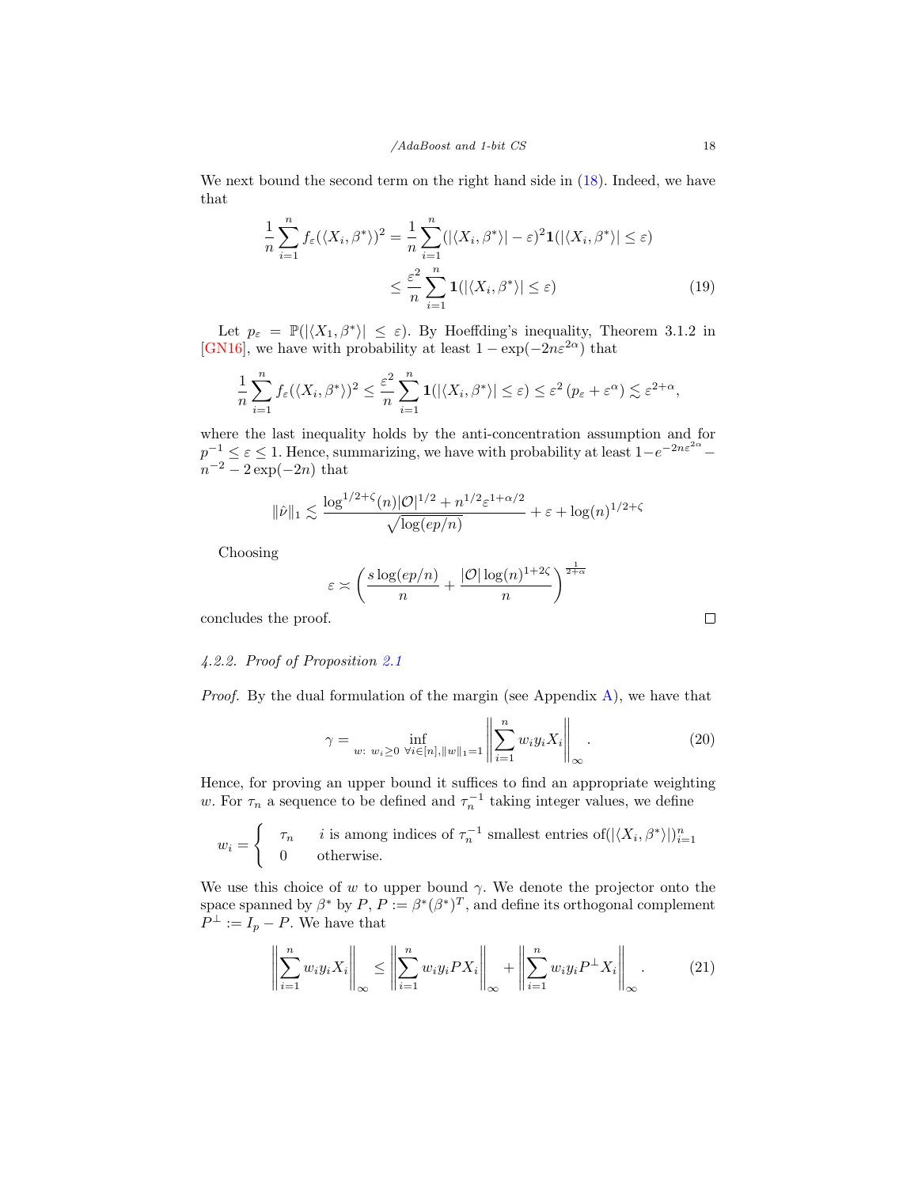We next bound the second term on the right hand side in (18). Indeed, we have that

$$
\begin{aligned}
\frac{1}{n}\sum_{i=1}^{n} f_\varepsilon(\langle X_i, \beta^*\rangle)^2 &= \frac{1}{n}\sum_{i=1}^{n} (|\langle X_i, \beta^*\rangle| - \varepsilon)^2 \mathbf{1}(|\langle X_i, \beta^*\rangle| \leq \varepsilon) \\
&\leq \frac{\varepsilon^2}{n}\sum_{i=1}^{n} \mathbf{1}(|\langle X_i, \beta^*\rangle| \leq \varepsilon) \qquad (19)
\end{aligned}
$$

Let $p_\varepsilon = \mathbb{P}(|\langle X_1, \beta^*\rangle| \leq \varepsilon)$. By Hoeffding's inequality, Theorem 3.1.2 in [GN16], we have with probability at least $1 - \exp(-2n\varepsilon^{2\alpha})$ that

$$
\frac{1}{n}\sum_{i=1}^{n} f_\varepsilon(\langle X_i, \beta^*\rangle)^2 \leq \frac{\varepsilon^2}{n}\sum_{i=1}^{n} \mathbf{1}(|\langle X_i, \beta^*\rangle| \leq \varepsilon) \leq \varepsilon^2 \left(p_\varepsilon + \varepsilon^\alpha\right) \lesssim \varepsilon^{2+\alpha},
$$

where the last inequality holds by the anti-concentration assumption and for $p^{-1} \leq \varepsilon \leq 1$. Hence, summarizing, we have with probability at least $1 - e^{-2n\varepsilon^{2\alpha}} - n^{-2} - 2\exp(-2n)$ that

$$
\|\hat{\nu}\|_1 \lesssim \frac{\log^{1/2+\zeta}(n)|\mathcal{O}|^{1/2} + n^{1/2}\varepsilon^{1+\alpha/2}}{\sqrt{\log(ep/n)}} + \varepsilon + \log(n)^{1/2+\zeta}
$$

Choosing

$$
\varepsilon \asymp \left(\frac{s\log(ep/n)}{n} + \frac{|\mathcal{O}|\log(n)^{1+2\zeta}}{n}\right)^{\frac{1}{2+\alpha}}
$$

concludes the proof. □

#### *4.2.2. Proof of Proposition 2.1*

*Proof.* By the dual formulation of the margin (see Appendix A), we have that

$$
\gamma = \inf_{w:\ w_i \geq 0\ \forall i \in [n], \|w\|_1 = 1} \left\|\sum_{i=1}^{n} w_i y_i X_i\right\|_\infty. \qquad (20)
$$

Hence, for proving an upper bound it suffices to find an appropriate weighting $w$. For $\tau_n$ a sequence to be defined and $\tau_n^{-1}$ taking integer values, we define

$$
w_i = \begin{cases} \tau_n & i \text{ is among indices of } \tau_n^{-1} \text{ smallest entries of} (|\langle X_i, \beta^*\rangle|)_{i=1}^n \\ 0 & \text{otherwise.} \end{cases}
$$

We use this choice of $w$ to upper bound $\gamma$. We denote the projector onto the space spanned by $\beta^*$ by $P$, $P := \beta^*(\beta^*)^T$, and define its orthogonal complement $P^\perp := I_p - P$. We have that

$$
\left\|\sum_{i=1}^{n} w_i y_i X_i\right\|_\infty \leq \left\|\sum_{i=1}^{n} w_i y_i P X_i\right\|_\infty + \left\|\sum_{i=1}^{n} w_i y_i P^\perp X_i\right\|_\infty. \qquad (21)
$$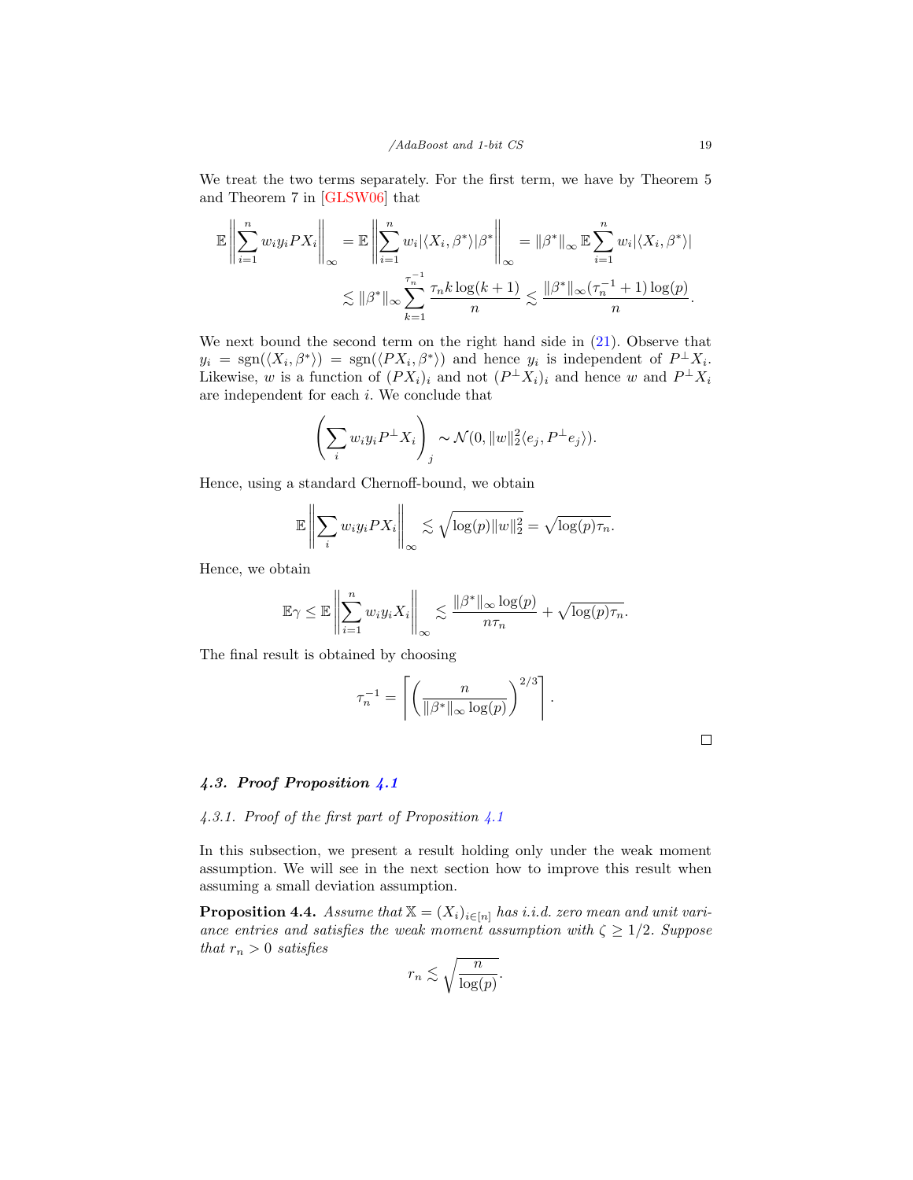We treat the two terms separately. For the first term, we have by Theorem 5 and Theorem 7 in [GLSW06] that

$$\mathbb{E}\left\|\sum_{i=1}^n w_i y_i P X_i\right\|_\infty = \mathbb{E}\left\|\sum_{i=1}^n w_i |\langle X_i, \beta^*\rangle| \beta^*\right\|_\infty = \|\beta^*\|_\infty \mathbb{E}\sum_{i=1}^n w_i |\langle X_i, \beta^*\rangle|$$

$$\lesssim \|\beta^*\|_\infty \sum_{k=1}^{\tau_n^{-1}} \frac{\tau_n k \log(k+1)}{n} \lesssim \frac{\|\beta^*\|_\infty (\tau_n^{-1}+1)\log(p)}{n}.$$

We next bound the second term on the right hand side in (21). Observe that $y_i = \operatorname{sgn}(\langle X_i, \beta^*\rangle) = \operatorname{sgn}(\langle P X_i, \beta^*\rangle)$ and hence $y_i$ is independent of $P^\perp X_i$. Likewise, $w$ is a function of $(PX_i)_i$ and not $(P^\perp X_i)_i$ and hence $w$ and $P^\perp X_i$ are independent for each $i$. We conclude that

$$\left(\sum_i w_i y_i P^\perp X_i\right)_j \sim \mathcal{N}(0, \|w\|_2^2 \langle e_j, P^\perp e_j\rangle).$$

Hence, using a standard Chernoff-bound, we obtain

$$\mathbb{E}\left\|\sum_i w_i y_i P X_i\right\|_\infty \lesssim \sqrt{\log(p)\|w\|_2^2} = \sqrt{\log(p)\tau_n}.$$

Hence, we obtain

$$\mathbb{E}\gamma \leq \mathbb{E}\left\|\sum_{i=1}^n w_i y_i X_i\right\|_\infty \lesssim \frac{\|\beta^*\|_\infty \log(p)}{n\tau_n} + \sqrt{\log(p)\tau_n}.$$

The final result is obtained by choosing

$$\tau_n^{-1} = \left\lceil \left(\frac{n}{\|\beta^*\|_\infty \log(p)}\right)^{2/3}\right\rceil.$$

□

### 4.3. Proof Proposition 4.1

#### 4.3.1. Proof of the first part of Proposition 4.1

In this subsection, we present a result holding only under the weak moment assumption. We will see in the next section how to improve this result when assuming a small deviation assumption.

**Proposition 4.4.** *Assume that $\mathbb{X} = (X_i)_{i\in[n]}$ has i.i.d. zero mean and unit variance entries and satisfies the weak moment assumption with $\zeta \geq 1/2$. Suppose that $r_n > 0$ satisfies*

$$r_n \lesssim \sqrt{\frac{n}{\log(p)}}.$$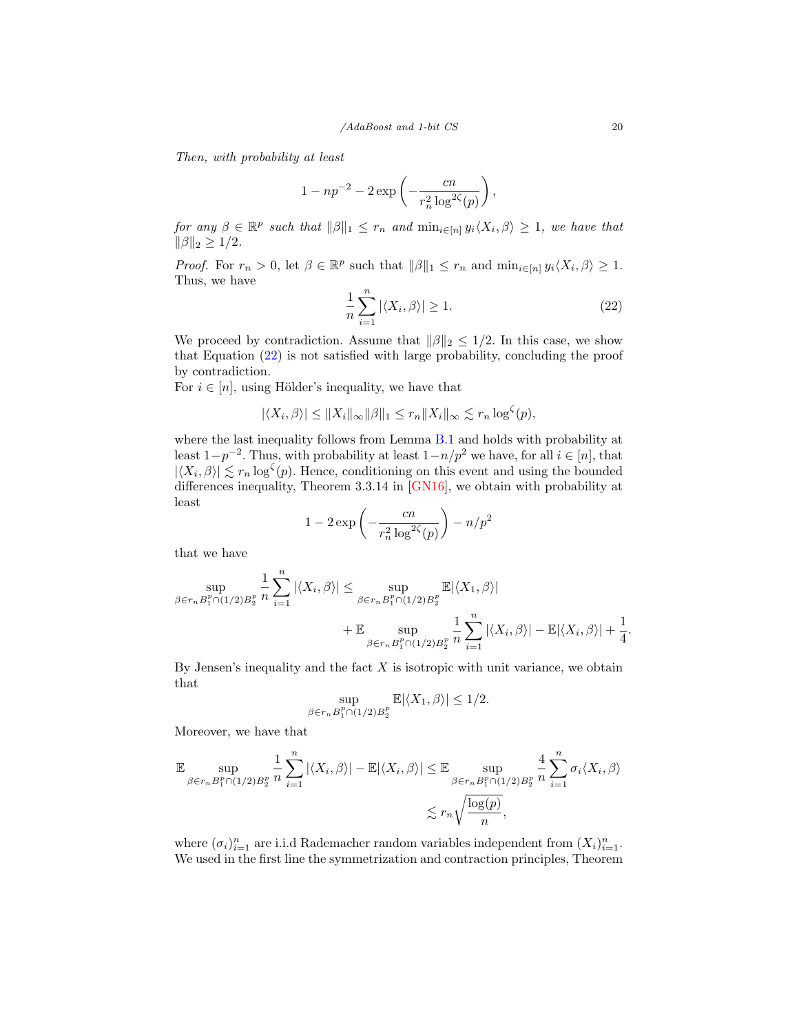*Then, with probability at least*

$$1 - np^{-2} - 2\exp\left(-\frac{cn}{r_n^2 \log^{2\zeta}(p)}\right),$$

*for any* $\beta \in \mathbb{R}^p$ *such that* $\|\beta\|_1 \le r_n$ *and* $\min_{i\in[n]} y_i\langle X_i, \beta\rangle \ge 1$*, we have that* $\|\beta\|_2 \ge 1/2$.

*Proof.* For $r_n > 0$, let $\beta \in \mathbb{R}^p$ such that $\|\beta\|_1 \le r_n$ and $\min_{i\in[n]} y_i\langle X_i, \beta\rangle \ge 1$. Thus, we have

$$\frac{1}{n}\sum_{i=1}^{n} |\langle X_i, \beta\rangle| \ge 1. \tag{22}$$

We proceed by contradiction. Assume that $\|\beta\|_2 \le 1/2$. In this case, we show that Equation (22) is not satisfied with large probability, concluding the proof by contradiction.

For $i \in [n]$, using Hölder's inequality, we have that

$$|\langle X_i, \beta\rangle| \le \|X_i\|_\infty \|\beta\|_1 \le r_n \|X_i\|_\infty \lesssim r_n \log^\zeta(p),$$

where the last inequality follows from Lemma B.1 and holds with probability at least $1-p^{-2}$. Thus, with probability at least $1-n/p^2$ we have, for all $i \in [n]$, that $|\langle X_i, \beta\rangle| \lesssim r_n \log^\zeta(p)$. Hence, conditioning on this event and using the bounded differences inequality, Theorem 3.3.14 in [GN16], we obtain with probability at least

$$1 - 2\exp\left(-\frac{cn}{r_n^2 \log^{2\zeta}(p)}\right) - n/p^2$$

that we have

$$\begin{aligned}\sup_{\beta \in r_n B_1^p \cap (1/2) B_2^p} \frac{1}{n}\sum_{i=1}^{n} |\langle X_i, \beta\rangle| \le &\sup_{\beta \in r_n B_1^p \cap (1/2) B_2^p} \mathbb{E}|\langle X_1, \beta\rangle| \\ &+ \mathbb{E}\sup_{\beta \in r_n B_1^p \cap (1/2) B_2^p} \frac{1}{n}\sum_{i=1}^{n} |\langle X_i, \beta\rangle| - \mathbb{E}|\langle X_i, \beta\rangle| + \frac{1}{4}.\end{aligned}$$

By Jensen's inequality and the fact $X$ is isotropic with unit variance, we obtain that

$$\sup_{\beta \in r_n B_1^p \cap (1/2) B_2^p} \mathbb{E}|\langle X_1, \beta\rangle| \le 1/2.$$

Moreover, we have that

$$\begin{aligned}\mathbb{E}\sup_{\beta \in r_n B_1^p \cap (1/2) B_2^p} \frac{1}{n}\sum_{i=1}^{n} |\langle X_i, \beta\rangle| - \mathbb{E}|\langle X_i, \beta\rangle| &\le \mathbb{E}\sup_{\beta \in r_n B_1^p \cap (1/2) B_2^p} \frac{4}{n}\sum_{i=1}^{n} \sigma_i\langle X_i, \beta\rangle \\ &\lesssim r_n\sqrt{\frac{\log(p)}{n}},\end{aligned}$$

where $(\sigma_i)_{i=1}^n$ are i.i.d Rademacher random variables independent from $(X_i)_{i=1}^n$. We used in the first line the symmetrization and contraction principles, Theorem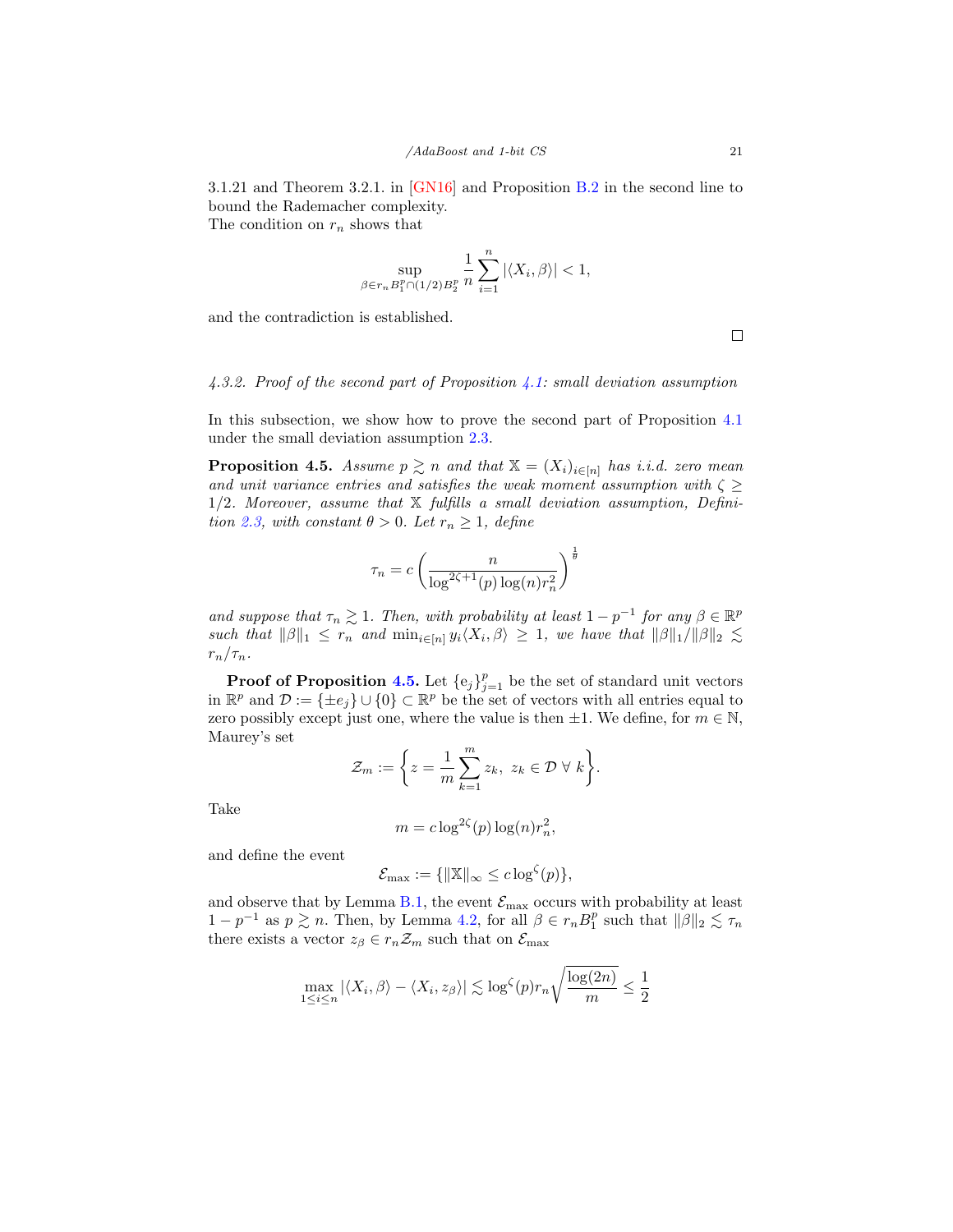3.1.21 and Theorem 3.2.1. in [GN16] and Proposition B.2 in the second line to bound the Rademacher complexity.
The condition on $r_n$ shows that

$$\sup_{\beta \in r_n B_1^p \cap (1/2) B_2^p} \frac{1}{n} \sum_{i=1}^{n} |\langle X_i, \beta \rangle| < 1,$$

and the contradiction is established.

□

#### 4.3.2. Proof of the second part of Proposition 4.1: small deviation assumption

In this subsection, we show how to prove the second part of Proposition 4.1 under the small deviation assumption 2.3.

**Proposition 4.5.** *Assume $p \gtrsim n$ and that $\mathbb{X} = (X_i)_{i \in [n]}$ has i.i.d. zero mean and unit variance entries and satisfies the weak moment assumption with $\zeta \geq 1/2$. Moreover, assume that $\mathbb{X}$ fulfills a small deviation assumption, Definition 2.3, with constant $\theta > 0$. Let $r_n \geq 1$, define*

$$\tau_n = c \left( \frac{n}{\log^{2\zeta+1}(p) \log(n) r_n^2} \right)^{\frac{1}{\theta}}$$

*and suppose that $\tau_n \gtrsim 1$. Then, with probability at least $1 - p^{-1}$ for any $\beta \in \mathbb{R}^p$ such that $\|\beta\|_1 \leq r_n$ and $\min_{i \in [n]} y_i \langle X_i, \beta \rangle \geq 1$, we have that $\|\beta\|_1 / \|\beta\|_2 \lesssim r_n / \tau_n$.*

**Proof of Proposition 4.5.** Let $\{e_j\}_{j=1}^p$ be the set of standard unit vectors in $\mathbb{R}^p$ and $\mathcal{D} := \{\pm e_j\} \cup \{0\} \subset \mathbb{R}^p$ be the set of vectors with all entries equal to zero possibly except just one, where the value is then $\pm 1$. We define, for $m \in \mathbb{N}$, Maurey's set

$$\mathcal{Z}_m := \left\{ z = \frac{1}{m} \sum_{k=1}^{m} z_k, \; z_k \in \mathcal{D} \; \forall \; k \right\}.$$

Take

$$m = c \log^{2\zeta}(p) \log(n) r_n^2,$$

and define the event

$$\mathcal{E}_{\max} := \{ \|\mathbb{X}\|_\infty \leq c \log^\zeta(p) \},$$

and observe that by Lemma B.1, the event $\mathcal{E}_{\max}$ occurs with probability at least $1 - p^{-1}$ as $p \gtrsim n$. Then, by Lemma 4.2, for all $\beta \in r_n B_1^p$ such that $\|\beta\|_2 \lesssim \tau_n$ there exists a vector $z_\beta \in r_n \mathcal{Z}_m$ such that on $\mathcal{E}_{\max}$

$$\max_{1 \leq i \leq n} |\langle X_i, \beta \rangle - \langle X_i, z_\beta \rangle| \lesssim \log^\zeta(p) r_n \sqrt{\frac{\log(2n)}{m}} \leq \frac{1}{2}$$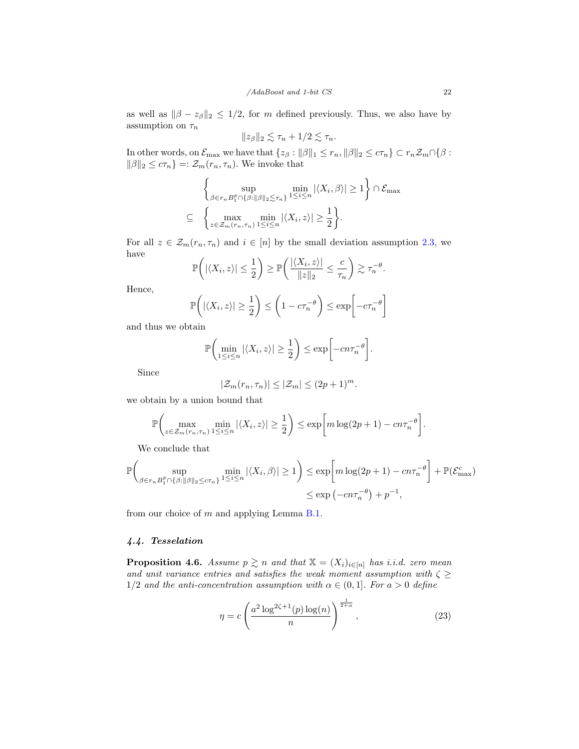as well as $\|\beta - z_\beta\|_2 \leq 1/2$, for $m$ defined previously. Thus, we also have by assumption on $\tau_n$

$$\|z_\beta\|_2 \lesssim \tau_n + 1/2 \lesssim \tau_n.$$

In other words, on $\mathcal{E}_{\max}$ we have that $\{z_\beta : \|\beta\|_1 \leq r_n, \|\beta\|_2 \leq c\tau_n\} \subset r_n \mathcal{Z}_m \cap \{\beta : \|\beta\|_2 \leq c\tau_n\} =: \mathcal{Z}_m(r_n, \tau_n)$. We invoke that

$$\begin{aligned}
&\left\{ \sup_{\beta \in r_n B_1^p \cap \{\beta : \|\beta\|_2 \lesssim \tau_n\}} \min_{1 \leq i \leq n} |\langle X_i, \beta \rangle| \geq 1 \right\} \cap \mathcal{E}_{\max} \\
\subseteq \quad &\left\{ \max_{z \in \mathcal{Z}_m(r_n, \tau_n)} \min_{1 \leq i \leq n} |\langle X_i, z \rangle| \geq \frac{1}{2} \right\}.
\end{aligned}$$

For all $z \in \mathcal{Z}_m(r_n, \tau_n)$ and $i \in [n]$ by the small deviation assumption 2.3, we have

$$\mathbb{P}\left( |\langle X_i, z \rangle| \leq \frac{1}{2} \right) \geq \mathbb{P}\left( \frac{|\langle X_i, z \rangle|}{\|z\|_2} \leq \frac{c}{\tau_n} \right) \gtrsim \tau_n^{-\theta}.$$

Hence,

$$\mathbb{P}\left( |\langle X_i, z \rangle| \geq \frac{1}{2} \right) \leq \left( 1 - c\tau_n^{-\theta} \right) \leq \exp\left[ -c\tau_n^{-\theta} \right]$$

and thus we obtain

$$\mathbb{P}\left( \min_{1 \leq i \leq n} |\langle X_i, z \rangle| \geq \frac{1}{2} \right) \leq \exp\left[ -cn\tau_n^{-\theta} \right].$$

Since

$$|\mathcal{Z}_m(r_n, \tau_n)| \leq |\mathcal{Z}_m| \leq (2p+1)^m.$$

we obtain by a union bound that

$$\mathbb{P}\left( \max_{z \in \mathcal{Z}_m(r_n, \tau_n)} \min_{1 \leq i \leq n} |\langle X_i, z \rangle| \geq \frac{1}{2} \right) \leq \exp\left[ m \log(2p+1) - cn\tau_n^{-\theta} \right].$$

We conclude that

$$\begin{aligned}
\mathbb{P}\left( \sup_{\beta \in r_n B_1^p \cap \{\beta : \|\beta\|_2 \leq c\tau_n\}} \min_{1 \leq i \leq n} |\langle X_i, \beta \rangle| \geq 1 \right) &\leq \exp\left[ m \log(2p+1) - cn\tau_n^{-\theta} \right] + \mathbb{P}(\mathcal{E}_{\max}^c) \\
&\leq \exp\left( -cn\tau_n^{-\theta} \right) + p^{-1},
\end{aligned}$$

from our choice of $m$ and applying Lemma B.1.

### 4.4. Tesselation

**Proposition 4.6.** *Assume $p \gtrsim n$ and that $\mathbb{X} = (X_i)_{i \in [n]}$ has i.i.d. zero mean and unit variance entries and satisfies the weak moment assumption with $\zeta \geq 1/2$ and the anti-concentration assumption with $\alpha \in (0, 1]$. For $a > 0$ define*

$$\eta = c \left( \frac{a^2 \log^{2\zeta+1}(p) \log(n)}{n} \right)^{\frac{1}{2+\alpha}}, \tag{23}$$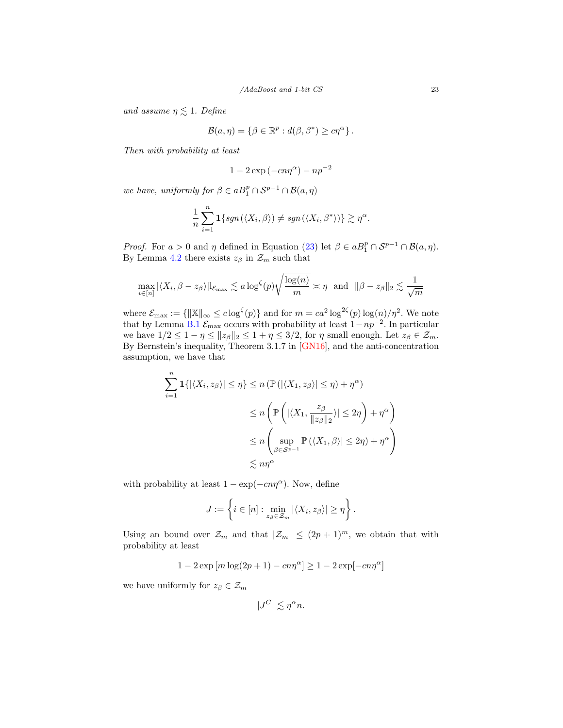*and assume* $\eta \lesssim 1$. *Define*

$$\mathcal{B}(a, \eta) = \{\beta \in \mathbb{R}^p : d(\beta, \beta^*) \geq c\eta^\alpha\}.$$

*Then with probability at least*

$$1 - 2\exp(-cn\eta^\alpha) - np^{-2}$$

*we have, uniformly for* $\beta \in aB_1^p \cap \mathcal{S}^{p-1} \cap \mathcal{B}(a, \eta)$

$$\frac{1}{n}\sum_{i=1}^n \mathbf{1}\{sgn(\langle X_i, \beta\rangle) \neq sgn(\langle X_i, \beta^*\rangle)\} \gtrsim \eta^\alpha.$$

*Proof.* For $a > 0$ and $\eta$ defined in Equation (23) let $\beta \in aB_1^p \cap \mathcal{S}^{p-1} \cap \mathcal{B}(a, \eta)$. By Lemma 4.2 there exists $z_\beta$ in $\mathcal{Z}_m$ such that

$$\max_{i\in[n]} |\langle X_i, \beta - z_\beta\rangle| 1_{\mathcal{E}_{\max}} \lesssim a\log^\zeta(p)\sqrt{\frac{\log(n)}{m}} \asymp \eta \quad \text{and} \quad \|\beta - z_\beta\|_2 \lesssim \frac{1}{\sqrt{m}}$$

where $\mathcal{E}_{\max} := \{\|\mathbb{X}\|_\infty \leq c\log^\zeta(p)\}$ and for $m = ca^2\log^{2\zeta}(p)\log(n)/\eta^2$. We note that by Lemma B.1 $\mathcal{E}_{\max}$ occurs with probability at least $1 - np^{-2}$. In particular we have $1/2 \leq 1 - \eta \leq \|z_\beta\|_2 \leq 1 + \eta \leq 3/2$, for $\eta$ small enough. Let $z_\beta \in \mathcal{Z}_m$. By Bernstein's inequality, Theorem 3.1.7 in [GN16], and the anti-concentration assumption, we have that

$$\begin{aligned}
\sum_{i=1}^n \mathbf{1}\{|\langle X_i, z_\beta\rangle| \leq \eta\} &\leq n\left(\mathbb{P}\left(|\langle X_1, z_\beta\rangle| \leq \eta\right) + \eta^\alpha\right) \\
&\leq n\left(\mathbb{P}\left(|\langle X_1, \frac{z_\beta}{\|z_\beta\|_2}\rangle| \leq 2\eta\right) + \eta^\alpha\right) \\
&\leq n\left(\sup_{\beta\in\mathcal{S}^{p-1}} \mathbb{P}\left(\langle X_1, \beta\rangle| \leq 2\eta\right) + \eta^\alpha\right) \\
&\lesssim n\eta^\alpha
\end{aligned}$$

with probability at least $1 - \exp(-cn\eta^\alpha)$. Now, define

$$J := \left\{i \in [n] : \min_{z_\beta\in\mathcal{Z}_m} |\langle X_i, z_\beta\rangle| \geq \eta\right\}.$$

Using an bound over $\mathcal{Z}_m$ and that $|\mathcal{Z}_m| \leq (2p+1)^m$, we obtain that with probability at least

$$1 - 2\exp\left[m\log(2p+1) - cn\eta^\alpha\right] \geq 1 - 2\exp[-cn\eta^\alpha]$$

we have uniformly for $z_\beta \in \mathcal{Z}_m$

$$|J^C| \lesssim \eta^\alpha n.$$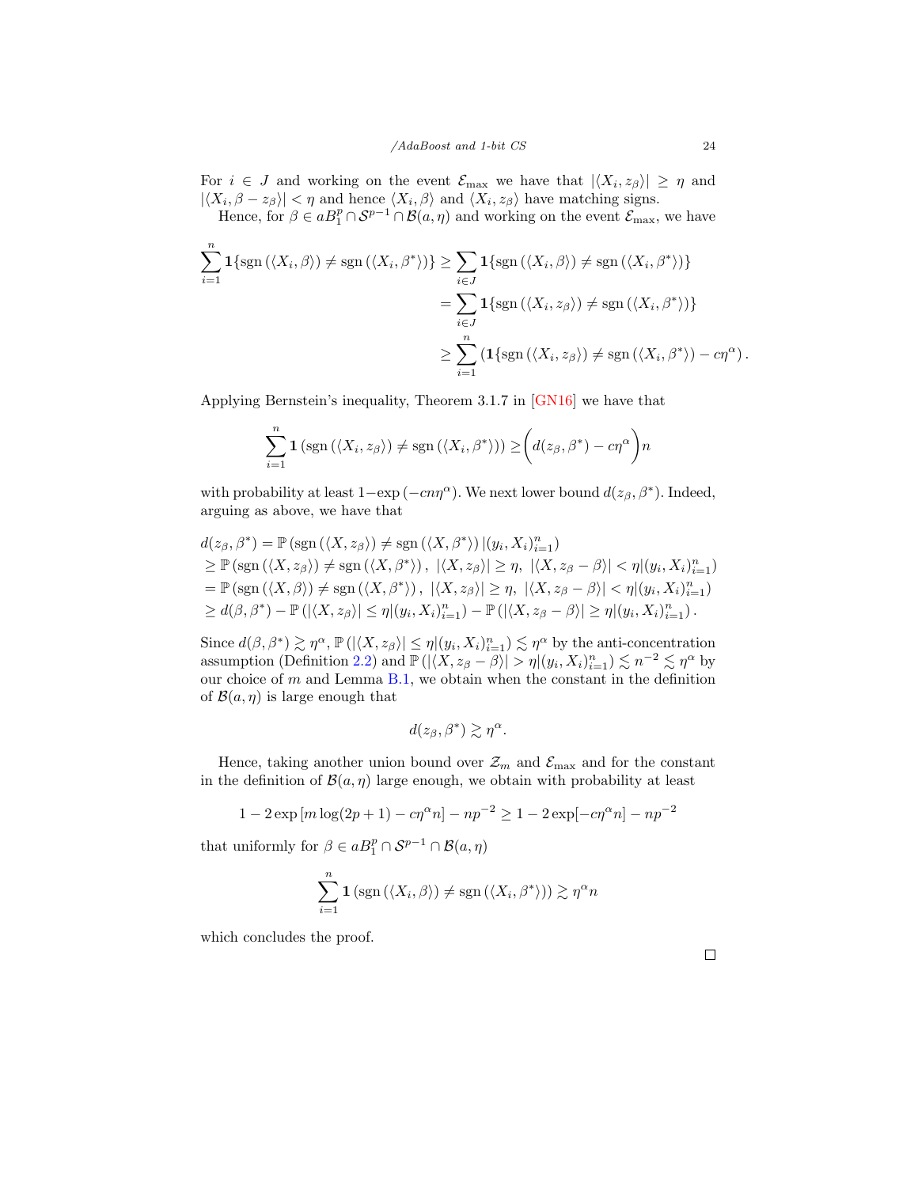For $i \in J$ and working on the event $\mathcal{E}_{\max}$ we have that $|\langle X_i, z_\beta \rangle| \geq \eta$ and $|\langle X_i, \beta - z_\beta \rangle| < \eta$ and hence $\langle X_i, \beta \rangle$ and $\langle X_i, z_\beta \rangle$ have matching signs.

Hence, for $\beta \in aB_1^p \cap \mathcal{S}^{p-1} \cap \mathcal{B}(a, \eta)$ and working on the event $\mathcal{E}_{\max}$, we have

$$
\begin{aligned}
\sum_{i=1}^n \mathbf{1}\{\operatorname{sgn}(\langle X_i, \beta \rangle) \neq \operatorname{sgn}(\langle X_i, \beta^* \rangle)\} &\geq \sum_{i \in J} \mathbf{1}\{\operatorname{sgn}(\langle X_i, \beta \rangle) \neq \operatorname{sgn}(\langle X_i, \beta^* \rangle)\} \\
&= \sum_{i \in J} \mathbf{1}\{\operatorname{sgn}(\langle X_i, z_\beta \rangle) \neq \operatorname{sgn}(\langle X_i, \beta^* \rangle)\} \\
&\geq \sum_{i=1}^n \left(\mathbf{1}\{\operatorname{sgn}(\langle X_i, z_\beta \rangle) \neq \operatorname{sgn}(\langle X_i, \beta^* \rangle) - c\eta^\alpha\right).
\end{aligned}
$$

Applying Bernstein's inequality, Theorem 3.1.7 in [GN16] we have that

$$
\sum_{i=1}^n \mathbf{1}\left(\operatorname{sgn}(\langle X_i, z_\beta \rangle) \neq \operatorname{sgn}(\langle X_i, \beta^* \rangle)\right) \geq \bigg(d(z_\beta, \beta^*) - c\eta^\alpha\bigg) n
$$

with probability at least $1 - \exp(-cn\eta^\alpha)$. We next lower bound $d(z_\beta, \beta^*)$. Indeed, arguing as above, we have that

$$
\begin{aligned}
&d(z_\beta, \beta^*) = \mathbb{P}\left(\operatorname{sgn}(\langle X, z_\beta \rangle) \neq \operatorname{sgn}(\langle X, \beta^* \rangle) \,|(y_i, X_i)_{i=1}^n\right) \\
&\geq \mathbb{P}\left(\operatorname{sgn}(\langle X, z_\beta \rangle) \neq \operatorname{sgn}(\langle X, \beta^* \rangle),\ |\langle X, z_\beta \rangle| \geq \eta,\ |\langle X, z_\beta - \beta \rangle| < \eta |(y_i, X_i)_{i=1}^n\right) \\
&= \mathbb{P}\left(\operatorname{sgn}(\langle X, \beta \rangle) \neq \operatorname{sgn}(\langle X, \beta^* \rangle),\ |\langle X, z_\beta \rangle| \geq \eta,\ |\langle X, z_\beta - \beta \rangle| < \eta |(y_i, X_i)_{i=1}^n\right) \\
&\geq d(\beta, \beta^*) - \mathbb{P}\left(|\langle X, z_\beta \rangle| \leq \eta |(y_i, X_i)_{i=1}^n\right) - \mathbb{P}\left(|\langle X, z_\beta - \beta \rangle| \geq \eta |(y_i, X_i)_{i=1}^n\right).
\end{aligned}
$$

Since $d(\beta, \beta^*) \gtrsim \eta^\alpha$, $\mathbb{P}\left(|\langle X, z_\beta \rangle| \leq \eta |(y_i, X_i)_{i=1}^n\right) \lesssim \eta^\alpha$ by the anti-concentration assumption (Definition 2.2) and $\mathbb{P}\left(|\langle X, z_\beta - \beta \rangle| > \eta |(y_i, X_i)_{i=1}^n\right) \lesssim n^{-2} \lesssim \eta^\alpha$ by our choice of $m$ and Lemma B.1, we obtain when the constant in the definition of $\mathcal{B}(a, \eta)$ is large enough that

$$
d(z_\beta, \beta^*) \gtrsim \eta^\alpha.
$$

Hence, taking another union bound over $\mathcal{Z}_m$ and $\mathcal{E}_{\max}$ and for the constant in the definition of $\mathcal{B}(a, \eta)$ large enough, we obtain with probability at least

$$
1 - 2\exp\left[m \log(2p+1) - c\eta^\alpha n\right] - np^{-2} \geq 1 - 2\exp[-c\eta^\alpha n] - np^{-2}
$$

that uniformly for $\beta \in aB_1^p \cap \mathcal{S}^{p-1} \cap \mathcal{B}(a, \eta)$

$$
\sum_{i=1}^n \mathbf{1}\left(\operatorname{sgn}(\langle X_i, \beta \rangle) \neq \operatorname{sgn}(\langle X_i, \beta^* \rangle)\right) \gtrsim \eta^\alpha n
$$

which concludes the proof.

□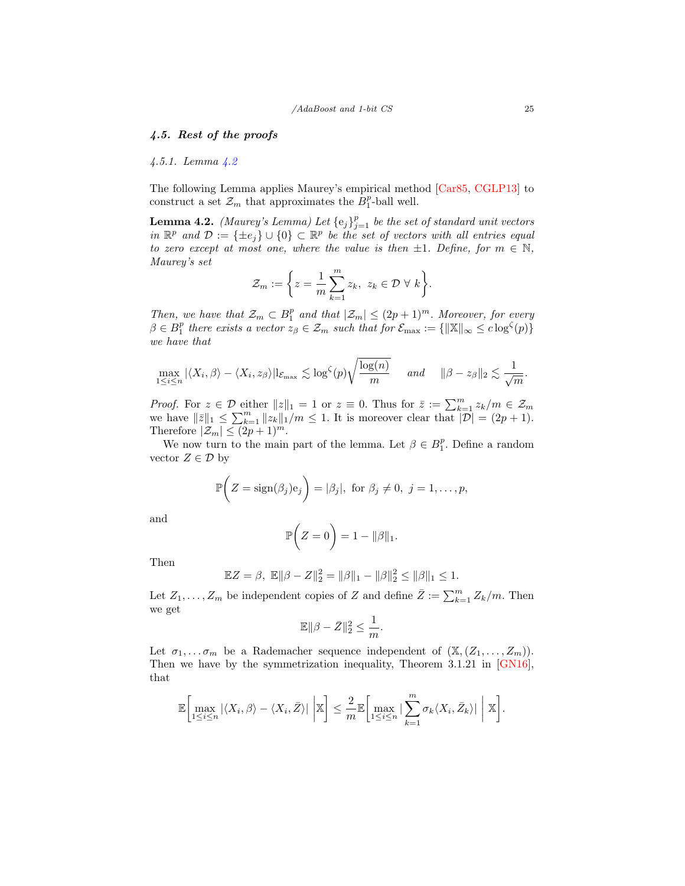### 4.5. Rest of the proofs

#### 4.5.1. Lemma 4.2

The following Lemma applies Maurey's empirical method [Car85, CGLP13] to construct a set $\mathcal{Z}_m$ that approximates the $B_1^p$-ball well.

**Lemma 4.2.** *(Maurey's Lemma) Let $\{\mathrm{e}_j\}_{j=1}^p$ be the set of standard unit vectors in $\mathbb{R}^p$ and $\mathcal{D} := \{\pm e_j\} \cup \{0\} \subset \mathbb{R}^p$ be the set of vectors with all entries equal to zero except at most one, where the value is then $\pm 1$. Define, for $m \in \mathbb{N}$, Maurey's set*

$$\mathcal{Z}_m := \left\{ z = \frac{1}{m} \sum_{k=1}^m z_k, \ z_k \in \mathcal{D} \ \forall \ k \right\}.$$

*Then, we have that $\mathcal{Z}_m \subset B_1^p$ and that $|\mathcal{Z}_m| \leq (2p+1)^m$. Moreover, for every $\beta \in B_1^p$ there exists a vector $z_\beta \in \mathcal{Z}_m$ such that for $\mathcal{E}_{\max} := \{\|\mathbb{X}\|_\infty \leq c \log^\zeta(p)\}$ we have that*

$$\max_{1 \leq i \leq n} |\langle X_i, \beta \rangle - \langle X_i, z_\beta \rangle| \mathrm{l}_{\mathcal{E}_{\max}} \lesssim \log^\zeta(p) \sqrt{\frac{\log(n)}{m}} \quad \text{ and } \quad \|\beta - z_\beta\|_2 \lesssim \frac{1}{\sqrt{m}}.$$

*Proof.* For $z \in \mathcal{D}$ either $\|z\|_1 = 1$ or $z \equiv 0$. Thus for $\bar{z} := \sum_{k=1}^m z_k/m \in \mathcal{Z}_m$ we have $\|\bar{z}\|_1 \leq \sum_{k=1}^m \|z_k\|_1/m \leq 1$. It is moreover clear that $|\mathcal{D}| = (2p+1)$. Therefore $|\mathcal{Z}_m| \leq (2p+1)^m$.

We now turn to the main part of the lemma. Let $\beta \in B_1^p$. Define a random vector $Z \in \mathcal{D}$ by

$$\mathbb{P}\bigg(Z = \mathrm{sign}(\beta_j)\mathrm{e}_j\bigg) = |\beta_j|, \ \text{for } \beta_j \neq 0, \ j = 1, \ldots, p,$$

and

$$\mathbb{P}\bigg(Z = 0\bigg) = 1 - \|\beta\|_1.$$

Then

$$\mathbb{E}Z = \beta, \ \mathbb{E}\|\beta - Z\|_2^2 = \|\beta\|_1 - \|\beta\|_2^2 \leq \|\beta\|_1 \leq 1.$$

Let $Z_1, \ldots, Z_m$ be independent copies of $Z$ and define $\bar{Z} := \sum_{k=1}^m Z_k/m$. Then we get

$$\mathbb{E}\|\beta - \bar{Z}\|_2^2 \leq \frac{1}{m}.$$

Let $\sigma_1, \ldots \sigma_m$ be a Rademacher sequence independent of $(\mathbb{X}, (Z_1, \ldots, Z_m))$. Then we have by the symmetrization inequality, Theorem 3.1.21 in [GN16], that

$$\mathbb{E}\bigg[\max_{1 \leq i \leq n} |\langle X_i, \beta \rangle - \langle X_i, \bar{Z} \rangle| \ \bigg| \mathbb{X}\bigg] \leq \frac{2}{m} \mathbb{E}\bigg[\max_{1 \leq i \leq n} |\sum_{k=1}^m \sigma_k \langle X_i, \bar{Z}_k \rangle| \ \bigg| \ \mathbb{X}\bigg].$$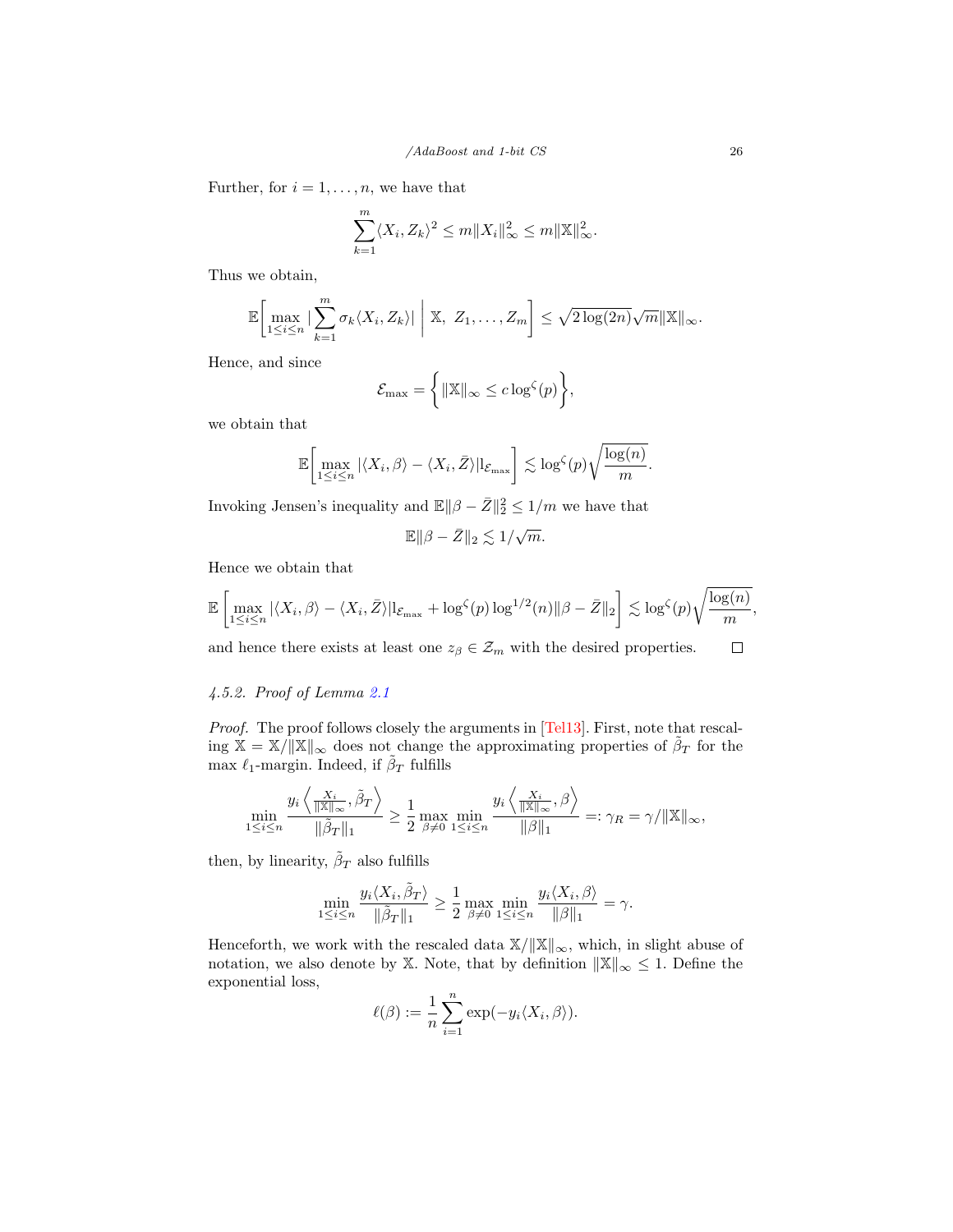Further, for $i = 1, \dots, n$, we have that

$$\sum_{k=1}^{m} \langle X_i, Z_k \rangle^2 \le m \|X_i\|_\infty^2 \le m \|\mathbb{X}\|_\infty^2.$$

Thus we obtain,

$$\mathbb{E}\left[ \max_{1 \le i \le n} |\sum_{k=1}^{m} \sigma_k \langle X_i, Z_k \rangle| \;\middle|\; \mathbb{X},\ Z_1, \dots, Z_m \right] \le \sqrt{2 \log(2n)} \sqrt{m} \|\mathbb{X}\|_\infty.$$

Hence, and since

$$\mathcal{E}_{\max} = \left\{ \|\mathbb{X}\|_\infty \le c \log^\zeta(p) \right\},$$

we obtain that

$$\mathbb{E}\left[ \max_{1 \le i \le n} |\langle X_i, \beta \rangle - \langle X_i, \bar{Z} \rangle| 1_{\mathcal{E}_{\max}} \right] \lesssim \log^\zeta(p) \sqrt{\frac{\log(n)}{m}}.$$

Invoking Jensen's inequality and $\mathbb{E}\|\beta - \bar{Z}\|_2^2 \le 1/m$ we have that

$$\mathbb{E}\|\beta - \bar{Z}\|_2 \lesssim 1/\sqrt{m}.$$

Hence we obtain that

$$\mathbb{E}\left[ \max_{1 \le i \le n} |\langle X_i, \beta \rangle - \langle X_i, \bar{Z} \rangle| 1_{\mathcal{E}_{\max}} + \log^\zeta(p) \log^{1/2}(n) \|\beta - \bar{Z}\|_2 \right] \lesssim \log^\zeta(p) \sqrt{\frac{\log(n)}{m}},$$

and hence there exists at least one $z_\beta \in \mathcal{Z}_m$ with the desired properties. $\square$

#### 4.5.2. Proof of Lemma 2.1

*Proof.* The proof follows closely the arguments in [Tel13]. First, note that rescaling $\mathbb{X} = \mathbb{X}/\|\mathbb{X}\|_\infty$ does not change the approximating properties of $\tilde{\beta}_T$ for the max $\ell_1$-margin. Indeed, if $\tilde{\beta}_T$ fulfills

$$\min_{1 \le i \le n} \frac{y_i \left\langle \frac{X_i}{\|\mathbb{X}\|_\infty}, \tilde{\beta}_T \right\rangle}{\|\tilde{\beta}_T\|_1} \ge \frac{1}{2} \max_{\beta \ne 0} \min_{1 \le i \le n} \frac{y_i \left\langle \frac{X_i}{\|\mathbb{X}\|_\infty}, \beta \right\rangle}{\|\beta\|_1} =: \gamma_R = \gamma / \|\mathbb{X}\|_\infty,$$

then, by linearity, $\tilde{\beta}_T$ also fulfills

$$\min_{1 \le i \le n} \frac{y_i \langle X_i, \tilde{\beta}_T \rangle}{\|\tilde{\beta}_T\|_1} \ge \frac{1}{2} \max_{\beta \ne 0} \min_{1 \le i \le n} \frac{y_i \langle X_i, \beta \rangle}{\|\beta\|_1} = \gamma.$$

Henceforth, we work with the rescaled data $\mathbb{X}/\|\mathbb{X}\|_\infty$, which, in slight abuse of notation, we also denote by $\mathbb{X}$. Note, that by definition $\|\mathbb{X}\|_\infty \le 1$. Define the exponential loss,

$$\ell(\beta) := \frac{1}{n} \sum_{i=1}^{n} \exp(-y_i \langle X_i, \beta \rangle).$$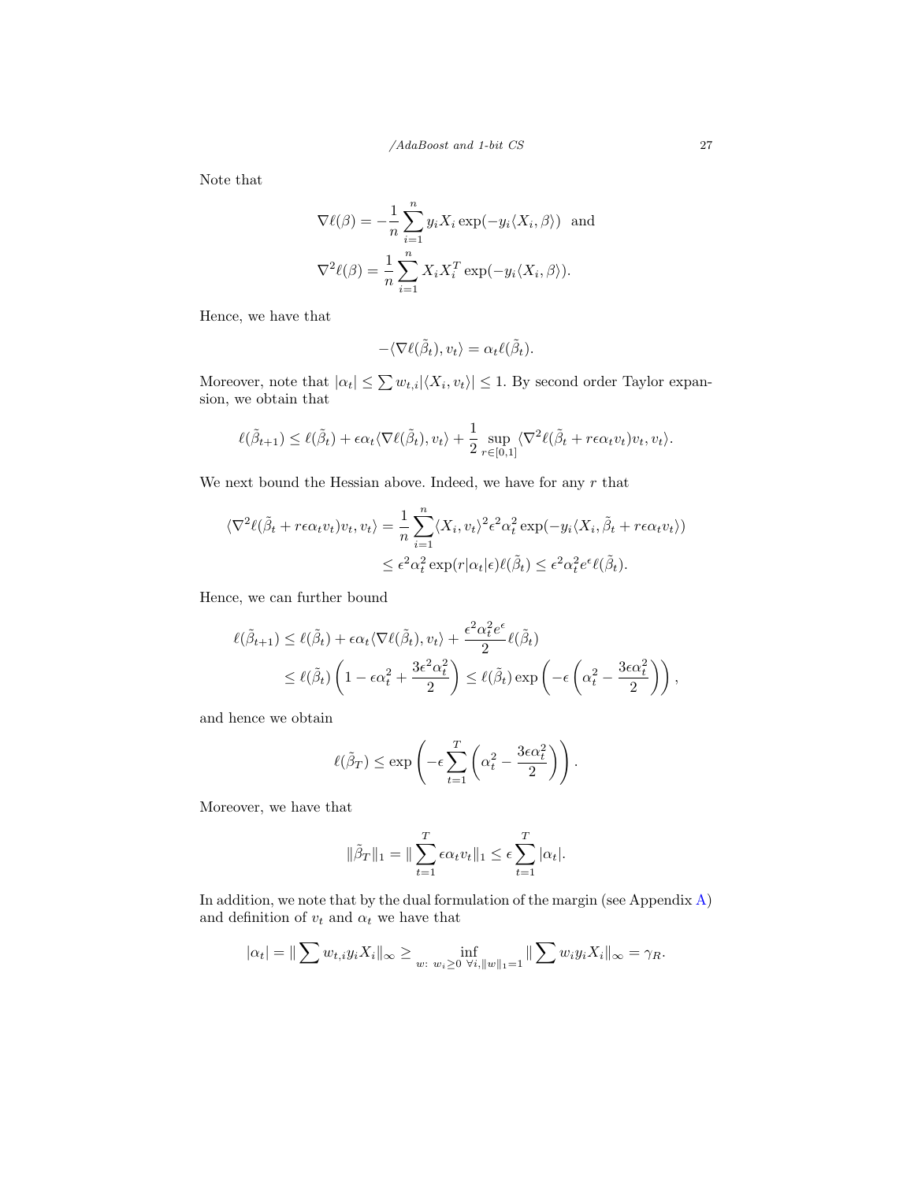Note that

$$
\nabla \ell(\beta) = -\frac{1}{n}\sum_{i=1}^{n} y_i X_i \exp(-y_i\langle X_i, \beta\rangle) \quad \text{and}
$$

$$
\nabla^2 \ell(\beta) = \frac{1}{n}\sum_{i=1}^{n} X_i X_i^T \exp(-y_i\langle X_i, \beta\rangle).
$$

Hence, we have that

$$
-\langle \nabla \ell(\tilde{\beta}_t), v_t\rangle = \alpha_t \ell(\tilde{\beta}_t).
$$

Moreover, note that $|\alpha_t| \leq \sum w_{t,i}|\langle X_i, v_t\rangle| \leq 1$. By second order Taylor expansion, we obtain that

$$
\ell(\tilde{\beta}_{t+1}) \leq \ell(\tilde{\beta}_t) + \epsilon\alpha_t\langle \nabla \ell(\tilde{\beta}_t), v_t\rangle + \frac{1}{2}\sup_{r\in[0,1]}\langle \nabla^2 \ell(\tilde{\beta}_t + r\epsilon\alpha_t v_t)v_t, v_t\rangle.
$$

We next bound the Hessian above. Indeed, we have for any $r$ that

$$
\begin{aligned}
\langle \nabla^2 \ell(\tilde{\beta}_t + r\epsilon\alpha_t v_t)v_t, v_t\rangle &= \frac{1}{n}\sum_{i=1}^{n}\langle X_i, v_t\rangle^2 \epsilon^2\alpha_t^2 \exp(-y_i\langle X_i, \tilde{\beta}_t + r\epsilon\alpha_t v_t\rangle) \\
&\leq \epsilon^2\alpha_t^2 \exp(r|\alpha_t|\epsilon)\ell(\tilde{\beta}_t) \leq \epsilon^2\alpha_t^2 e^{\epsilon}\ell(\tilde{\beta}_t).
\end{aligned}
$$

Hence, we can further bound

$$
\begin{aligned}
\ell(\tilde{\beta}_{t+1}) &\leq \ell(\tilde{\beta}_t) + \epsilon\alpha_t\langle \nabla \ell(\tilde{\beta}_t), v_t\rangle + \frac{\epsilon^2\alpha_t^2 e^{\epsilon}}{2}\ell(\tilde{\beta}_t) \\
&\leq \ell(\tilde{\beta}_t)\left(1 - \epsilon\alpha_t^2 + \frac{3\epsilon^2\alpha_t^2}{2}\right) \leq \ell(\tilde{\beta}_t)\exp\left(-\epsilon\left(\alpha_t^2 - \frac{3\epsilon\alpha_t^2}{2}\right)\right),
\end{aligned}
$$

and hence we obtain

$$
\ell(\tilde{\beta}_T) \leq \exp\left(-\epsilon\sum_{t=1}^{T}\left(\alpha_t^2 - \frac{3\epsilon\alpha_t^2}{2}\right)\right).
$$

Moreover, we have that

$$
\|\tilde{\beta}_T\|_1 = \|\sum_{t=1}^{T}\epsilon\alpha_t v_t\|_1 \leq \epsilon\sum_{t=1}^{T}|\alpha_t|.
$$

In addition, we note that by the dual formulation of the margin (see Appendix A) and definition of $v_t$ and $\alpha_t$ we have that

$$
|\alpha_t| = \|\sum w_{t,i}y_i X_i\|_\infty \geq \inf_{w:\ w_i\geq 0\ \forall i, \|w\|_1=1}\|\sum w_i y_i X_i\|_\infty = \gamma_R.
$$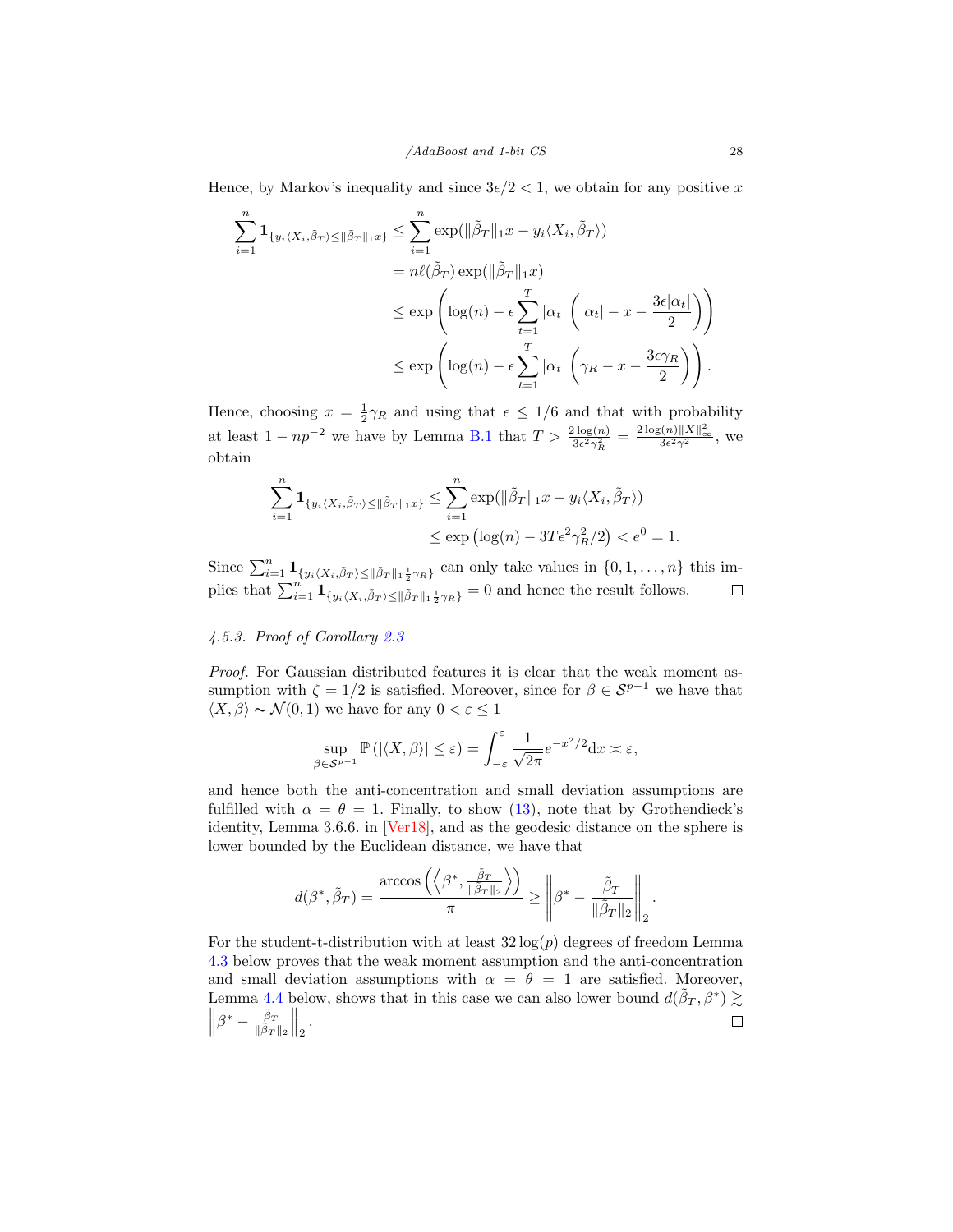Hence, by Markov's inequality and since $3\epsilon/2 < 1$, we obtain for any positive $x$

$$
\begin{aligned}
\sum_{i=1}^{n} \mathbf{1}_{\{y_i\langle X_i,\tilde{\beta}_T\rangle \le \|\tilde{\beta}_T\|_1 x\}} &\le \sum_{i=1}^{n} \exp(\|\tilde{\beta}_T\|_1 x - y_i\langle X_i,\tilde{\beta}_T\rangle) \\
&= n\ell(\tilde{\beta}_T)\exp(\|\tilde{\beta}_T\|_1 x) \\
&\le \exp\left(\log(n) - \epsilon\sum_{t=1}^{T}|\alpha_t|\left(|\alpha_t| - x - \frac{3\epsilon|\alpha_t|}{2}\right)\right) \\
&\le \exp\left(\log(n) - \epsilon\sum_{t=1}^{T}|\alpha_t|\left(\gamma_R - x - \frac{3\epsilon\gamma_R}{2}\right)\right).
\end{aligned}
$$

Hence, choosing $x = \frac{1}{2}\gamma_R$ and using that $\epsilon \le 1/6$ and that with probability at least $1 - np^{-2}$ we have by Lemma B.1 that $T > \frac{2\log(n)}{3\epsilon^2\gamma_R^2} = \frac{2\log(n)\|X\|_\infty^2}{3\epsilon^2\gamma^2}$, we obtain

$$
\begin{aligned}
\sum_{i=1}^{n} \mathbf{1}_{\{y_i\langle X_i,\tilde{\beta}_T\rangle \le \|\tilde{\beta}_T\|_1 x\}} &\le \sum_{i=1}^{n} \exp(\|\tilde{\beta}_T\|_1 x - y_i\langle X_i,\tilde{\beta}_T\rangle) \\
&\le \exp\left(\log(n) - 3T\epsilon^2\gamma_R^2/2\right) < e^0 = 1.
\end{aligned}
$$

Since $\sum_{i=1}^{n} \mathbf{1}_{\{y_i\langle X_i,\tilde{\beta}_T\rangle \le \|\tilde{\beta}_T\|_1 \frac{1}{2}\gamma_R\}}$ can only take values in $\{0, 1, \ldots, n\}$ this implies that $\sum_{i=1}^{n} \mathbf{1}_{\{y_i\langle X_i,\tilde{\beta}_T\rangle \le \|\tilde{\beta}_T\|_1 \frac{1}{2}\gamma_R\}} = 0$ and hence the result follows. $\square$

#### 4.5.3. Proof of Corollary 2.3

*Proof.* For Gaussian distributed features it is clear that the weak moment assumption with $\zeta = 1/2$ is satisfied. Moreover, since for $\beta \in \mathcal{S}^{p-1}$ we have that $\langle X, \beta\rangle \sim \mathcal{N}(0,1)$ we have for any $0 < \varepsilon \le 1$

$$
\sup_{\beta\in\mathcal{S}^{p-1}} \mathbb{P}\left(|\langle X,\beta\rangle| \le \varepsilon\right) = \int_{-\varepsilon}^{\varepsilon} \frac{1}{\sqrt{2\pi}} e^{-x^2/2}\mathrm{d}x \asymp \varepsilon,
$$

and hence both the anti-concentration and small deviation assumptions are fulfilled with $\alpha = \theta = 1$. Finally, to show (13), note that by Grothendieck's identity, Lemma 3.6.6. in [Ver18], and as the geodesic distance on the sphere is lower bounded by the Euclidean distance, we have that

$$
d(\beta^*, \tilde{\beta}_T) = \frac{\arccos\left(\left\langle \beta^*, \frac{\tilde{\beta}_T}{\|\tilde{\beta}_T\|_2}\right\rangle\right)}{\pi} \ge \left\| \beta^* - \frac{\tilde{\beta}_T}{\|\tilde{\beta}_T\|_2}\right\|_2.
$$

For the student-t-distribution with at least $32\log(p)$ degrees of freedom Lemma 4.3 below proves that the weak moment assumption and the anti-concentration and small deviation assumptions with $\alpha = \theta = 1$ are satisfied. Moreover, Lemma 4.4 below, shows that in this case we can also lower bound $d(\tilde{\beta}_T, \beta^*) \gtrsim \left\|\beta^* - \frac{\tilde{\beta}_T}{\|\beta_T\|_2}\right\|_2$. $\square$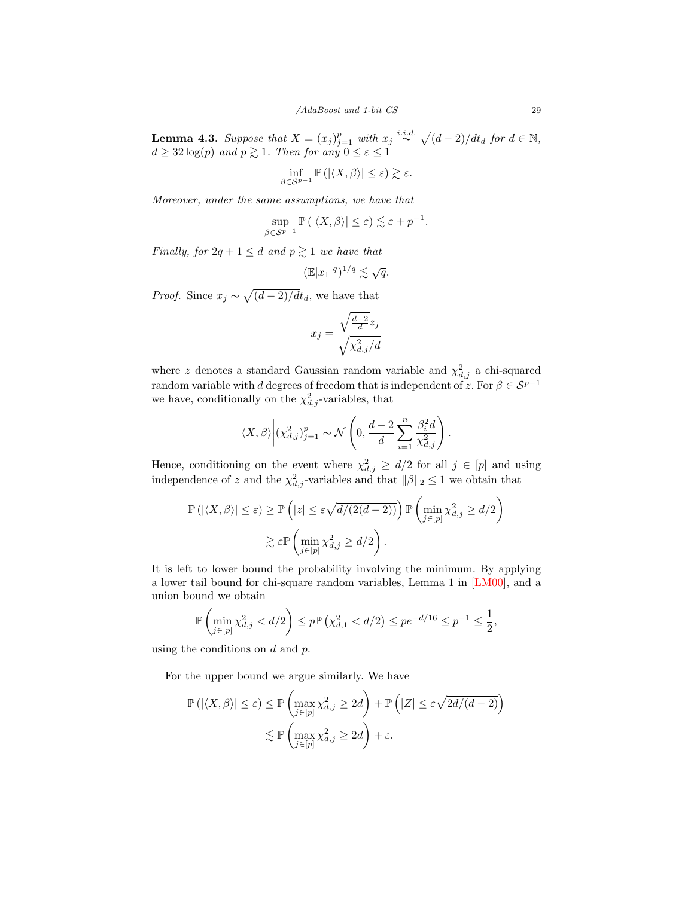**Lemma 4.3.** *Suppose that $X = (x_j)_{j=1}^p$ with $x_j \overset{i.i.d.}{\sim} \sqrt{(d-2)/d}\, t_d$ for $d \in \mathbb{N}$, $d \geq 32 \log(p)$ and $p \gtrsim 1$. Then for any $0 \leq \varepsilon \leq 1$*

$$\inf_{\beta \in \mathcal{S}^{p-1}} \mathbb{P}\left(|\langle X, \beta \rangle| \leq \varepsilon\right) \gtrsim \varepsilon.$$

*Moreover, under the same assumptions, we have that*

$$\sup_{\beta \in \mathcal{S}^{p-1}} \mathbb{P}\left(|\langle X, \beta \rangle| \leq \varepsilon\right) \lesssim \varepsilon + p^{-1}.$$

*Finally, for $2q + 1 \leq d$ and $p \gtrsim 1$ we have that*

$$(\mathbb{E}|x_1|^q)^{1/q} \lesssim \sqrt{q}.$$

*Proof.* Since $x_j \sim \sqrt{(d-2)/d}\, t_d$, we have that

$$x_j = \frac{\sqrt{\frac{d-2}{d}} z_j}{\sqrt{\chi^2_{d,j}/d}}$$

where $z$ denotes a standard Gaussian random variable and $\chi^2_{d,j}$ a chi-squared random variable with $d$ degrees of freedom that is independent of $z$. For $\beta \in \mathcal{S}^{p-1}$ we have, conditionally on the $\chi^2_{d,j}$-variables, that

$$\langle X, \beta \rangle \bigg| (\chi^2_{d,j})_{j=1}^p \sim \mathcal{N}\left(0, \frac{d-2}{d} \sum_{i=1}^n \frac{\beta_i^2 d}{\chi^2_{d,j}}\right).$$

Hence, conditioning on the event where $\chi^2_{d,j} \geq d/2$ for all $j \in [p]$ and using independence of $z$ and the $\chi^2_{d,j}$-variables and that $\|\beta\|_2 \leq 1$ we obtain that

$$\begin{aligned}
\mathbb{P}\left(|\langle X, \beta \rangle| \leq \varepsilon\right) &\geq \mathbb{P}\left(|z| \leq \varepsilon \sqrt{d/(2(d-2))}\right) \mathbb{P}\left(\min_{j \in [p]} \chi^2_{d,j} \geq d/2\right) \\
&\gtrsim \varepsilon \mathbb{P}\left(\min_{j \in [p]} \chi^2_{d,j} \geq d/2\right).
\end{aligned}$$

It is left to lower bound the probability involving the minimum. By applying a lower tail bound for chi-square random variables, Lemma 1 in [LM00], and a union bound we obtain

$$\mathbb{P}\left(\min_{j \in [p]} \chi^2_{d,j} < d/2\right) \leq p \mathbb{P}\left(\chi^2_{d,1} < d/2\right) \leq p e^{-d/16} \leq p^{-1} \leq \frac{1}{2},$$

using the conditions on $d$ and $p$.

For the upper bound we argue similarly. We have

$$\begin{aligned}
\mathbb{P}\left(|\langle X, \beta \rangle| \leq \varepsilon\right) &\leq \mathbb{P}\left(\max_{j \in [p]} \chi^2_{d,j} \geq 2d\right) + \mathbb{P}\left(|Z| \leq \varepsilon \sqrt{2d/(d-2)}\right) \\
&\lesssim \mathbb{P}\left(\max_{j \in [p]} \chi^2_{d,j} \geq 2d\right) + \varepsilon.
\end{aligned}$$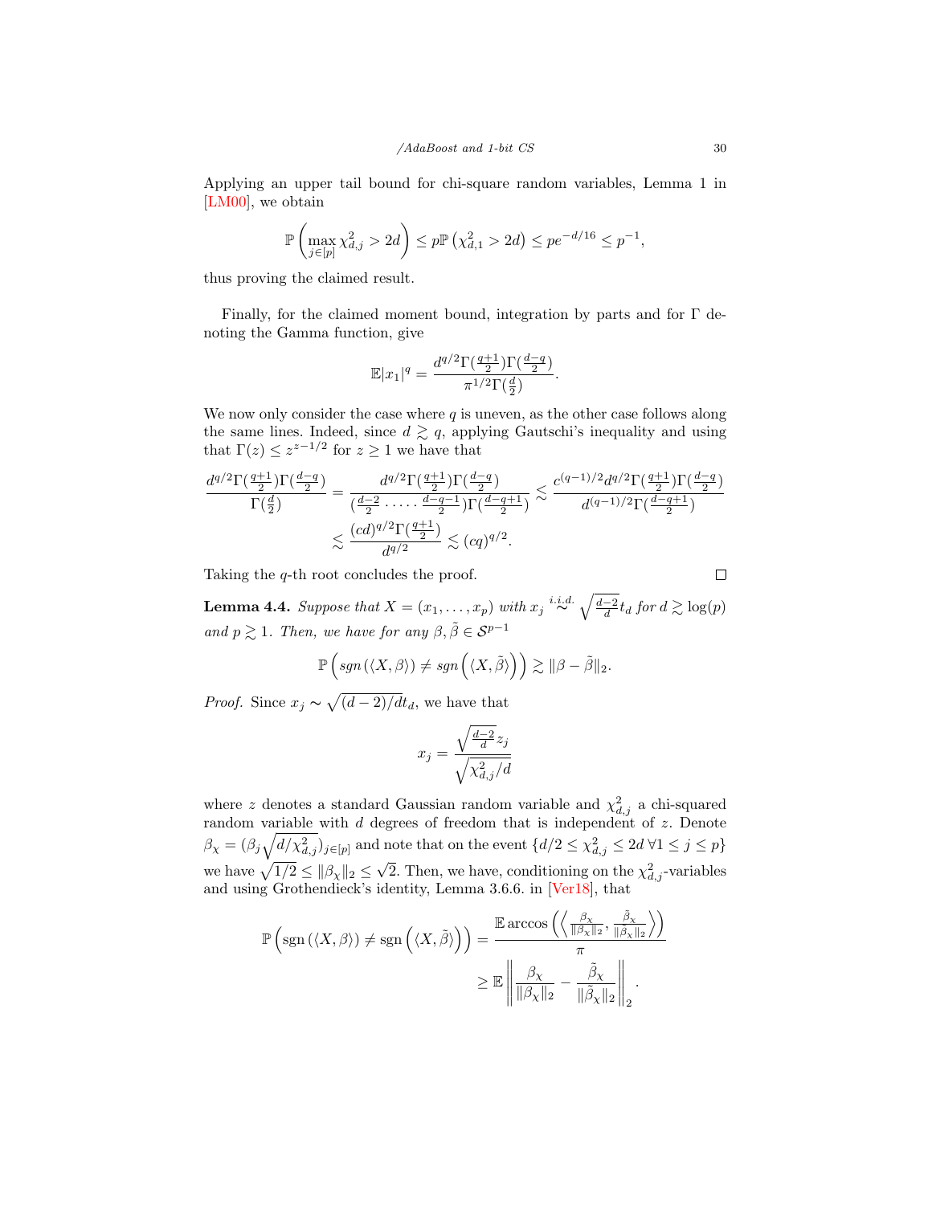Applying an upper tail bound for chi-square random variables, Lemma 1 in [LM00], we obtain

$$\mathbb{P}\left(\max_{j\in[p]} \chi^2_{d,j} > 2d\right) \le p\mathbb{P}\left(\chi^2_{d,1} > 2d\right) \le pe^{-d/16} \le p^{-1},$$

thus proving the claimed result.

Finally, for the claimed moment bound, integration by parts and for $\Gamma$ denoting the Gamma function, give

$$\mathbb{E}|x_1|^q = \frac{d^{q/2}\Gamma(\frac{q+1}{2})\Gamma(\frac{d-q}{2})}{\pi^{1/2}\Gamma(\frac{d}{2})}.$$

We now only consider the case where $q$ is uneven, as the other case follows along the same lines. Indeed, since $d \gtrsim q$, applying Gautschi's inequality and using that $\Gamma(z) \le z^{z-1/2}$ for $z \ge 1$ we have that

$$\begin{aligned}
\frac{d^{q/2}\Gamma(\frac{q+1}{2})\Gamma(\frac{d-q}{2})}{\Gamma(\frac{d}{2})} &= \frac{d^{q/2}\Gamma(\frac{q+1}{2})\Gamma(\frac{d-q}{2})}{(\frac{d-2}{2}\cdot\ldots\cdot\frac{d-q-1}{2})\Gamma(\frac{d-q+1}{2})} \lesssim \frac{c^{(q-1)/2}d^{q/2}\Gamma(\frac{q+1}{2})\Gamma(\frac{d-q}{2})}{d^{(q-1)/2}\Gamma(\frac{d-q+1}{2})} \\
&\lesssim \frac{(cd)^{q/2}\Gamma(\frac{q+1}{2})}{d^{q/2}} \lesssim (cq)^{q/2}.
\end{aligned}$$

Taking the $q$-th root concludes the proof. $\square$

**Lemma 4.4.** *Suppose that $X = (x_1, \ldots, x_p)$ with $x_j \overset{i.i.d.}{\sim} \sqrt{\frac{d-2}{d}}t_d$ for $d \gtrsim \log(p)$ and $p \gtrsim 1$. Then, we have for any $\beta, \tilde{\beta} \in \mathcal{S}^{p-1}$*

$$\mathbb{P}\left(sgn\left(\langle X, \beta\rangle\right) \ne sgn\left(\langle X, \tilde{\beta}\rangle\right)\right) \gtrsim \|\beta - \tilde{\beta}\|_2.$$

*Proof.* Since $x_j \sim \sqrt{(d-2)/d}t_d$, we have that

$$x_j = \frac{\sqrt{\frac{d-2}{d}}z_j}{\sqrt{\chi^2_{d,j}/d}}$$

where $z$ denotes a standard Gaussian random variable and $\chi^2_{d,j}$ a chi-squared random variable with $d$ degrees of freedom that is independent of $z$. Denote $\beta_\chi = (\beta_j\sqrt{d/\chi^2_{d,j}})_{j\in[p]}$ and note that on the event $\{d/2 \le \chi^2_{d,j} \le 2d \; \forall 1 \le j \le p\}$ we have $\sqrt{1/2} \le \|\beta_\chi\|_2 \le \sqrt{2}$. Then, we have, conditioning on the $\chi^2_{d,j}$-variables and using Grothendieck's identity, Lemma 3.6.6. in [Ver18], that

$$\begin{aligned}
\mathbb{P}\left(\text{sgn}\left(\langle X, \beta\rangle\right) \ne \text{sgn}\left(\langle X, \tilde{\beta}\rangle\right)\right) &= \frac{\mathbb{E}\arccos\left(\left\langle \frac{\beta_\chi}{\|\beta_\chi\|_2}, \frac{\tilde{\beta}_\chi}{\|\tilde{\beta}_\chi\|_2}\right\rangle\right)}{\pi} \\
&\ge \mathbb{E}\left\|\frac{\beta_\chi}{\|\beta_\chi\|_2} - \frac{\tilde{\beta}_\chi}{\|\tilde{\beta}_\chi\|_2}\right\|_2.
\end{aligned}$$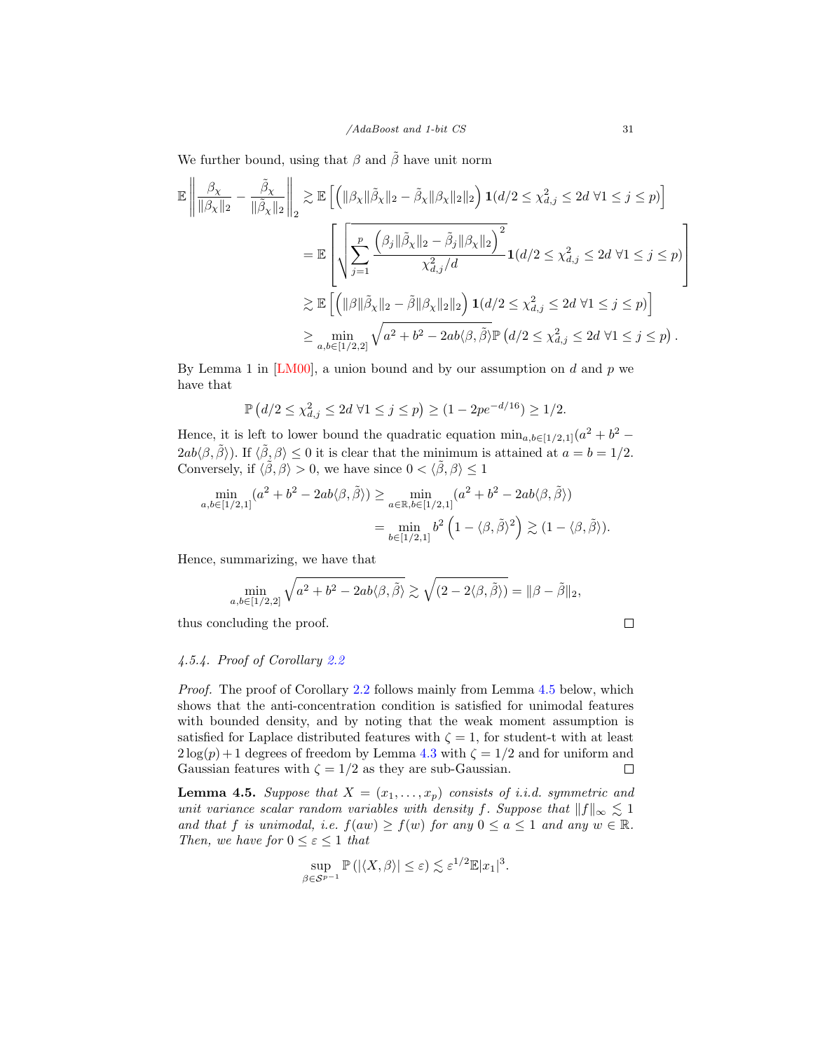We further bound, using that $\beta$ and $\tilde{\beta}$ have unit norm

$$
\begin{aligned}
\mathbb{E}\left\| \frac{\beta_\chi}{\|\beta_\chi\|_2} - \frac{\tilde{\beta}_\chi}{\|\tilde{\beta}_\chi\|_2} \right\|_2 &\gtrsim \mathbb{E}\left[ \left( \|\beta_\chi \|\tilde{\beta}_\chi\|_2 - \tilde{\beta}_\chi \|\beta_\chi\|_2\|_2 \right) \mathbf{1}(d/2 \le \chi^2_{d,j} \le 2d \ \forall 1 \le j \le p) \right] \\
&= \mathbb{E}\left[ \sqrt{\sum_{j=1}^p \frac{\left(\beta_j \|\tilde{\beta}_\chi\|_2 - \tilde{\beta}_j \|\beta_\chi\|_2\right)^2}{\chi^2_{d,j}/d}} \mathbf{1}(d/2 \le \chi^2_{d,j} \le 2d \ \forall 1 \le j \le p) \right] \\
&\gtrsim \mathbb{E}\left[ \left( \|\beta \|\tilde{\beta}_\chi\|_2 - \tilde{\beta} \|\beta_\chi\|_2\|_2 \right) \mathbf{1}(d/2 \le \chi^2_{d,j} \le 2d \ \forall 1 \le j \le p) \right] \\
&\ge \min_{a,b \in [1/2,2]} \sqrt{a^2 + b^2 - 2ab\langle \beta, \tilde{\beta} \rangle} \mathbb{P}\left( d/2 \le \chi^2_{d,j} \le 2d \ \forall 1 \le j \le p \right).
\end{aligned}
$$

By Lemma 1 in [LM00], a union bound and by our assumption on $d$ and $p$ we have that

$$
\mathbb{P}\left( d/2 \le \chi^2_{d,j} \le 2d \ \forall 1 \le j \le p \right) \ge (1 - 2pe^{-d/16}) \ge 1/2.
$$

Hence, it is left to lower bound the quadratic equation $\min_{a,b \in [1/2,1]}(a^2 + b^2 - 2ab\langle \beta, \tilde{\beta} \rangle)$. If $\langle \tilde{\beta}, \beta \rangle \le 0$ it is clear that the minimum is attained at $a = b = 1/2$. Conversely, if $\langle \tilde{\beta}, \beta \rangle > 0$, we have since $0 < \langle \tilde{\beta}, \beta \rangle \le 1$

$$
\begin{aligned}
\min_{a,b \in [1/2,1]} (a^2 + b^2 - 2ab\langle \beta, \tilde{\beta} \rangle) &\ge \min_{a \in \mathbb{R}, b \in [1/2,1]} (a^2 + b^2 - 2ab\langle \beta, \tilde{\beta} \rangle) \\
&= \min_{b \in [1/2,1]} b^2 \left( 1 - \langle \beta, \tilde{\beta} \rangle^2 \right) \gtrsim (1 - \langle \beta, \tilde{\beta} \rangle).
\end{aligned}
$$

Hence, summarizing, we have that

$$
\min_{a,b \in [1/2,2]} \sqrt{a^2 + b^2 - 2ab\langle \beta, \tilde{\beta} \rangle} \gtrsim \sqrt{(2 - 2\langle \beta, \tilde{\beta} \rangle)} = \|\beta - \tilde{\beta}\|_2,
$$

thus concluding the proof. □

#### 4.5.4. Proof of Corollary 2.2

*Proof.* The proof of Corollary 2.2 follows mainly from Lemma 4.5 below, which shows that the anti-concentration condition is satisfied for unimodal features with bounded density, and by noting that the weak moment assumption is satisfied for Laplace distributed features with $\zeta = 1$, for student-t with at least $2\log(p) + 1$ degrees of freedom by Lemma 4.3 with $\zeta = 1/2$ and for uniform and Gaussian features with $\zeta = 1/2$ as they are sub-Gaussian. □

**Lemma 4.5.** *Suppose that $X = (x_1, \ldots, x_p)$ consists of i.i.d. symmetric and unit variance scalar random variables with density $f$. Suppose that $\|f\|_\infty \lesssim 1$ and that $f$ is unimodal, i.e. $f(aw) \ge f(w)$ for any $0 \le a \le 1$ and any $w \in \mathbb{R}$. Then, we have for $0 \le \varepsilon \le 1$ that*

$$
\sup_{\beta \in \mathcal{S}^{p-1}} \mathbb{P}\left( |\langle X, \beta \rangle| \le \varepsilon \right) \lesssim \varepsilon^{1/2} \mathbb{E}|x_1|^3.
$$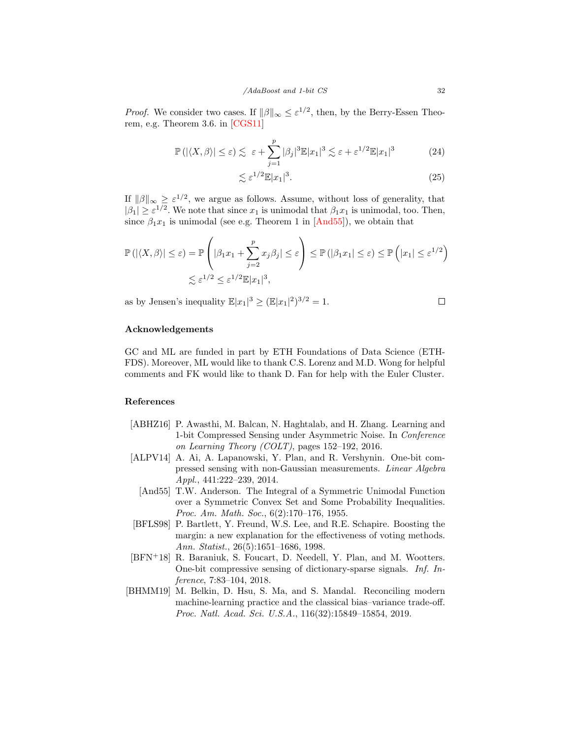*Proof.* We consider two cases. If $\|\beta\|_\infty \le \varepsilon^{1/2}$, then, by the Berry-Essen Theorem, e.g. Theorem 3.6. in [CGS11]

$$\mathbb{P}\left(|\langle X, \beta\rangle| \le \varepsilon\right) \lesssim \ \varepsilon + \sum_{j=1}^{p} |\beta_j|^3 \mathbb{E}|x_1|^3 \lesssim \varepsilon + \varepsilon^{1/2}\mathbb{E}|x_1|^3 \tag{24}$$

$$\lesssim \varepsilon^{1/2}\mathbb{E}|x_1|^3. \tag{25}$$

If $\|\beta\|_\infty \ge \varepsilon^{1/2}$, we argue as follows. Assume, without loss of generality, that $|\beta_1| \ge \varepsilon^{1/2}$. We note that since $x_1$ is unimodal that $\beta_1 x_1$ is unimodal, too. Then, since $\beta_1 x_1$ is unimodal (see e.g. Theorem 1 in [And55]), we obtain that

$$\mathbb{P}\left(|\langle X, \beta\rangle| \le \varepsilon\right) = \mathbb{P}\left(|\beta_1 x_1 + \sum_{j=2}^{p} x_j \beta_j| \le \varepsilon\right) \le \mathbb{P}\left(|\beta_1 x_1| \le \varepsilon\right) \le \mathbb{P}\left(|x_1| \le \varepsilon^{1/2}\right)$$
$$\lesssim \varepsilon^{1/2} \le \varepsilon^{1/2}\mathbb{E}|x_1|^3,$$

as by Jensen's inequality $\mathbb{E}|x_1|^3 \ge (\mathbb{E}|x_1|^2)^{3/2} = 1$. □

## Acknowledgements

GC and ML are funded in part by ETH Foundations of Data Science (ETH-FDS). Moreover, ML would like to thank C.S. Lorenz and M.D. Wong for helpful comments and FK would like to thank D. Fan for help with the Euler Cluster.

## References

[ABHZ16] P. Awasthi, M. Balcan, N. Haghtalab, and H. Zhang. Learning and 1-bit Compressed Sensing under Asymmetric Noise. In *Conference on Learning Theory (COLT)*, pages 152–192, 2016.

[ALPV14] A. Ai, A. Lapanowski, Y. Plan, and R. Vershynin. One-bit compressed sensing with non-Gaussian measurements. *Linear Algebra Appl.*, 441:222–239, 2014.

[And55] T.W. Anderson. The Integral of a Symmetric Unimodal Function over a Symmetric Convex Set and Some Probability Inequalities. *Proc. Am. Math. Soc.*, 6(2):170–176, 1955.

[BFLS98] P. Bartlett, Y. Freund, W.S. Lee, and R.E. Schapire. Boosting the margin: a new explanation for the effectiveness of voting methods. *Ann. Statist.*, 26(5):1651–1686, 1998.

[BFN+18] R. Baraniuk, S. Foucart, D. Needell, Y. Plan, and M. Wootters. One-bit compressive sensing of dictionary-sparse signals. *Inf. Inference*, 7:83–104, 2018.

[BHMM19] M. Belkin, D. Hsu, S. Ma, and S. Mandal. Reconciling modern machine-learning practice and the classical bias–variance trade-off. *Proc. Natl. Acad. Sci. U.S.A.*, 116(32):15849–15854, 2019.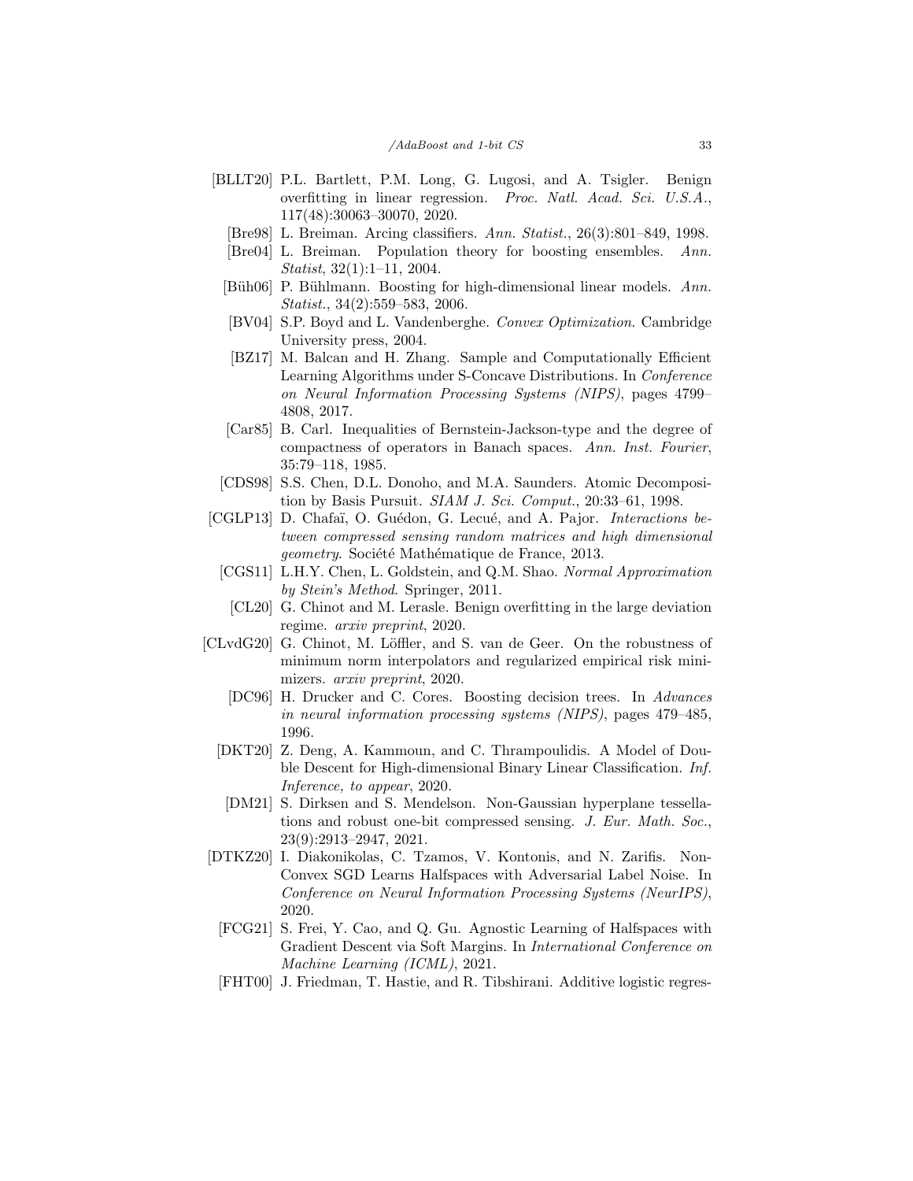[BLLT20] P.L. Bartlett, P.M. Long, G. Lugosi, and A. Tsigler. Benign overfitting in linear regression. *Proc. Natl. Acad. Sci. U.S.A.*, 117(48):30063–30070, 2020.

[Bre98] L. Breiman. Arcing classifiers. *Ann. Statist.*, 26(3):801–849, 1998.

[Bre04] L. Breiman. Population theory for boosting ensembles. *Ann. Statist*, 32(1):1–11, 2004.

[Büh06] P. Bühlmann. Boosting for high-dimensional linear models. *Ann. Statist.*, 34(2):559–583, 2006.

[BV04] S.P. Boyd and L. Vandenberghe. *Convex Optimization*. Cambridge University press, 2004.

[BZ17] M. Balcan and H. Zhang. Sample and Computationally Efficient Learning Algorithms under S-Concave Distributions. In *Conference on Neural Information Processing Systems (NIPS)*, pages 4799–4808, 2017.

[Car85] B. Carl. Inequalities of Bernstein-Jackson-type and the degree of compactness of operators in Banach spaces. *Ann. Inst. Fourier*, 35:79–118, 1985.

[CDS98] S.S. Chen, D.L. Donoho, and M.A. Saunders. Atomic Decomposition by Basis Pursuit. *SIAM J. Sci. Comput.*, 20:33–61, 1998.

[CGLP13] D. Chafaï, O. Guédon, G. Lecué, and A. Pajor. *Interactions between compressed sensing random matrices and high dimensional geometry*. Société Mathématique de France, 2013.

[CGS11] L.H.Y. Chen, L. Goldstein, and Q.M. Shao. *Normal Approximation by Stein's Method*. Springer, 2011.

[CL20] G. Chinot and M. Lerasle. Benign overfitting in the large deviation regime. *arxiv preprint*, 2020.

[CLvdG20] G. Chinot, M. Löffler, and S. van de Geer. On the robustness of minimum norm interpolators and regularized empirical risk minimizers. *arxiv preprint*, 2020.

[DC96] H. Drucker and C. Cores. Boosting decision trees. In *Advances in neural information processing systems (NIPS)*, pages 479–485, 1996.

[DKT20] Z. Deng, A. Kammoun, and C. Thrampoulidis. A Model of Double Descent for High-dimensional Binary Linear Classification. *Inf. Inference, to appear*, 2020.

[DM21] S. Dirksen and S. Mendelson. Non-Gaussian hyperplane tessellations and robust one-bit compressed sensing. *J. Eur. Math. Soc.*, 23(9):2913–2947, 2021.

[DTKZ20] I. Diakonikolas, C. Tzamos, V. Kontonis, and N. Zarifis. Non-Convex SGD Learns Halfspaces with Adversarial Label Noise. In *Conference on Neural Information Processing Systems (NeurIPS)*, 2020.

[FCG21] S. Frei, Y. Cao, and Q. Gu. Agnostic Learning of Halfspaces with Gradient Descent via Soft Margins. In *International Conference on Machine Learning (ICML)*, 2021.

[FHT00] J. Friedman, T. Hastie, and R. Tibshirani. Additive logistic regres-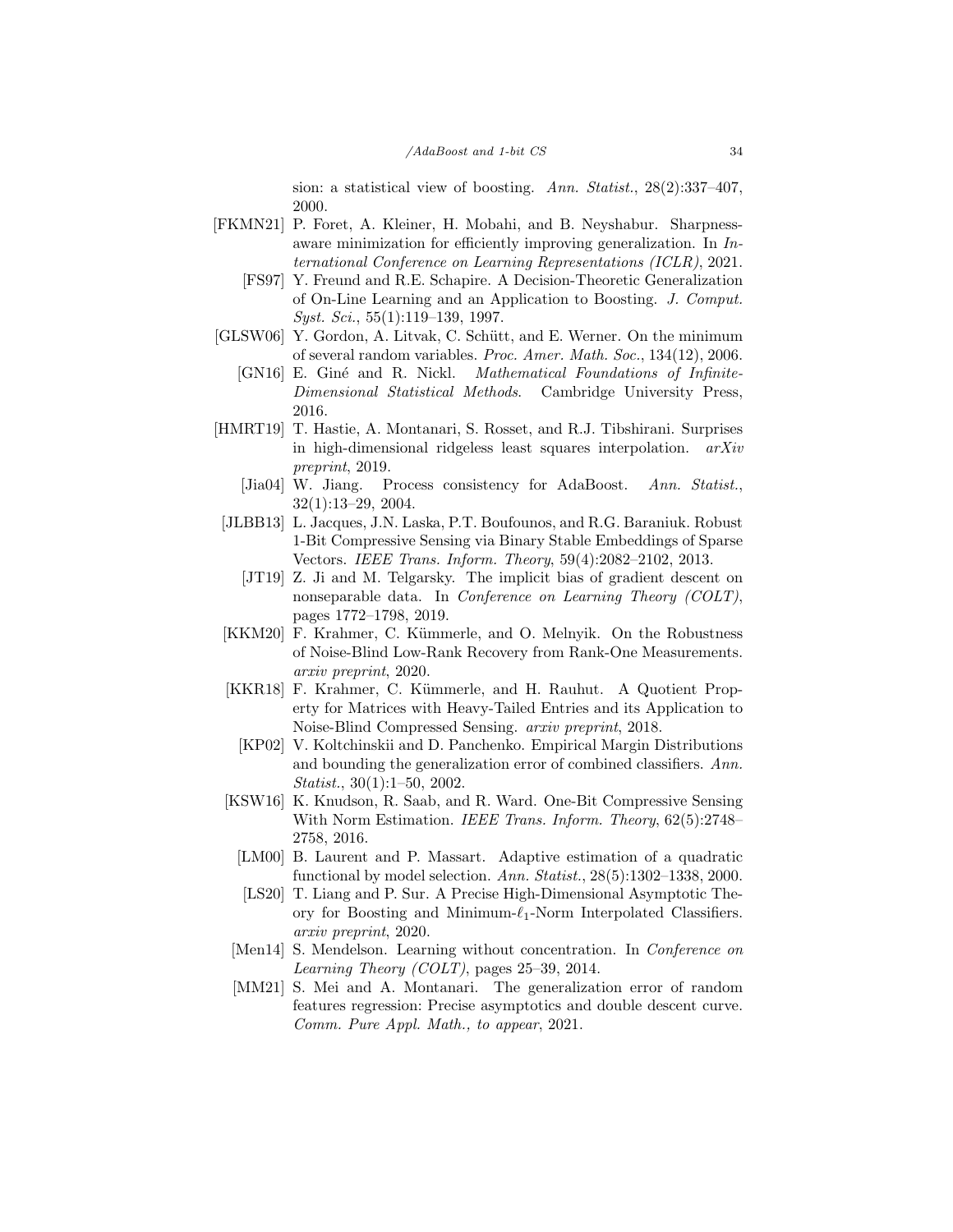sion: a statistical view of boosting. *Ann. Statist.*, 28(2):337–407, 2000.

[FKMN21] P. Foret, A. Kleiner, H. Mobahi, and B. Neyshabur. Sharpness-aware minimization for efficiently improving generalization. In *International Conference on Learning Representations (ICLR)*, 2021.

[FS97] Y. Freund and R.E. Schapire. A Decision-Theoretic Generalization of On-Line Learning and an Application to Boosting. *J. Comput. Syst. Sci.*, 55(1):119–139, 1997.

[GLSW06] Y. Gordon, A. Litvak, C. Schütt, and E. Werner. On the minimum of several random variables. *Proc. Amer. Math. Soc.*, 134(12), 2006.

[GN16] E. Giné and R. Nickl. *Mathematical Foundations of Infinite-Dimensional Statistical Methods*. Cambridge University Press, 2016.

[HMRT19] T. Hastie, A. Montanari, S. Rosset, and R.J. Tibshirani. Surprises in high-dimensional ridgeless least squares interpolation. *arXiv preprint*, 2019.

[Jia04] W. Jiang. Process consistency for AdaBoost. *Ann. Statist.*, 32(1):13–29, 2004.

[JLBB13] L. Jacques, J.N. Laska, P.T. Boufounos, and R.G. Baraniuk. Robust 1-Bit Compressive Sensing via Binary Stable Embeddings of Sparse Vectors. *IEEE Trans. Inform. Theory*, 59(4):2082–2102, 2013.

[JT19] Z. Ji and M. Telgarsky. The implicit bias of gradient descent on nonseparable data. In *Conference on Learning Theory (COLT)*, pages 1772–1798, 2019.

[KKM20] F. Krahmer, C. Kümmerle, and O. Melnyik. On the Robustness of Noise-Blind Low-Rank Recovery from Rank-One Measurements. *arxiv preprint*, 2020.

[KKR18] F. Krahmer, C. Kümmerle, and H. Rauhut. A Quotient Property for Matrices with Heavy-Tailed Entries and its Application to Noise-Blind Compressed Sensing. *arxiv preprint*, 2018.

[KP02] V. Koltchinskii and D. Panchenko. Empirical Margin Distributions and bounding the generalization error of combined classifiers. *Ann. Statist.*, 30(1):1–50, 2002.

[KSW16] K. Knudson, R. Saab, and R. Ward. One-Bit Compressive Sensing With Norm Estimation. *IEEE Trans. Inform. Theory*, 62(5):2748–2758, 2016.

[LM00] B. Laurent and P. Massart. Adaptive estimation of a quadratic functional by model selection. *Ann. Statist.*, 28(5):1302–1338, 2000.

[LS20] T. Liang and P. Sur. A Precise High-Dimensional Asymptotic Theory for Boosting and Minimum-$\ell_1$-Norm Interpolated Classifiers. *arxiv preprint*, 2020.

[Men14] S. Mendelson. Learning without concentration. In *Conference on Learning Theory (COLT)*, pages 25–39, 2014.

[MM21] S. Mei and A. Montanari. The generalization error of random features regression: Precise asymptotics and double descent curve. *Comm. Pure Appl. Math., to appear*, 2021.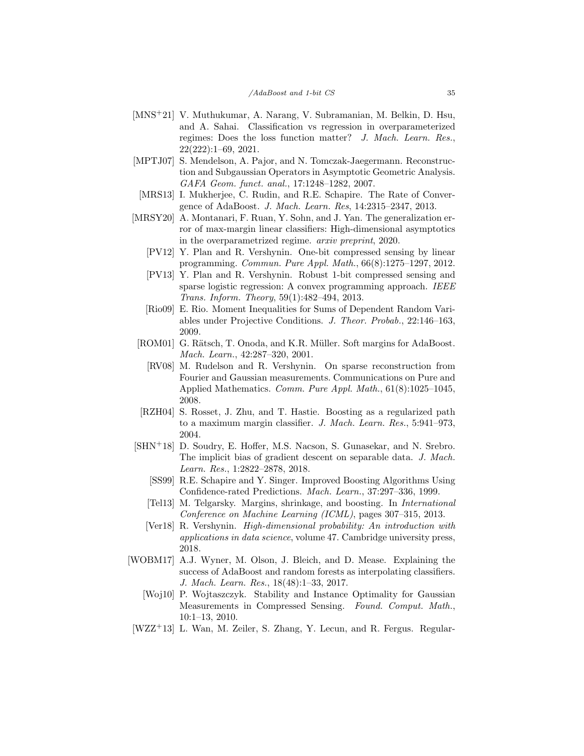[MNS+21] V. Muthukumar, A. Narang, V. Subramanian, M. Belkin, D. Hsu, and A. Sahai. Classification vs regression in overparameterized regimes: Does the loss function matter? *J. Mach. Learn. Res.*, 22(222):1–69, 2021.

[MPTJ07] S. Mendelson, A. Pajor, and N. Tomczak-Jaegermann. Reconstruction and Subgaussian Operators in Asymptotic Geometric Analysis. *GAFA Geom. funct. anal.*, 17:1248–1282, 2007.

[MRS13] I. Mukherjee, C. Rudin, and R.E. Schapire. The Rate of Convergence of AdaBoost. *J. Mach. Learn. Res*, 14:2315–2347, 2013.

[MRSY20] A. Montanari, F. Ruan, Y. Sohn, and J. Yan. The generalization error of max-margin linear classifiers: High-dimensional asymptotics in the overparametrized regime. *arxiv preprint*, 2020.

[PV12] Y. Plan and R. Vershynin. One-bit compressed sensing by linear programming. *Commun. Pure Appl. Math.*, 66(8):1275–1297, 2012.

[PV13] Y. Plan and R. Vershynin. Robust 1-bit compressed sensing and sparse logistic regression: A convex programming approach. *IEEE Trans. Inform. Theory*, 59(1):482–494, 2013.

[Rio09] E. Rio. Moment Inequalities for Sums of Dependent Random Variables under Projective Conditions. *J. Theor. Probab.*, 22:146–163, 2009.

[ROM01] G. Rätsch, T. Onoda, and K.R. Müller. Soft margins for AdaBoost. *Mach. Learn.*, 42:287–320, 2001.

[RV08] M. Rudelson and R. Vershynin. On sparse reconstruction from Fourier and Gaussian measurements. Communications on Pure and Applied Mathematics. *Comm. Pure Appl. Math.*, 61(8):1025–1045, 2008.

[RZH04] S. Rosset, J. Zhu, and T. Hastie. Boosting as a regularized path to a maximum margin classifier. *J. Mach. Learn. Res.*, 5:941–973, 2004.

[SHN+18] D. Soudry, E. Hoffer, M.S. Nacson, S. Gunasekar, and N. Srebro. The implicit bias of gradient descent on separable data. *J. Mach. Learn. Res.*, 1:2822–2878, 2018.

[SS99] R.E. Schapire and Y. Singer. Improved Boosting Algorithms Using Confidence-rated Predictions. *Mach. Learn.*, 37:297–336, 1999.

[Tel13] M. Telgarsky. Margins, shrinkage, and boosting. In *International Conference on Machine Learning (ICML)*, pages 307–315, 2013.

[Ver18] R. Vershynin. *High-dimensional probability: An introduction with applications in data science*, volume 47. Cambridge university press, 2018.

[WOBM17] A.J. Wyner, M. Olson, J. Bleich, and D. Mease. Explaining the success of AdaBoost and random forests as interpolating classifiers. *J. Mach. Learn. Res.*, 18(48):1–33, 2017.

[Woj10] P. Wojtaszczyk. Stability and Instance Optimality for Gaussian Measurements in Compressed Sensing. *Found. Comput. Math.*, 10:1–13, 2010.

[WZZ+13] L. Wan, M. Zeiler, S. Zhang, Y. Lecun, and R. Fergus. Regular-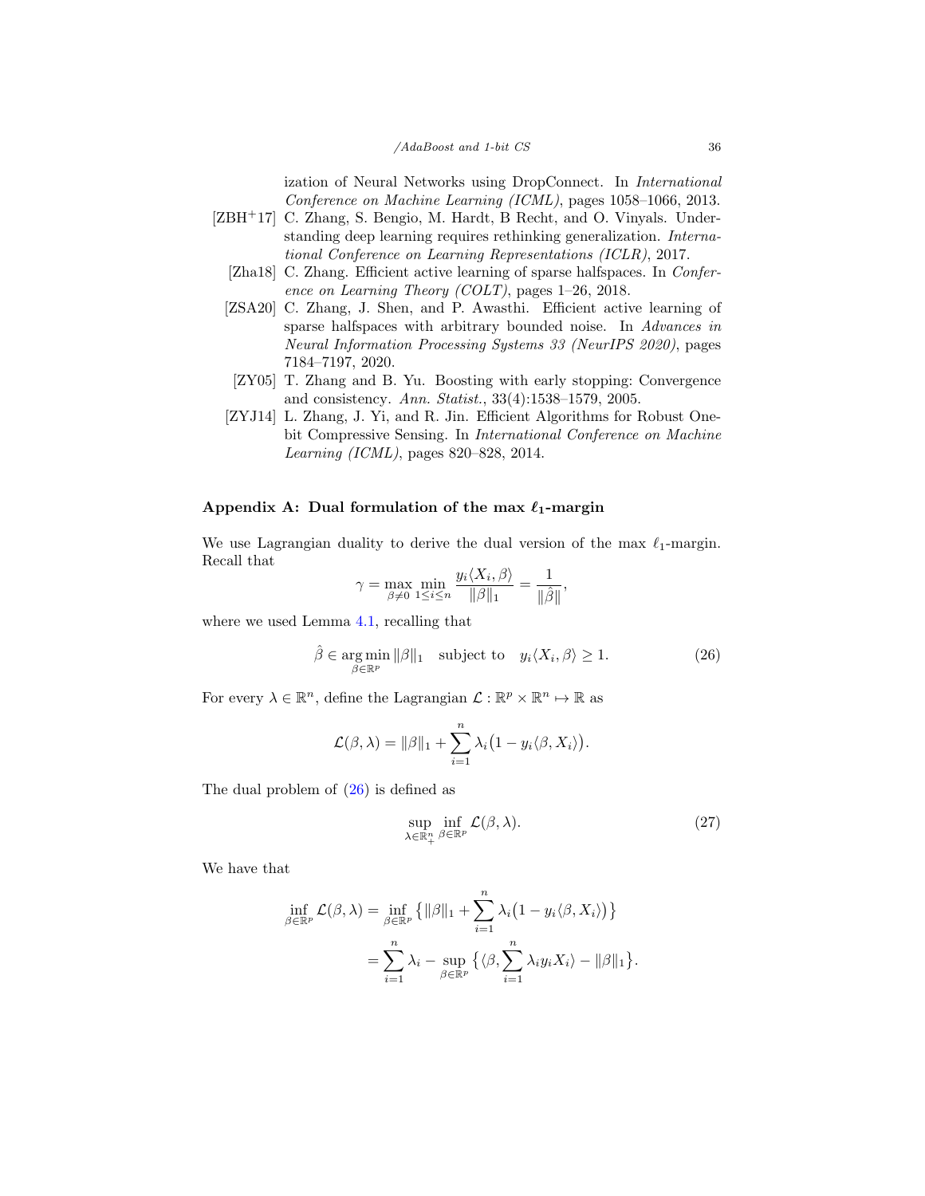ization of Neural Networks using DropConnect. In *International Conference on Machine Learning (ICML)*, pages 1058–1066, 2013.

[ZBH+17] C. Zhang, S. Bengio, M. Hardt, B Recht, and O. Vinyals. Understanding deep learning requires rethinking generalization. *International Conference on Learning Representations (ICLR)*, 2017.

[Zha18] C. Zhang. Efficient active learning of sparse halfspaces. In *Conference on Learning Theory (COLT)*, pages 1–26, 2018.

[ZSA20] C. Zhang, J. Shen, and P. Awasthi. Efficient active learning of sparse halfspaces with arbitrary bounded noise. In *Advances in Neural Information Processing Systems 33 (NeurIPS 2020)*, pages 7184–7197, 2020.

[ZY05] T. Zhang and B. Yu. Boosting with early stopping: Convergence and consistency. *Ann. Statist.*, 33(4):1538–1579, 2005.

[ZYJ14] L. Zhang, J. Yi, and R. Jin. Efficient Algorithms for Robust One-bit Compressive Sensing. In *International Conference on Machine Learning (ICML)*, pages 820–828, 2014.

## Appendix A: Dual formulation of the max $\ell_1$-margin

We use Lagrangian duality to derive the dual version of the max $\ell_1$-margin. Recall that

$$\gamma = \max_{\beta \neq 0} \min_{1 \leq i \leq n} \frac{y_i \langle X_i, \beta \rangle}{\|\beta\|_1} = \frac{1}{\|\hat{\beta}\|},$$

where we used Lemma 4.1, recalling that

$$\hat{\beta} \in \operatorname*{arg\,min}_{\beta \in \mathbb{R}^p} \|\beta\|_1 \quad \text{subject to} \quad y_i \langle X_i, \beta \rangle \geq 1. \tag{26}$$

For every $\lambda \in \mathbb{R}^n$, define the Lagrangian $\mathcal{L} : \mathbb{R}^p \times \mathbb{R}^n \mapsto \mathbb{R}$ as

$$\mathcal{L}(\beta, \lambda) = \|\beta\|_1 + \sum_{i=1}^n \lambda_i \big(1 - y_i \langle \beta, X_i \rangle\big).$$

The dual problem of (26) is defined as

$$\sup_{\lambda \in \mathbb{R}^n_+} \inf_{\beta \in \mathbb{R}^p} \mathcal{L}(\beta, \lambda). \tag{27}$$

We have that

$$\begin{aligned}
\inf_{\beta \in \mathbb{R}^p} \mathcal{L}(\beta, \lambda) &= \inf_{\beta \in \mathbb{R}^p} \big\{ \|\beta\|_1 + \sum_{i=1}^n \lambda_i \big(1 - y_i \langle \beta, X_i \rangle\big) \big\} \\
&= \sum_{i=1}^n \lambda_i - \sup_{\beta \in \mathbb{R}^p} \big\{ \langle \beta, \sum_{i=1}^n \lambda_i y_i X_i \rangle - \|\beta\|_1 \big\}.
\end{aligned}$$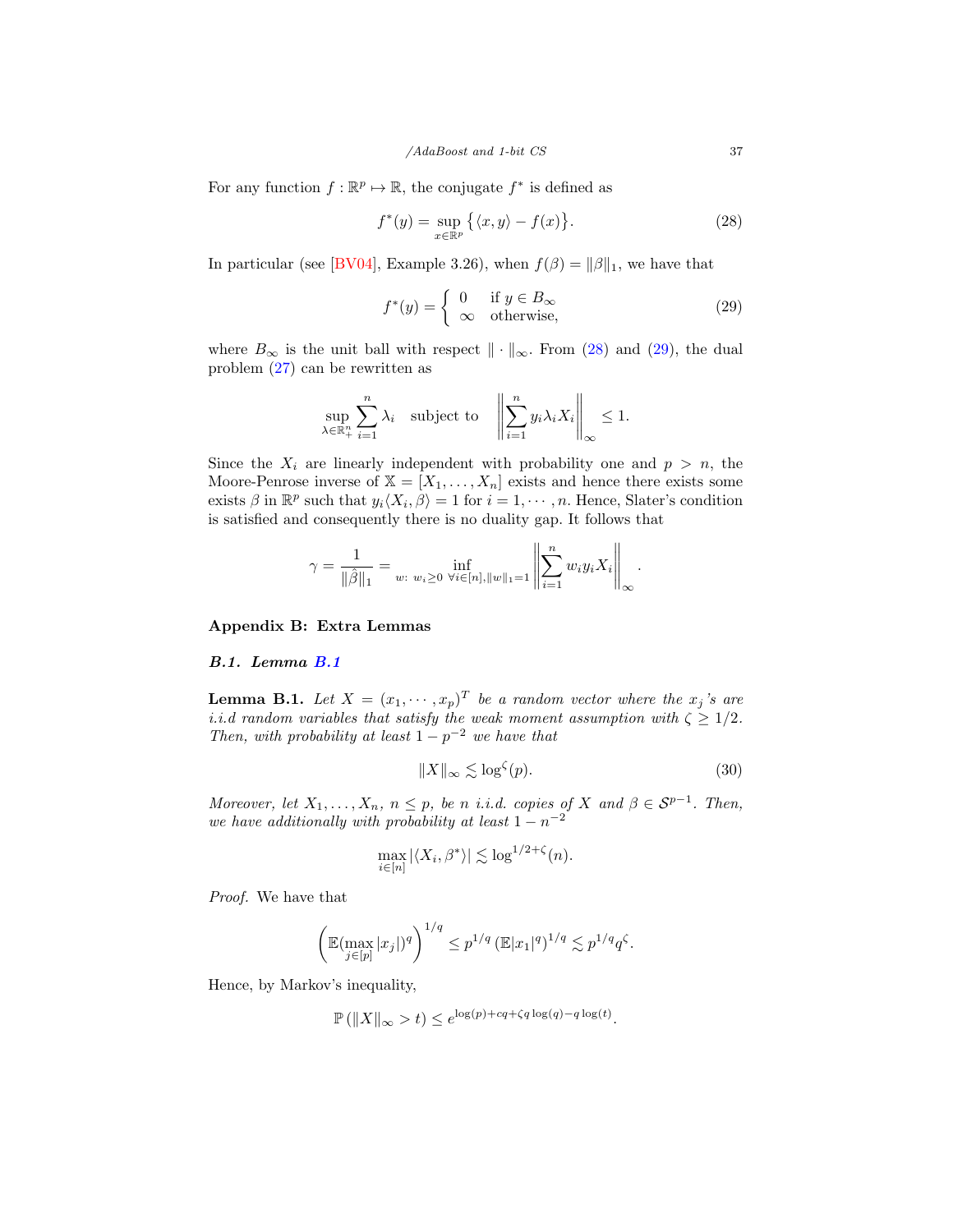For any function $f : \mathbb{R}^p \mapsto \mathbb{R}$, the conjugate $f^*$ is defined as

$$f^*(y) = \sup_{x \in \mathbb{R}^p} \big\{ \langle x, y \rangle - f(x) \big\}. \tag{28}$$

In particular (see [BV04], Example 3.26), when $f(\beta) = \|\beta\|_1$, we have that

$$f^*(y) = \begin{cases} 0 & \text{if } y \in B_\infty \\ \infty & \text{otherwise,} \end{cases} \tag{29}$$

where $B_\infty$ is the unit ball with respect $\|\cdot\|_\infty$. From (28) and (29), the dual problem (27) can be rewritten as

$$\sup_{\lambda \in \mathbb{R}^n_+} \sum_{i=1}^n \lambda_i \quad \text{subject to} \quad \left\| \sum_{i=1}^n y_i \lambda_i X_i \right\|_\infty \le 1.$$

Since the $X_i$ are linearly independent with probability one and $p > n$, the Moore-Penrose inverse of $\mathbb{X} = [X_1, \ldots, X_n]$ exists and hence there exists some exists $\beta$ in $\mathbb{R}^p$ such that $y_i \langle X_i, \beta \rangle = 1$ for $i = 1, \cdots, n$. Hence, Slater's condition is satisfied and consequently there is no duality gap. It follows that

$$\gamma = \frac{1}{\|\hat{\beta}\|_1} = \inf_{w:\ w_i \ge 0\ \forall i \in [n], \|w\|_1 = 1} \left\| \sum_{i=1}^n w_i y_i X_i \right\|_\infty.$$

## Appendix B: Extra Lemmas

### B.1. Lemma B.1

**Lemma B.1.** *Let $X = (x_1, \cdots, x_p)^T$ be a random vector where the $x_j$'s are i.i.d random variables that satisfy the weak moment assumption with $\zeta \ge 1/2$. Then, with probability at least $1 - p^{-2}$ we have that*

$$\|X\|_\infty \lesssim \log^\zeta(p). \tag{30}$$

*Moreover, let $X_1, \ldots, X_n$, $n \le p$, be $n$ i.i.d. copies of $X$ and $\beta \in \mathcal{S}^{p-1}$. Then, we have additionally with probability at least $1 - n^{-2}$*

$$\max_{i \in [n]} |\langle X_i, \beta^* \rangle| \lesssim \log^{1/2 + \zeta}(n).$$

*Proof.* We have that

$$\left( \mathbb{E}(\max_{j \in [p]} |x_j|)^q \right)^{1/q} \le p^{1/q} \left( \mathbb{E}|x_1|^q \right)^{1/q} \lesssim p^{1/q} q^\zeta.$$

Hence, by Markov's inequality,

$$\mathbb{P}\left( \|X\|_\infty > t \right) \le e^{\log(p) + cq + \zeta q \log(q) - q \log(t)}.$$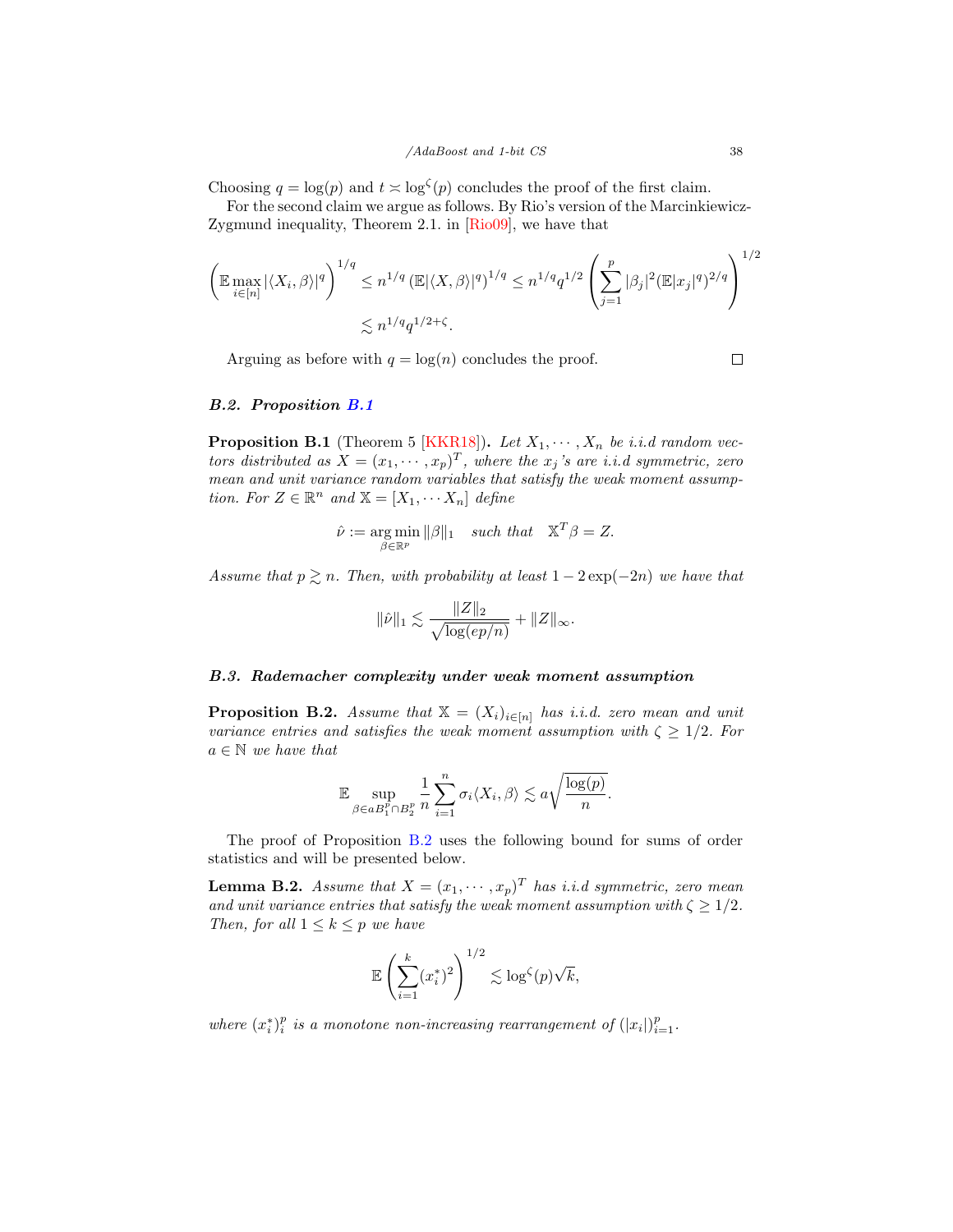Choosing $q = \log(p)$ and $t \asymp \log^{\zeta}(p)$ concludes the proof of the first claim.

For the second claim we argue as follows. By Rio's version of the Marcinkiewicz-Zygmund inequality, Theorem 2.1. in [Rio09], we have that

$$\left(\mathbb{E}\max_{i\in[n]}|\langle X_i,\beta\rangle|^q\right)^{1/q} \le n^{1/q}\left(\mathbb{E}|\langle X,\beta\rangle|^q\right)^{1/q} \le n^{1/q}q^{1/2}\left(\sum_{j=1}^{p}|\beta_j|^2(\mathbb{E}|x_j|^q)^{2/q}\right)^{1/2}$$
$$\lesssim n^{1/q}q^{1/2+\zeta}.$$

Arguing as before with $q = \log(n)$ concludes the proof. ☐

### *B.2. Proposition B.1*

**Proposition B.1** (Theorem 5 [KKR18]). *Let $X_1, \cdots, X_n$ be i.i.d random vectors distributed as $X = (x_1, \cdots, x_p)^T$, where the $x_j$'s are i.i.d symmetric, zero mean and unit variance random variables that satisfy the weak moment assumption. For $Z \in \mathbb{R}^n$ and $\mathbb{X} = [X_1, \cdots X_n]$ define*

$$\hat{\nu} := \operatorname*{arg\,min}_{\beta\in\mathbb{R}^p}\|\beta\|_1 \quad \textit{such that} \quad \mathbb{X}^T\beta = Z.$$

*Assume that $p \gtrsim n$. Then, with probability at least $1 - 2\exp(-2n)$ we have that*

$$\|\hat{\nu}\|_1 \lesssim \frac{\|Z\|_2}{\sqrt{\log(ep/n)}} + \|Z\|_\infty.$$

### *B.3. Rademacher complexity under weak moment assumption*

**Proposition B.2.** *Assume that $\mathbb{X} = (X_i)_{i\in[n]}$ has i.i.d. zero mean and unit variance entries and satisfies the weak moment assumption with $\zeta \ge 1/2$. For $a \in \mathbb{N}$ we have that*

$$\mathbb{E}\sup_{\beta\in aB_1^p\cap B_2^p}\frac{1}{n}\sum_{i=1}^{n}\sigma_i\langle X_i,\beta\rangle \lesssim a\sqrt{\frac{\log(p)}{n}}.$$

The proof of Proposition B.2 uses the following bound for sums of order statistics and will be presented below.

**Lemma B.2.** *Assume that $X = (x_1, \cdots, x_p)^T$ has i.i.d symmetric, zero mean and unit variance entries that satisfy the weak moment assumption with $\zeta \ge 1/2$. Then, for all $1 \le k \le p$ we have*

$$\mathbb{E}\left(\sum_{i=1}^{k}(x_i^*)^2\right)^{1/2} \lesssim \log^{\zeta}(p)\sqrt{k},$$

*where $(x_i^*)_i^p$ is a monotone non-increasing rearrangement of $(|x_i|)_{i=1}^p$.*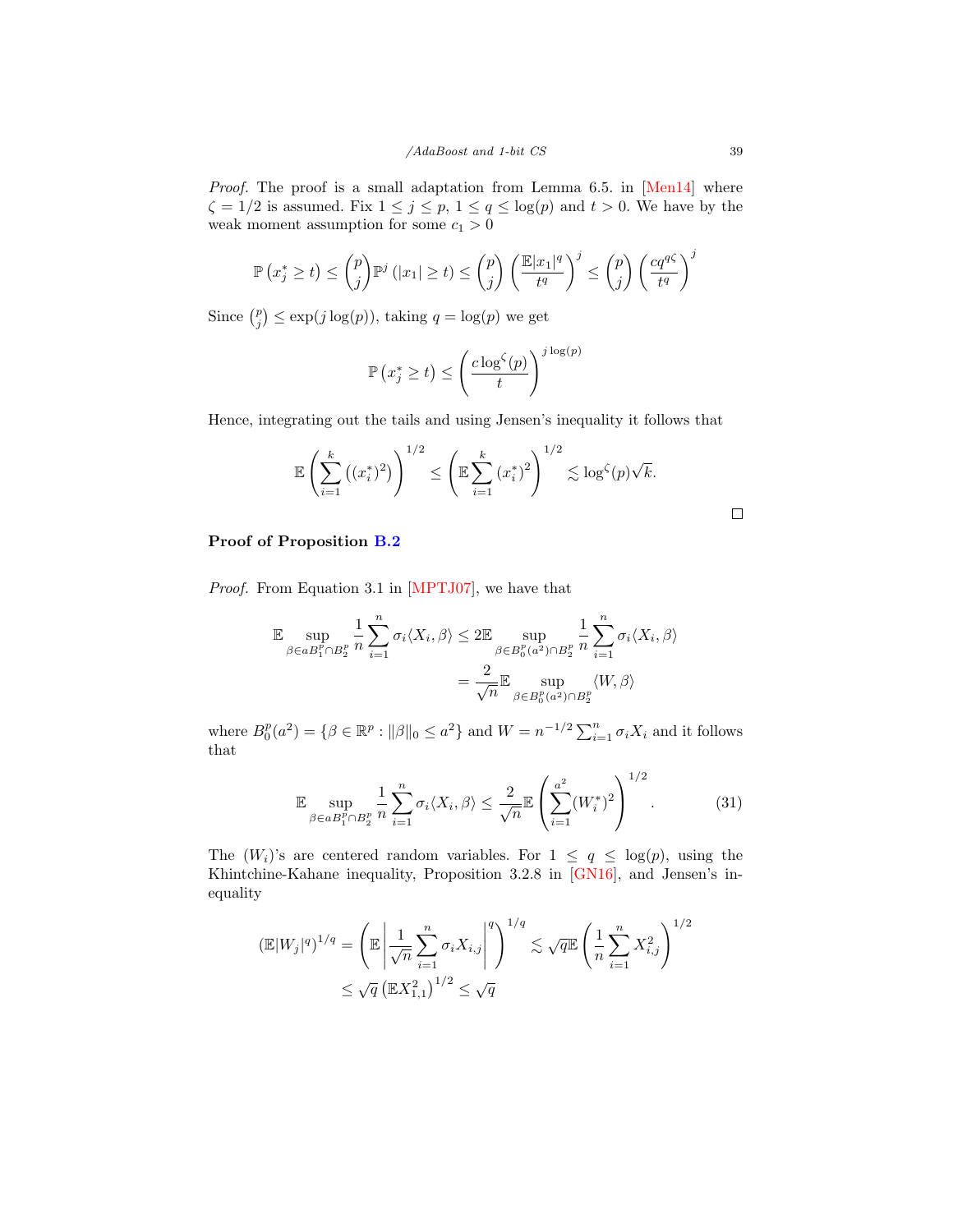*Proof.* The proof is a small adaptation from Lemma 6.5. in [Men14] where $\zeta = 1/2$ is assumed. Fix $1 \leq j \leq p$, $1 \leq q \leq \log(p)$ and $t > 0$. We have by the weak moment assumption for some $c_1 > 0$

$$\mathbb{P}\left(x_j^* \geq t\right) \leq \binom{p}{j} \mathbb{P}^j\left(|x_1| \geq t\right) \leq \binom{p}{j} \left(\frac{\mathbb{E}|x_1|^q}{t^q}\right)^j \leq \binom{p}{j} \left(\frac{c q^{q\zeta}}{t^q}\right)^j$$

Since $\binom{p}{j} \leq \exp(j \log(p))$, taking $q = \log(p)$ we get

$$\mathbb{P}\left(x_j^* \geq t\right) \leq \left(\frac{c \log^{\zeta}(p)}{t}\right)^{j \log(p)}$$

Hence, integrating out the tails and using Jensen's inequality it follows that

$$\mathbb{E}\left(\sum_{i=1}^{k} \left((x_i^*)^2\right)\right)^{1/2} \leq \left(\mathbb{E}\sum_{i=1}^{k} (x_i^*)^2\right)^{1/2} \lesssim \log^{\zeta}(p)\sqrt{k}.$$

□

**Proof of Proposition B.2**

*Proof.* From Equation 3.1 in [MPTJ07], we have that

$$\begin{aligned}
\mathbb{E} \sup_{\beta \in aB_1^p \cap B_2^p} \frac{1}{n} \sum_{i=1}^{n} \sigma_i \langle X_i, \beta\rangle &\leq 2\mathbb{E} \sup_{\beta \in B_0^p(a^2) \cap B_2^p} \frac{1}{n} \sum_{i=1}^{n} \sigma_i \langle X_i, \beta\rangle \\
&= \frac{2}{\sqrt{n}} \mathbb{E} \sup_{\beta \in B_0^p(a^2) \cap B_2^p} \langle W, \beta\rangle
\end{aligned}$$

where $B_0^p(a^2) = \{\beta \in \mathbb{R}^p : \|\beta\|_0 \leq a^2\}$ and $W = n^{-1/2}\sum_{i=1}^{n} \sigma_i X_i$ and it follows that

$$\mathbb{E} \sup_{\beta \in aB_1^p \cap B_2^p} \frac{1}{n} \sum_{i=1}^{n} \sigma_i \langle X_i, \beta\rangle \leq \frac{2}{\sqrt{n}} \mathbb{E}\left(\sum_{i=1}^{a^2} (W_i^*)^2\right)^{1/2}. \tag{31}$$

The $(W_i)$'s are centered random variables. For $1 \leq q \leq \log(p)$, using the Khintchine-Kahane inequality, Proposition 3.2.8 in [GN16], and Jensen's inequality

$$\begin{aligned}
\left(\mathbb{E}|W_j|^q\right)^{1/q} &= \left(\mathbb{E}\left|\frac{1}{\sqrt{n}} \sum_{i=1}^{n} \sigma_i X_{i,j}\right|^q\right)^{1/q} \lesssim \sqrt{q}\mathbb{E}\left(\frac{1}{n}\sum_{i=1}^{n} X_{i,j}^2\right)^{1/2} \\
&\leq \sqrt{q}\left(\mathbb{E}X_{1,1}^2\right)^{1/2} \leq \sqrt{q}
\end{aligned}$$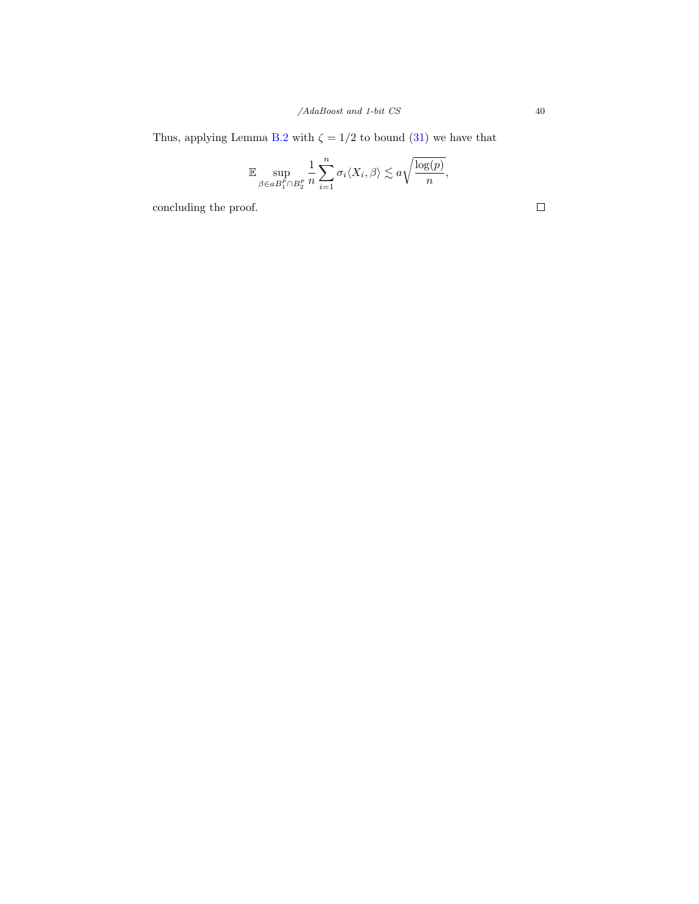Thus, applying Lemma B.2 with $\zeta = 1/2$ to bound (31) we have that

$$\mathbb{E} \sup_{\beta \in aB_1^p \cap B_2^p} \frac{1}{n} \sum_{i=1}^{n} \sigma_i \langle X_i, \beta \rangle \lesssim a \sqrt{\frac{\log(p)}{n}},$$

concluding the proof. □